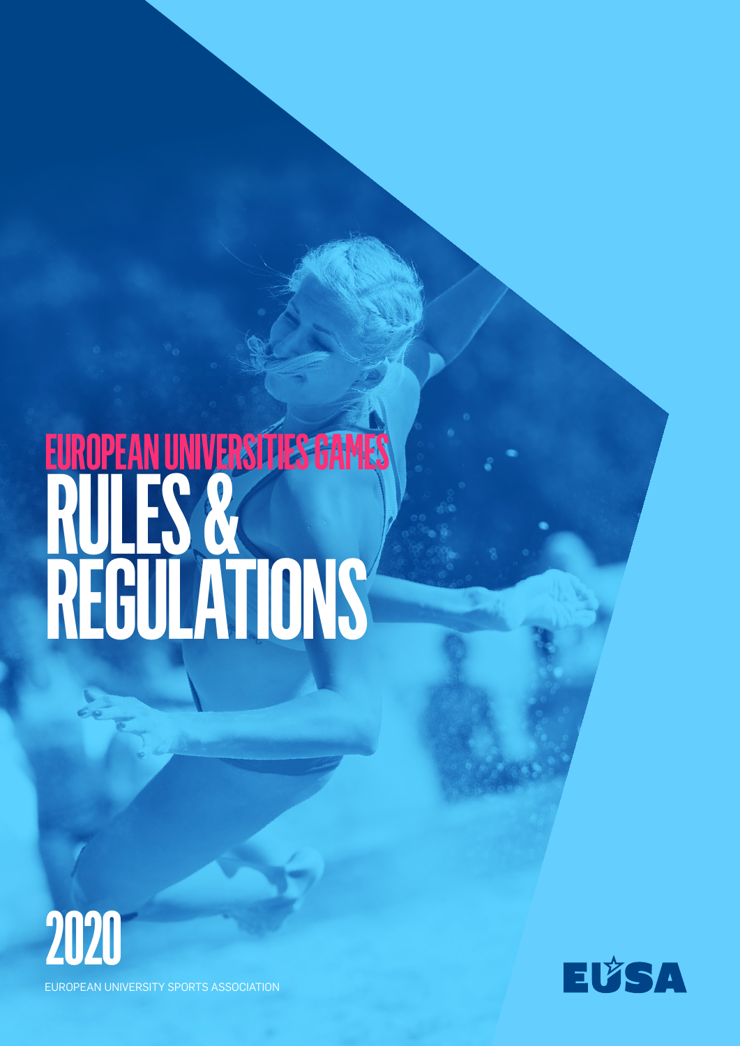# EUROPEAN UNIVERSITIES GAMES

# RULES & REGULATIONS

# 2020

EUROPEAN UNIVERSITY SPORTS ASSOCIATION

EUSA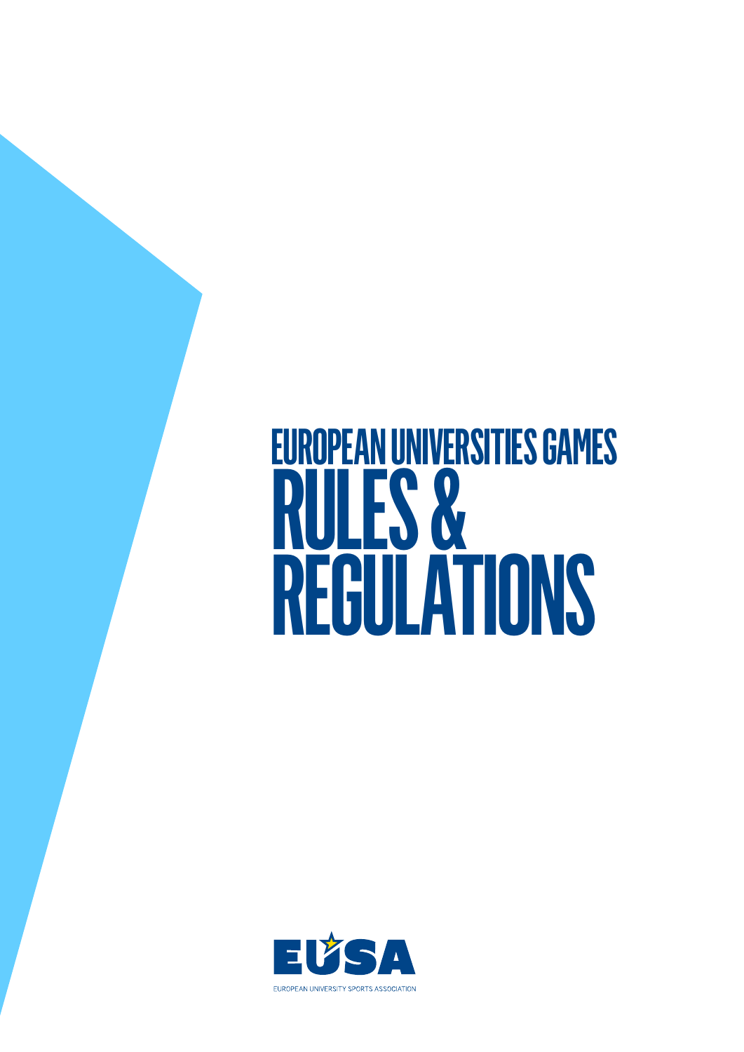# EUROPEAN UNIVERSITIES GAMES

# RULES & REGULATIONS

EUSA

EUROPEAN UNIVERSITY SPORTS ASSOCIATION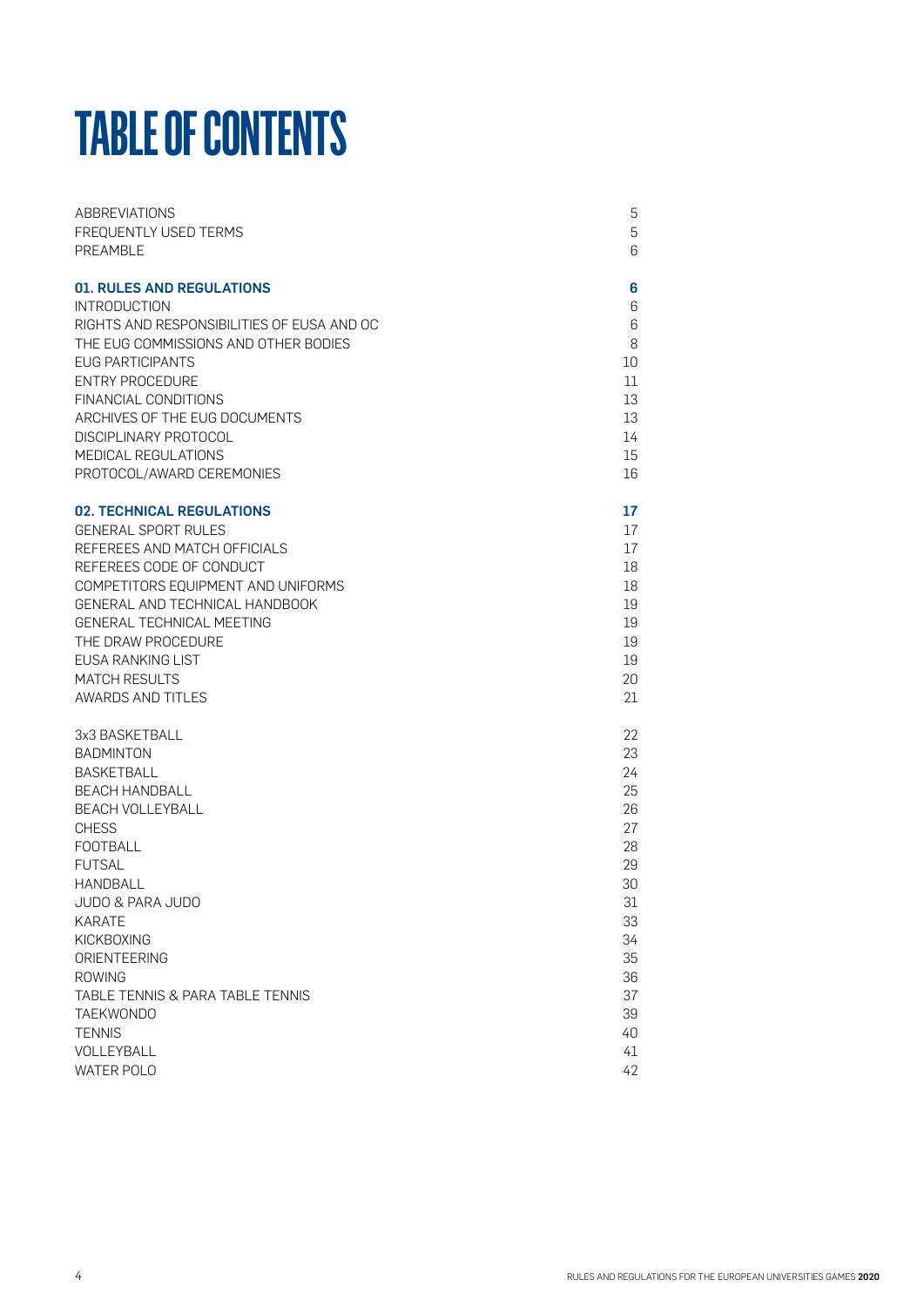# TABLE OF CONTENTS

| | |
|---|---|
| ABBREVIATIONS | 5 |
| FREQUENTLY USED TERMS | 5 |
| PREAMBLE | 6 |
| **01. RULES AND REGULATIONS** | **6** |
| INTRODUCTION | 6 |
| RIGHTS AND RESPONSIBILITIES OF EUSA AND OC | 6 |
| THE EUG COMMISSIONS AND OTHER BODIES | 8 |
| EUG PARTICIPANTS | 10 |
| ENTRY PROCEDURE | 11 |
| FINANCIAL CONDITIONS | 13 |
| ARCHIVES OF THE EUG DOCUMENTS | 13 |
| DISCIPLINARY PROTOCOL | 14 |
| MEDICAL REGULATIONS | 15 |
| PROTOCOL/AWARD CEREMONIES | 16 |
| **02. TECHNICAL REGULATIONS** | **17** |
| GENERAL SPORT RULES | 17 |
| REFEREES AND MATCH OFFICIALS | 17 |
| REFEREES CODE OF CONDUCT | 18 |
| COMPETITORS EQUIPMENT AND UNIFORMS | 18 |
| GENERAL AND TECHNICAL HANDBOOK | 19 |
| GENERAL TECHNICAL MEETING | 19 |
| THE DRAW PROCEDURE | 19 |
| EUSA RANKING LIST | 19 |
| MATCH RESULTS | 20 |
| AWARDS AND TITLES | 21 |
| 3x3 BASKETBALL | 22 |
| BADMINTON | 23 |
| BASKETBALL | 24 |
| BEACH HANDBALL | 25 |
| BEACH VOLLEYBALL | 26 |
| CHESS | 27 |
| FOOTBALL | 28 |
| FUTSAL | 29 |
| HANDBALL | 30 |
| JUDO & PARA JUDO | 31 |
| KARATE | 33 |
| KICKBOXING | 34 |
| ORIENTEERING | 35 |
| ROWING | 36 |
| TABLE TENNIS & PARA TABLE TENNIS | 37 |
| TAEKWONDO | 39 |
| TENNIS | 40 |
| VOLLEYBALL | 41 |
| WATER POLO | 42 |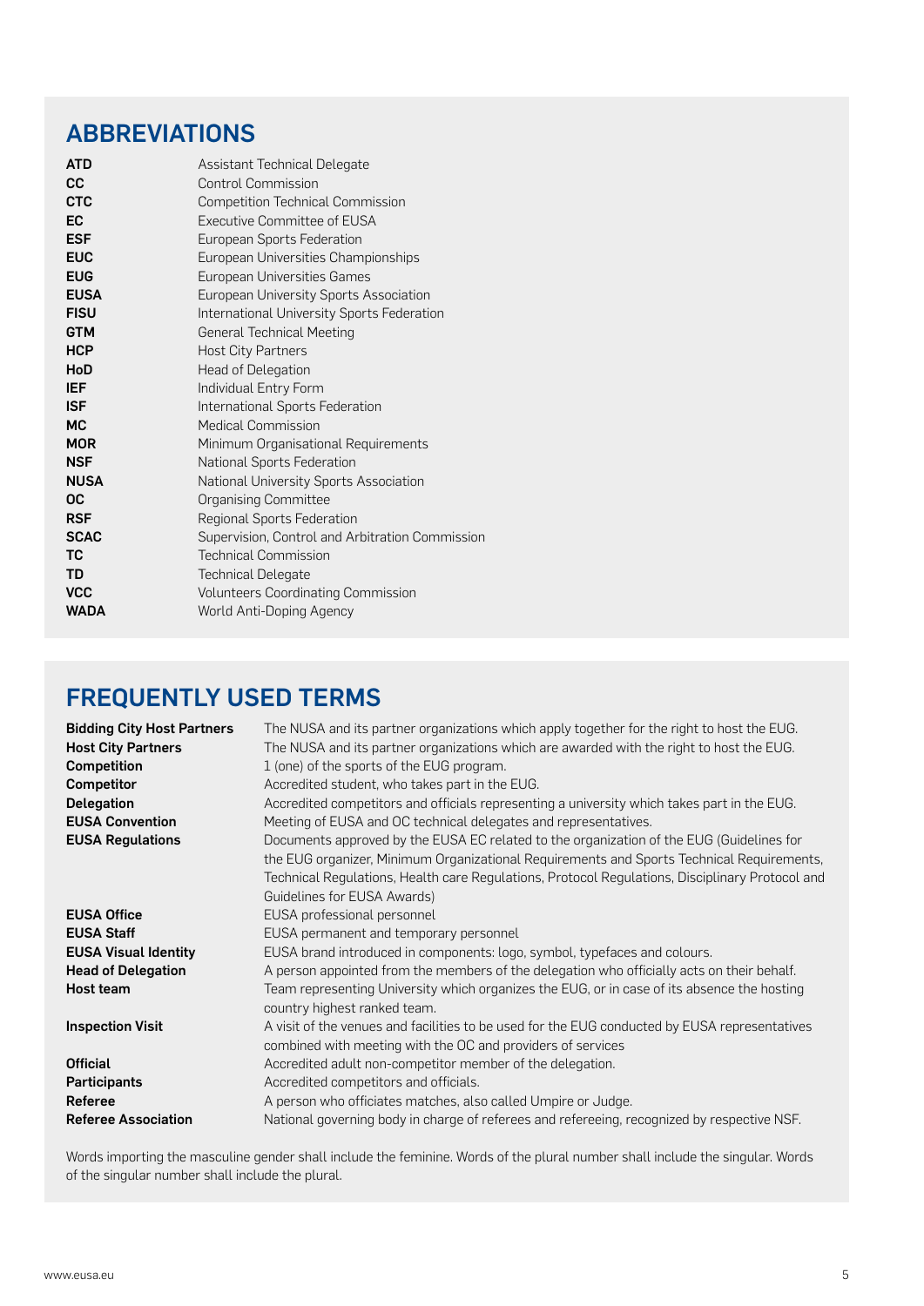## ABBREVIATIONS

| | |
|---|---|
| **ATD** | Assistant Technical Delegate |
| **CC** | Control Commission |
| **CTC** | Competition Technical Commission |
| **EC** | Executive Committee of EUSA |
| **ESF** | European Sports Federation |
| **EUC** | European Universities Championships |
| **EUG** | European Universities Games |
| **EUSA** | European University Sports Association |
| **FISU** | International University Sports Federation |
| **GTM** | General Technical Meeting |
| **HCP** | Host City Partners |
| **HoD** | Head of Delegation |
| **IEF** | Individual Entry Form |
| **ISF** | International Sports Federation |
| **MC** | Medical Commission |
| **MOR** | Minimum Organisational Requirements |
| **NSF** | National Sports Federation |
| **NUSA** | National University Sports Association |
| **OC** | Organising Committee |
| **RSF** | Regional Sports Federation |
| **SCAC** | Supervision, Control and Arbitration Commission |
| **TC** | Technical Commission |
| **TD** | Technical Delegate |
| **VCC** | Volunteers Coordinating Commission |
| **WADA** | World Anti-Doping Agency |

## FREQUENTLY USED TERMS

| | |
|---|---|
| **Bidding City Host Partners** | The NUSA and its partner organizations which apply together for the right to host the EUG. |
| **Host City Partners** | The NUSA and its partner organizations which are awarded with the right to host the EUG. |
| **Competition** | 1 (one) of the sports of the EUG program. |
| **Competitor** | Accredited student, who takes part in the EUG. |
| **Delegation** | Accredited competitors and officials representing a university which takes part in the EUG. |
| **EUSA Convention** | Meeting of EUSA and OC technical delegates and representatives. |
| **EUSA Regulations** | Documents approved by the EUSA EC related to the organization of the EUG (Guidelines for the EUG organizer, Minimum Organizational Requirements and Sports Technical Requirements, Technical Regulations, Health care Regulations, Protocol Regulations, Disciplinary Protocol and Guidelines for EUSA Awards) |
| **EUSA Office** | EUSA professional personnel |
| **EUSA Staff** | EUSA permanent and temporary personnel |
| **EUSA Visual Identity** | EUSA brand introduced in components: logo, symbol, typefaces and colours. |
| **Head of Delegation** | A person appointed from the members of the delegation who officially acts on their behalf. |
| **Host team** | Team representing University which organizes the EUG, or in case of its absence the hosting country highest ranked team. |
| **Inspection Visit** | A visit of the venues and facilities to be used for the EUG conducted by EUSA representatives combined with meeting with the OC and providers of services |
| **Official** | Accredited adult non-competitor member of the delegation. |
| **Participants** | Accredited competitors and officials. |
| **Referee** | A person who officiates matches, also called Umpire or Judge. |
| **Referee Association** | National governing body in charge of referees and refereeing, recognized by respective NSF. |

Words importing the masculine gender shall include the feminine. Words of the plural number shall include the singular. Words of the singular number shall include the plural.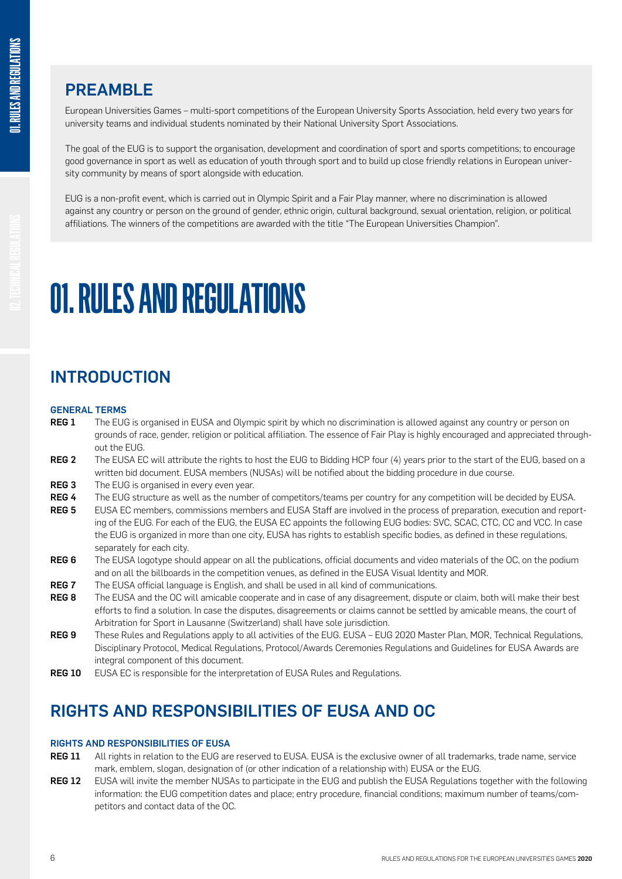## PREAMBLE

European Universities Games – multi-sport competitions of the European University Sports Association, held every two years for university teams and individual students nominated by their National University Sport Associations.

The goal of the EUG is to support the organisation, development and coordination of sport and sports competitions; to encourage good governance in sport as well as education of youth through sport and to build up close friendly relations in European university community by means of sport alongside with education.

EUG is a non-profit event, which is carried out in Olympic Spirit and a Fair Play manner, where no discrimination is allowed against any country or person on the ground of gender, ethnic origin, cultural background, sexual orientation, religion, or political affiliations. The winners of the competitions are awarded with the title "The European Universities Champion".

# 01. RULES AND REGULATIONS

## INTRODUCTION

### GENERAL TERMS

**REG 1** The EUG is organised in EUSA and Olympic spirit by which no discrimination is allowed against any country or person on grounds of race, gender, religion or political affiliation. The essence of Fair Play is highly encouraged and appreciated throughout the EUG.

**REG 2** The EUSA EC will attribute the rights to host the EUG to Bidding HCP four (4) years prior to the start of the EUG, based on a written bid document. EUSA members (NUSAs) will be notified about the bidding procedure in due course.

**REG 3** The EUG is organised in every even year.

**REG 4** The EUG structure as well as the number of competitors/teams per country for any competition will be decided by EUSA.

**REG 5** EUSA EC members, commissions members and EUSA Staff are involved in the process of preparation, execution and reporting of the EUG. For each of the EUG, the EUSA EC appoints the following EUG bodies: SVC, SCAC, CTC, CC and VCC. In case the EUG is organized in more than one city, EUSA has rights to establish specific bodies, as defined in these regulations, separately for each city.

**REG 6** The EUSA logotype should appear on all the publications, official documents and video materials of the OC, on the podium and on all the billboards in the competition venues, as defined in the EUSA Visual Identity and MOR.

**REG 7** The EUSA official language is English, and shall be used in all kind of communications.

**REG 8** The EUSA and the OC will amicable cooperate and in case of any disagreement, dispute or claim, both will make their best efforts to find a solution. In case the disputes, disagreements or claims cannot be settled by amicable means, the court of Arbitration for Sport in Lausanne (Switzerland) shall have sole jurisdiction.

**REG 9** These Rules and Regulations apply to all activities of the EUG. EUSA – EUG 2020 Master Plan, MOR, Technical Regulations, Disciplinary Protocol, Medical Regulations, Protocol/Awards Ceremonies Regulations and Guidelines for EUSA Awards are integral component of this document.

**REG 10** EUSA EC is responsible for the interpretation of EUSA Rules and Regulations.

## RIGHTS AND RESPONSIBILITIES OF EUSA AND OC

### RIGHTS AND RESPONSIBILITIES OF EUSA

**REG 11** All rights in relation to the EUG are reserved to EUSA. EUSA is the exclusive owner of all trademarks, trade name, service mark, emblem, slogan, designation of (or other indication of a relationship with) EUSA or the EUG.

**REG 12** EUSA will invite the member NUSAs to participate in the EUG and publish the EUSA Regulations together with the following information: the EUG competition dates and place; entry procedure, financial conditions; maximum number of teams/competitors and contact data of the OC.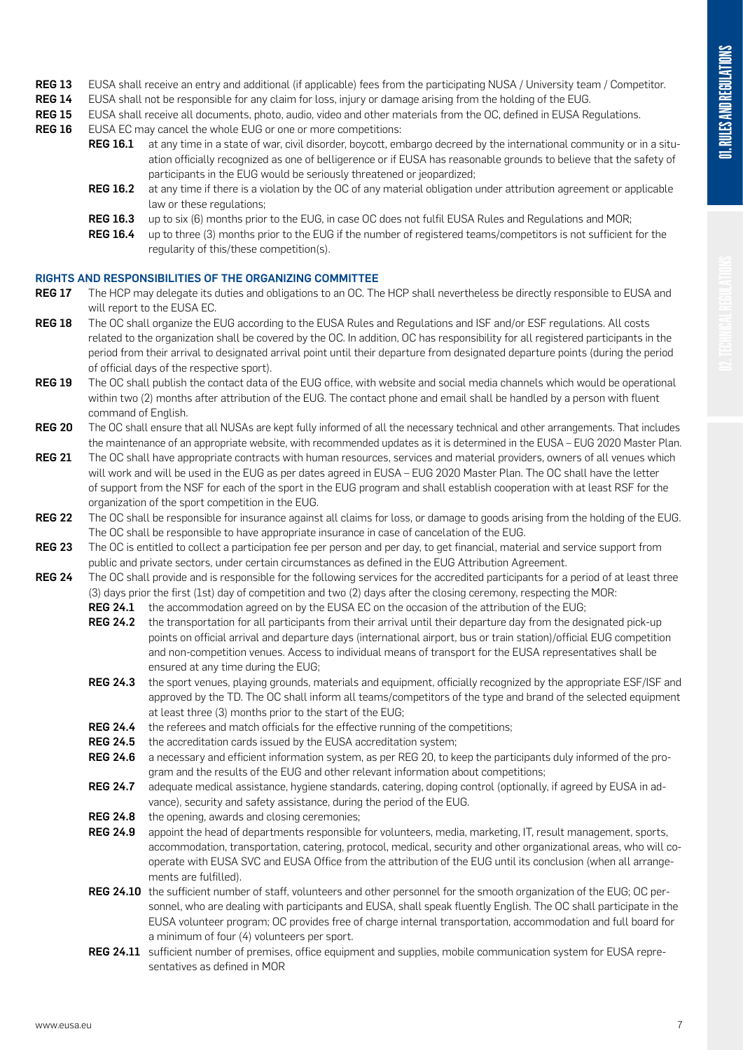**REG 13** EUSA shall receive an entry and additional (if applicable) fees from the participating NUSA / University team / Competitor.

**REG 14** EUSA shall not be responsible for any claim for loss, injury or damage arising from the holding of the EUG.

**REG 15** EUSA shall receive all documents, photo, audio, video and other materials from the OC, defined in EUSA Regulations.

**REG 16** EUSA EC may cancel the whole EUG or one or more competitions:

- **REG 16.1** at any time in a state of war, civil disorder, boycott, embargo decreed by the international community or in a situation officially recognized as one of belligerence or if EUSA has reasonable grounds to believe that the safety of participants in the EUG would be seriously threatened or jeopardized;
- **REG 16.2** at any time if there is a violation by the OC of any material obligation under attribution agreement or applicable law or these regulations;
- **REG 16.3** up to six (6) months prior to the EUG, in case OC does not fulfil EUSA Rules and Regulations and MOR;
- **REG 16.4** up to three (3) months prior to the EUG if the number of registered teams/competitors is not sufficient for the regularity of this/these competition(s).

## RIGHTS AND RESPONSIBILITIES OF THE ORGANIZING COMMITTEE

**REG 17** The HCP may delegate its duties and obligations to an OC. The HCP shall nevertheless be directly responsible to EUSA and will report to the EUSA EC.

**REG 18** The OC shall organize the EUG according to the EUSA Rules and Regulations and ISF and/or ESF regulations. All costs related to the organization shall be covered by the OC. In addition, OC has responsibility for all registered participants in the period from their arrival to designated arrival point until their departure from designated departure points (during the period of official days of the respective sport).

**REG 19** The OC shall publish the contact data of the EUG office, with website and social media channels which would be operational within two (2) months after attribution of the EUG. The contact phone and email shall be handled by a person with fluent command of English.

**REG 20** The OC shall ensure that all NUSAs are kept fully informed of all the necessary technical and other arrangements. That includes the maintenance of an appropriate website, with recommended updates as it is determined in the EUSA – EUG 2020 Master Plan.

**REG 21** The OC shall have appropriate contracts with human resources, services and material providers, owners of all venues which will work and will be used in the EUG as per dates agreed in EUSA – EUG 2020 Master Plan. The OC shall have the letter of support from the NSF for each of the sport in the EUG program and shall establish cooperation with at least RSF for the organization of the sport competition in the EUG.

**REG 22** The OC shall be responsible for insurance against all claims for loss, or damage to goods arising from the holding of the EUG. The OC shall be responsible to have appropriate insurance in case of cancelation of the EUG.

**REG 23** The OC is entitled to collect a participation fee per person and per day, to get financial, material and service support from public and private sectors, under certain circumstances as defined in the EUG Attribution Agreement.

**REG 24** The OC shall provide and is responsible for the following services for the accredited participants for a period of at least three (3) days prior the first (1st) day of competition and two (2) days after the closing ceremony, respecting the MOR:

- **REG 24.1** the accommodation agreed on by the EUSA EC on the occasion of the attribution of the EUG;
- **REG 24.2** the transportation for all participants from their arrival until their departure day from the designated pick-up points on official arrival and departure days (international airport, bus or train station)/official EUG competition and non-competition venues. Access to individual means of transport for the EUSA representatives shall be ensured at any time during the EUG;
- **REG 24.3** the sport venues, playing grounds, materials and equipment, officially recognized by the appropriate ESF/ISF and approved by the TD. The OC shall inform all teams/competitors of the type and brand of the selected equipment at least three (3) months prior to the start of the EUG;
- **REG 24.4** the referees and match officials for the effective running of the competitions;
- **REG 24.5** the accreditation cards issued by the EUSA accreditation system;
- **REG 24.6** a necessary and efficient information system, as per REG 20, to keep the participants duly informed of the program and the results of the EUG and other relevant information about competitions;
- **REG 24.7** adequate medical assistance, hygiene standards, catering, doping control (optionally, if agreed by EUSA in advance), security and safety assistance, during the period of the EUG.
- **REG 24.8** the opening, awards and closing ceremonies;
- **REG 24.9** appoint the head of departments responsible for volunteers, media, marketing, IT, result management, sports, accommodation, transportation, catering, protocol, medical, security and other organizational areas, who will co-operate with EUSA SVC and EUSA Office from the attribution of the EUG until its conclusion (when all arrangements are fulfilled).
- **REG 24.10** the sufficient number of staff, volunteers and other personnel for the smooth organization of the EUG; OC personnel, who are dealing with participants and EUSA, shall speak fluently English. The OC shall participate in the EUSA volunteer program; OC provides free of charge internal transportation, accommodation and full board for a minimum of four (4) volunteers per sport.
- **REG 24.11** sufficient number of premises, office equipment and supplies, mobile communication system for EUSA representatives as defined in MOR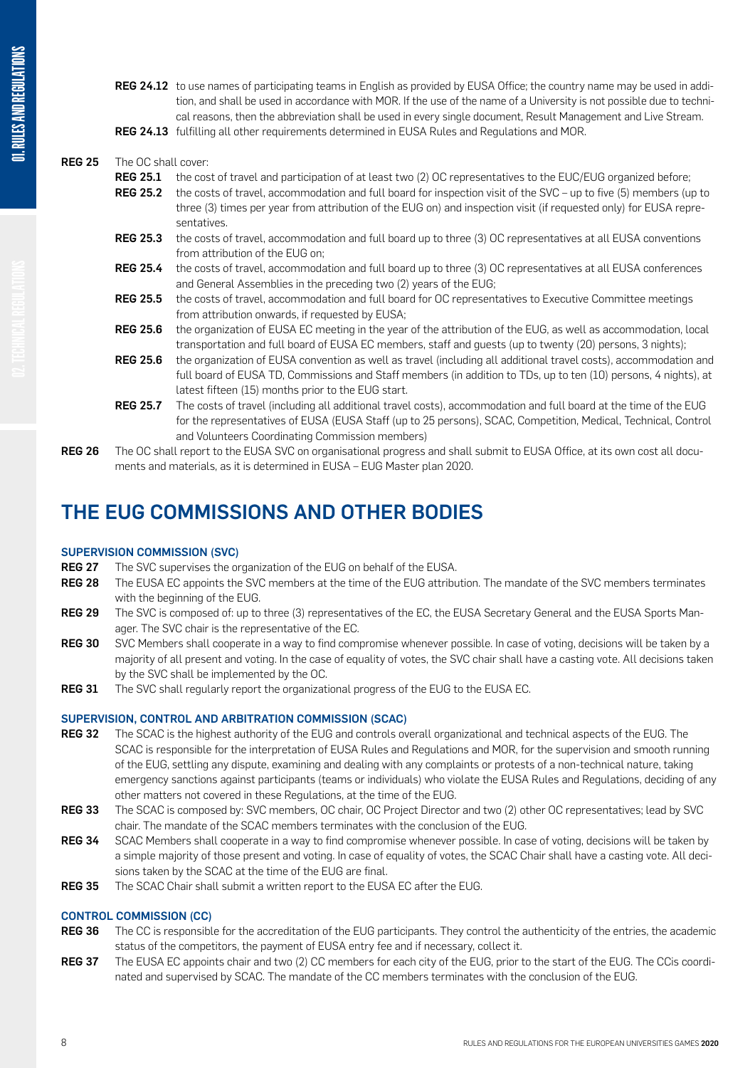**REG 24.12** to use names of participating teams in English as provided by EUSA Office; the country name may be used in addition, and shall be used in accordance with MOR. If the use of the name of a University is not possible due to technical reasons, then the abbreviation shall be used in every single document, Result Management and Live Stream.

**REG 24.13** fulfilling all other requirements determined in EUSA Rules and Regulations and MOR.

**REG 25** The OC shall cover:

**REG 25.1** the cost of travel and participation of at least two (2) OC representatives to the EUC/EUG organized before;

**REG 25.2** the costs of travel, accommodation and full board for inspection visit of the SVC – up to five (5) members (up to three (3) times per year from attribution of the EUG on) and inspection visit (if requested only) for EUSA representatives.

**REG 25.3** the costs of travel, accommodation and full board up to three (3) OC representatives at all EUSA conventions from attribution of the EUG on;

**REG 25.4** the costs of travel, accommodation and full board up to three (3) OC representatives at all EUSA conferences and General Assemblies in the preceding two (2) years of the EUG;

**REG 25.5** the costs of travel, accommodation and full board for OC representatives to Executive Committee meetings from attribution onwards, if requested by EUSA;

**REG 25.6** the organization of EUSA EC meeting in the year of the attribution of the EUG, as well as accommodation, local transportation and full board of EUSA EC members, staff and guests (up to twenty (20) persons, 3 nights);

**REG 25.6** the organization of EUSA convention as well as travel (including all additional travel costs), accommodation and full board of EUSA TD, Commissions and Staff members (in addition to TDs, up to ten (10) persons, 4 nights), at latest fifteen (15) months prior to the EUG start.

**REG 25.7** The costs of travel (including all additional travel costs), accommodation and full board at the time of the EUG for the representatives of EUSA (EUSA Staff (up to 25 persons), SCAC, Competition, Medical, Technical, Control and Volunteers Coordinating Commission members)

**REG 26** The OC shall report to the EUSA SVC on organisational progress and shall submit to EUSA Office, at its own cost all documents and materials, as it is determined in EUSA – EUG Master plan 2020.

## THE EUG COMMISSIONS AND OTHER BODIES

### SUPERVISION COMMISSION (SVC)

**REG 27** The SVC supervises the organization of the EUG on behalf of the EUSA.

**REG 28** The EUSA EC appoints the SVC members at the time of the EUG attribution. The mandate of the SVC members terminates with the beginning of the EUG.

**REG 29** The SVC is composed of: up to three (3) representatives of the EC, the EUSA Secretary General and the EUSA Sports Manager. The SVC chair is the representative of the EC.

**REG 30** SVC Members shall cooperate in a way to find compromise whenever possible. In case of voting, decisions will be taken by a majority of all present and voting. In the case of equality of votes, the SVC chair shall have a casting vote. All decisions taken by the SVC shall be implemented by the OC.

**REG 31** The SVC shall regularly report the organizational progress of the EUG to the EUSA EC.

### SUPERVISION, CONTROL AND ARBITRATION COMMISSION (SCAC)

**REG 32** The SCAC is the highest authority of the EUG and controls overall organizational and technical aspects of the EUG. The SCAC is responsible for the interpretation of EUSA Rules and Regulations and MOR, for the supervision and smooth running of the EUG, settling any dispute, examining and dealing with any complaints or protests of a non-technical nature, taking emergency sanctions against participants (teams or individuals) who violate the EUSA Rules and Regulations, deciding of any other matters not covered in these Regulations, at the time of the EUG.

**REG 33** The SCAC is composed by: SVC members, OC chair, OC Project Director and two (2) other OC representatives; lead by SVC chair. The mandate of the SCAC members terminates with the conclusion of the EUG.

**REG 34** SCAC Members shall cooperate in a way to find compromise whenever possible. In case of voting, decisions will be taken by a simple majority of those present and voting. In case of equality of votes, the SCAC Chair shall have a casting vote. All decisions taken by the SCAC at the time of the EUG are final.

**REG 35** The SCAC Chair shall submit a written report to the EUSA EC after the EUG.

### CONTROL COMMISSION (CC)

**REG 36** The CC is responsible for the accreditation of the EUG participants. They control the authenticity of the entries, the academic status of the competitors, the payment of EUSA entry fee and if necessary, collect it.

**REG 37** The EUSA EC appoints chair and two (2) CC members for each city of the EUG, prior to the start of the EUG. The CCis coordinated and supervised by SCAC. The mandate of the CC members terminates with the conclusion of the EUG.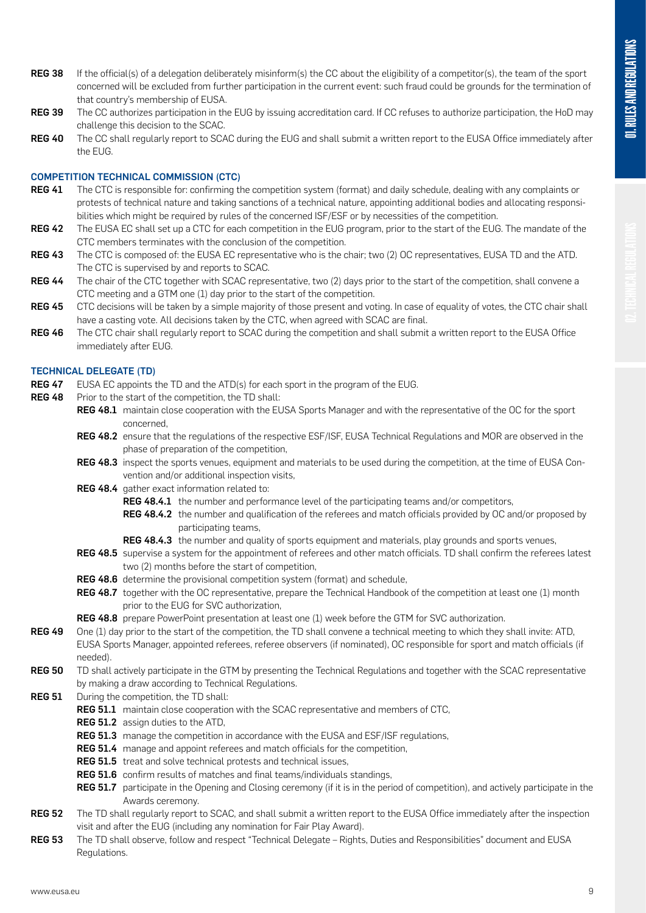**REG 38** If the official(s) of a delegation deliberately misinform(s) the CC about the eligibility of a competitor(s), the team of the sport concerned will be excluded from further participation in the current event: such fraud could be grounds for the termination of that country's membership of EUSA.

**REG 39** The CC authorizes participation in the EUG by issuing accreditation card. If CC refuses to authorize participation, the HoD may challenge this decision to the SCAC.

**REG 40** The CC shall regularly report to SCAC during the EUG and shall submit a written report to the EUSA Office immediately after the EUG.

### COMPETITION TECHNICAL COMMISSION (CTC)

**REG 41** The CTC is responsible for: confirming the competition system (format) and daily schedule, dealing with any complaints or protests of technical nature and taking sanctions of a technical nature, appointing additional bodies and allocating responsibilities which might be required by rules of the concerned ISF/ESF or by necessities of the competition.

**REG 42** The EUSA EC shall set up a CTC for each competition in the EUG program, prior to the start of the EUG. The mandate of the CTC members terminates with the conclusion of the competition.

**REG 43** The CTC is composed of: the EUSA EC representative who is the chair; two (2) OC representatives, EUSA TD and the ATD. The CTC is supervised by and reports to SCAC.

**REG 44** The chair of the CTC together with SCAC representative, two (2) days prior to the start of the competition, shall convene a CTC meeting and a GTM one (1) day prior to the start of the competition.

**REG 45** CTC decisions will be taken by a simple majority of those present and voting. In case of equality of votes, the CTC chair shall have a casting vote. All decisions taken by the CTC, when agreed with SCAC are final.

**REG 46** The CTC chair shall regularly report to SCAC during the competition and shall submit a written report to the EUSA Office immediately after EUG.

### TECHNICAL DELEGATE (TD)

**REG 47** EUSA EC appoints the TD and the ATD(s) for each sport in the program of the EUG.

**REG 48** Prior to the start of the competition, the TD shall:

- **REG 48.1** maintain close cooperation with the EUSA Sports Manager and with the representative of the OC for the sport concerned,
- **REG 48.2** ensure that the regulations of the respective ESF/ISF, EUSA Technical Regulations and MOR are observed in the phase of preparation of the competition,
- **REG 48.3** inspect the sports venues, equipment and materials to be used during the competition, at the time of EUSA Convention and/or additional inspection visits,
- **REG 48.4** gather exact information related to:
  - **REG 48.4.1** the number and performance level of the participating teams and/or competitors,
  - **REG 48.4.2** the number and qualification of the referees and match officials provided by OC and/or proposed by participating teams,
  - **REG 48.4.3** the number and quality of sports equipment and materials, play grounds and sports venues,
- **REG 48.5** supervise a system for the appointment of referees and other match officials. TD shall confirm the referees latest two (2) months before the start of competition,
- **REG 48.6** determine the provisional competition system (format) and schedule,
- **REG 48.7** together with the OC representative, prepare the Technical Handbook of the competition at least one (1) month prior to the EUG for SVC authorization,
- **REG 48.8** prepare PowerPoint presentation at least one (1) week before the GTM for SVC authorization.

**REG 49** One (1) day prior to the start of the competition, the TD shall convene a technical meeting to which they shall invite: ATD, EUSA Sports Manager, appointed referees, referee observers (if nominated), OC responsible for sport and match officials (if needed).

**REG 50** TD shall actively participate in the GTM by presenting the Technical Regulations and together with the SCAC representative by making a draw according to Technical Regulations.

**REG 51** During the competition, the TD shall:

- **REG 51.1** maintain close cooperation with the SCAC representative and members of CTC,
- **REG 51.2** assign duties to the ATD,
- **REG 51.3** manage the competition in accordance with the EUSA and ESF/ISF regulations,
- **REG 51.4** manage and appoint referees and match officials for the competition,
- **REG 51.5** treat and solve technical protests and technical issues,
- **REG 51.6** confirm results of matches and final teams/individuals standings,
- **REG 51.7** participate in the Opening and Closing ceremony (if it is in the period of competition), and actively participate in the Awards ceremony.

**REG 52** The TD shall regularly report to SCAC, and shall submit a written report to the EUSA Office immediately after the inspection visit and after the EUG (including any nomination for Fair Play Award).

**REG 53** The TD shall observe, follow and respect "Technical Delegate – Rights, Duties and Responsibilities" document and EUSA Regulations.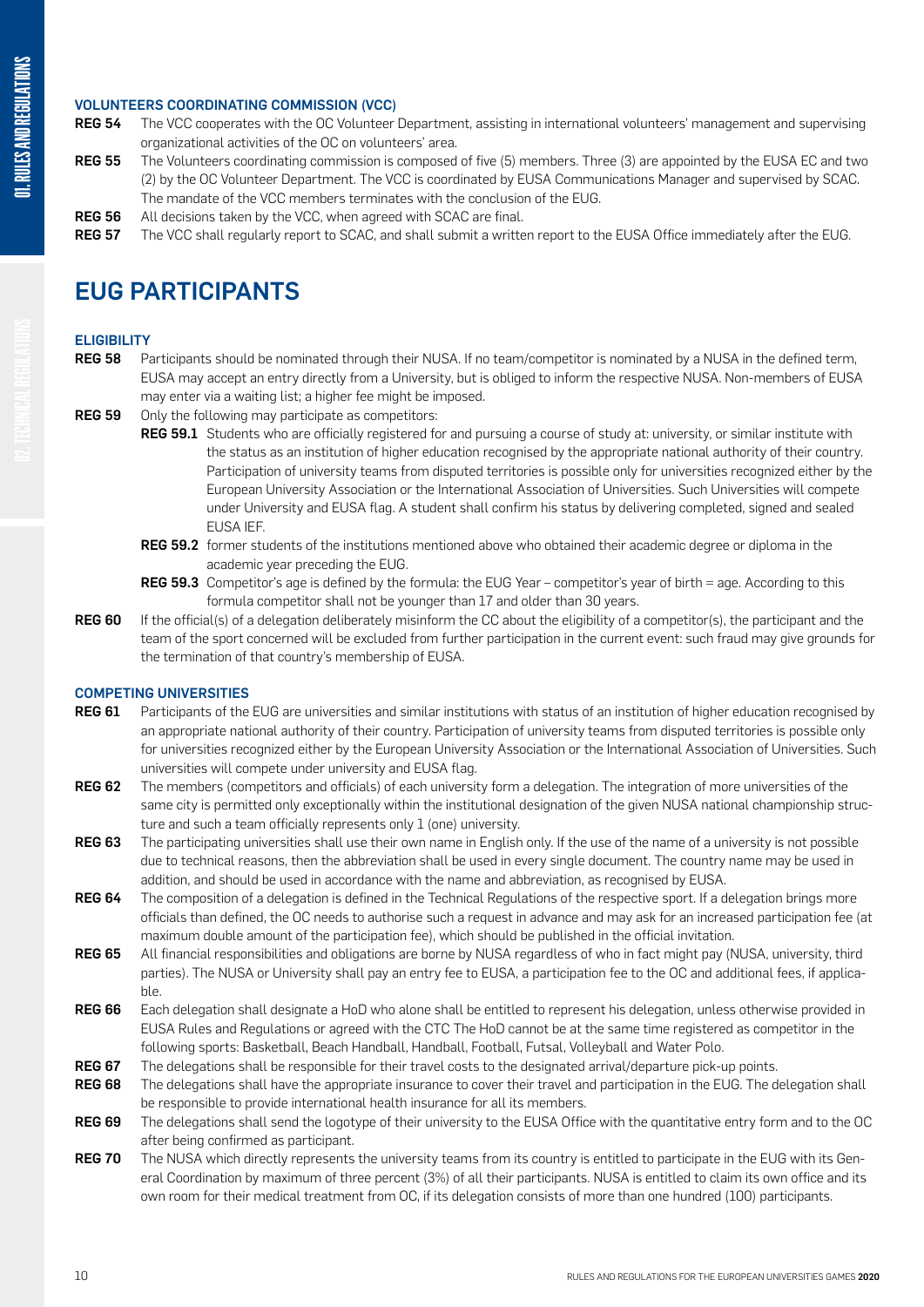### VOLUNTEERS COORDINATING COMMISSION (VCC)

**REG 54** The VCC cooperates with the OC Volunteer Department, assisting in international volunteers' management and supervising organizational activities of the OC on volunteers' area.

**REG 55** The Volunteers coordinating commission is composed of five (5) members. Three (3) are appointed by the EUSA EC and two (2) by the OC Volunteer Department. The VCC is coordinated by EUSA Communications Manager and supervised by SCAC. The mandate of the VCC members terminates with the conclusion of the EUG.

**REG 56** All decisions taken by the VCC, when agreed with SCAC are final.

**REG 57** The VCC shall regularly report to SCAC, and shall submit a written report to the EUSA Office immediately after the EUG.

## EUG PARTICIPANTS

### ELIGIBILITY

**REG 58** Participants should be nominated through their NUSA. If no team/competitor is nominated by a NUSA in the defined term, EUSA may accept an entry directly from a University, but is obliged to inform the respective NUSA. Non-members of EUSA may enter via a waiting list; a higher fee might be imposed.

**REG 59** Only the following may participate as competitors:

- **REG 59.1** Students who are officially registered for and pursuing a course of study at: university, or similar institute with the status as an institution of higher education recognised by the appropriate national authority of their country. Participation of university teams from disputed territories is possible only for universities recognized either by the European University Association or the International Association of Universities. Such Universities will compete under University and EUSA flag. A student shall confirm his status by delivering completed, signed and sealed EUSA IEF.
- **REG 59.2** former students of the institutions mentioned above who obtained their academic degree or diploma in the academic year preceding the EUG.
- **REG 59.3** Competitor's age is defined by the formula: the EUG Year – competitor's year of birth = age. According to this formula competitor shall not be younger than 17 and older than 30 years.

**REG 60** If the official(s) of a delegation deliberately misinform the CC about the eligibility of a competitor(s), the participant and the team of the sport concerned will be excluded from further participation in the current event: such fraud may give grounds for the termination of that country's membership of EUSA.

### COMPETING UNIVERSITIES

**REG 61** Participants of the EUG are universities and similar institutions with status of an institution of higher education recognised by an appropriate national authority of their country. Participation of university teams from disputed territories is possible only for universities recognized either by the European University Association or the International Association of Universities. Such universities will compete under university and EUSA flag.

**REG 62** The members (competitors and officials) of each university form a delegation. The integration of more universities of the same city is permitted only exceptionally within the institutional designation of the given NUSA national championship structure and such a team officially represents only 1 (one) university.

**REG 63** The participating universities shall use their own name in English only. If the use of the name of a university is not possible due to technical reasons, then the abbreviation shall be used in every single document. The country name may be used in addition, and should be used in accordance with the name and abbreviation, as recognised by EUSA.

**REG 64** The composition of a delegation is defined in the Technical Regulations of the respective sport. If a delegation brings more officials than defined, the OC needs to authorise such a request in advance and may ask for an increased participation fee (at maximum double amount of the participation fee), which should be published in the official invitation.

**REG 65** All financial responsibilities and obligations are borne by NUSA regardless of who in fact might pay (NUSA, university, third parties). The NUSA or University shall pay an entry fee to EUSA, a participation fee to the OC and additional fees, if applicable.

**REG 66** Each delegation shall designate a HoD who alone shall be entitled to represent his delegation, unless otherwise provided in EUSA Rules and Regulations or agreed with the CTC The HoD cannot be at the same time registered as competitor in the following sports: Basketball, Beach Handball, Handball, Football, Futsal, Volleyball and Water Polo.

**REG 67** The delegations shall be responsible for their travel costs to the designated arrival/departure pick-up points.

**REG 68** The delegations shall have the appropriate insurance to cover their travel and participation in the EUG. The delegation shall be responsible to provide international health insurance for all its members.

**REG 69** The delegations shall send the logotype of their university to the EUSA Office with the quantitative entry form and to the OC after being confirmed as participant.

**REG 70** The NUSA which directly represents the university teams from its country is entitled to participate in the EUG with its General Coordination by maximum of three percent (3%) of all their participants. NUSA is entitled to claim its own office and its own room for their medical treatment from OC, if its delegation consists of more than one hundred (100) participants.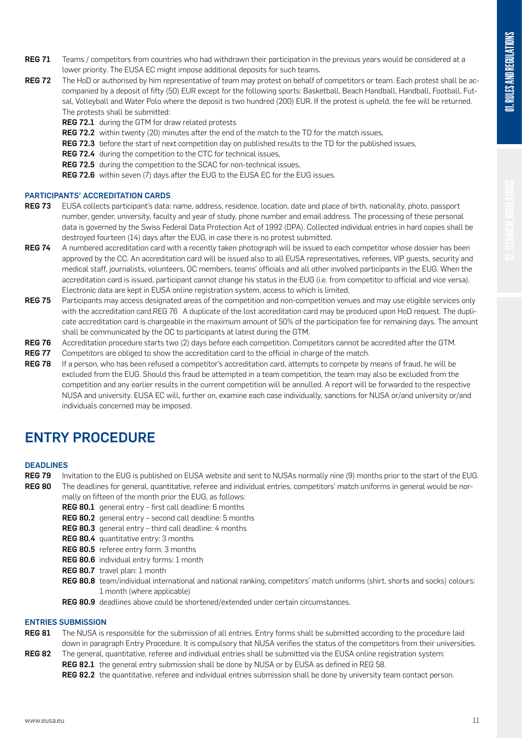**REG 71** Teams / competitors from countries who had withdrawn their participation in the previous years would be considered at a lower priority. The EUSA EC might impose additional deposits for such teams.

**REG 72** The HoD or authorised by him representative of team may protest on behalf of competitors or team. Each protest shall be accompanied by a deposit of fifty (50) EUR except for the following sports: Basketball, Beach Handball, Handball, Football, Futsal, Volleyball and Water Polo where the deposit is two hundred (200) EUR. If the protest is upheld, the fee will be returned. The protests shall be submitted:

- **REG 72.1** during the GTM for draw related protests
- **REG 72.2** within twenty (20) minutes after the end of the match to the TD for the match issues,
- **REG 72.3** before the start of next competition day on published results to the TD for the published issues,
- **REG 72.4** during the competition to the CTC for technical issues,
- **REG 72.5** during the competition to the SCAC for non-technical issues,
- **REG 72.6** within seven (7) days after the EUG to the EUSA EC for the EUG issues.

### PARTICIPANTS' ACCREDITATION CARDS

**REG 73** EUSA collects participant's data: name, address, residence, location, date and place of birth, nationality, photo, passport number, gender, university, faculty and year of study, phone number and email address. The processing of these personal data is governed by the Swiss Federal Data Protection Act of 1992 (DPA). Collected individual entries in hard copies shall be destroyed fourteen (14) days after the EUG, in case there is no protest submitted.

**REG 74** A numbered accreditation card with a recently taken photograph will be issued to each competitor whose dossier has been approved by the CC. An accreditation card will be issued also to all EUSA representatives, referees, VIP guests, security and medical staff, journalists, volunteers, OC members, teams' officials and all other involved participants in the EUG. When the accreditation card is issued, participant cannot change his status in the EUG (i.e. from competitor to official and vice versa). Electronic data are kept in EUSA online registration system, access to which is limited.

**REG 75** Participants may access designated areas of the competition and non-competition venues and may use eligible services only with the accreditation card.REG 76 A duplicate of the lost accreditation card may be produced upon HoD request. The duplicate accreditation card is chargeable in the maximum amount of 50% of the participation fee for remaining days. The amount shall be communicated by the OC to participants at latest during the GTM.

**REG 76** Accreditation procedure starts two (2) days before each competition. Competitors cannot be accredited after the GTM.

**REG 77** Competitors are obliged to show the accreditation card to the official in charge of the match.

**REG 78** If a person, who has been refused a competitor's accreditation card, attempts to compete by means of fraud, he will be excluded from the EUG. Should this fraud be attempted in a team competition, the team may also be excluded from the competition and any earlier results in the current competition will be annulled. A report will be forwarded to the respective NUSA and university. EUSA EC will, further on, examine each case individually, sanctions for NUSA or/and university or/and individuals concerned may be imposed.

## ENTRY PROCEDURE

### DEADLINES

**REG 79** Invitation to the EUG is published on EUSA website and sent to NUSAs normally nine (9) months prior to the start of the EUG.

**REG 80** The deadlines for general, quantitative, referee and individual entries, competitors' match uniforms in general would be normally on fifteen of the month prior the EUG, as follows:

- **REG 80.1** general entry – first call deadline: 6 months
- **REG 80.2** general entry – second call deadline: 5 months
- **REG 80.3** general entry – third call deadline: 4 months
- **REG 80.4** quantitative entry: 3 months
- **REG 80.5** referee entry form: 3 months
- **REG 80.6** individual entry forms: 1 month
- **REG 80.7** travel plan: 1 month
- **REG 80.8** team/individual international and national ranking, competitors' match uniforms (shirt, shorts and socks) colours: 1 month (where applicable)
- **REG 80.9** deadlines above could be shortened/extended under certain circumstances.

### ENTRIES SUBMISSION

**REG 81** The NUSA is responsible for the submission of all entries. Entry forms shall be submitted according to the procedure laid down in paragraph Entry Procedure. It is compulsory that NUSA verifies the status of the competitors from their universities.

**REG 82** The general, quantitative, referee and individual entries shall be submitted via the EUSA online registration system:

- **REG 82.1** the general entry submission shall be done by NUSA or by EUSA as defined in REG 58.
- **REG 82.2** the quantitative, referee and individual entries submission shall be done by university team contact person.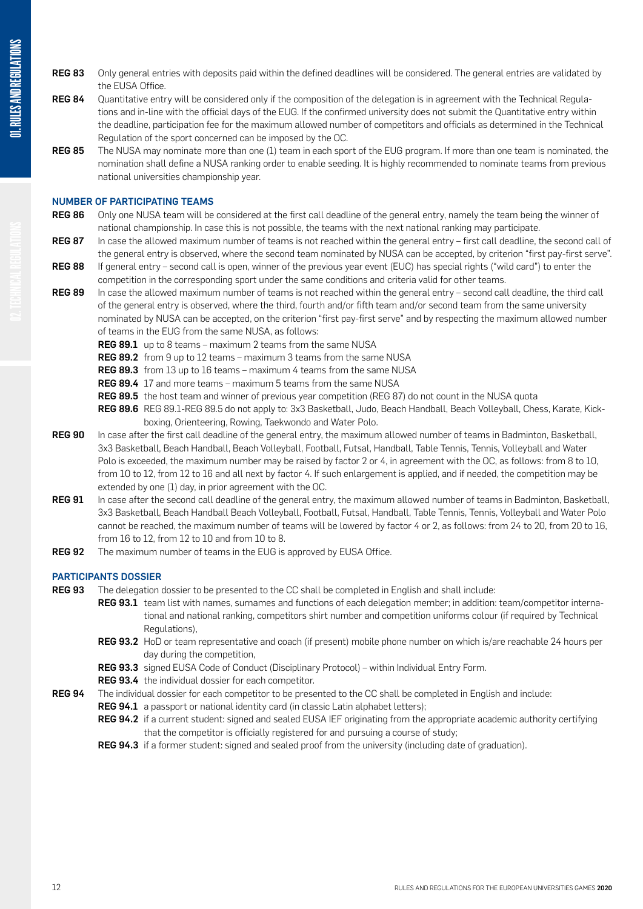**REG 83** Only general entries with deposits paid within the defined deadlines will be considered. The general entries are validated by the EUSA Office.

**REG 84** Quantitative entry will be considered only if the composition of the delegation is in agreement with the Technical Regulations and in-line with the official days of the EUG. If the confirmed university does not submit the Quantitative entry within the deadline, participation fee for the maximum allowed number of competitors and officials as determined in the Technical Regulation of the sport concerned can be imposed by the OC.

**REG 85** The NUSA may nominate more than one (1) team in each sport of the EUG program. If more than one team is nominated, the nomination shall define a NUSA ranking order to enable seeding. It is highly recommended to nominate teams from previous national universities championship year.

## NUMBER OF PARTICIPATING TEAMS

**REG 86** Only one NUSA team will be considered at the first call deadline of the general entry, namely the team being the winner of national championship. In case this is not possible, the teams with the next national ranking may participate.

**REG 87** In case the allowed maximum number of teams is not reached within the general entry – first call deadline, the second call of the general entry is observed, where the second team nominated by NUSA can be accepted, by criterion "first pay-first serve".

**REG 88** If general entry – second call is open, winner of the previous year event (EUC) has special rights ("wild card") to enter the competition in the corresponding sport under the same conditions and criteria valid for other teams.

**REG 89** In case the allowed maximum number of teams is not reached within the general entry – second call deadline, the third call of the general entry is observed, where the third, fourth and/or fifth team and/or second team from the same university nominated by NUSA can be accepted, on the criterion "first pay-first serve" and by respecting the maximum allowed number of teams in the EUG from the same NUSA, as follows:

- **REG 89.1** up to 8 teams – maximum 2 teams from the same NUSA
- **REG 89.2** from 9 up to 12 teams – maximum 3 teams from the same NUSA
- **REG 89.3** from 13 up to 16 teams – maximum 4 teams from the same NUSA
- **REG 89.4** 17 and more teams – maximum 5 teams from the same NUSA
- **REG 89.5** the host team and winner of previous year competition (REG 87) do not count in the NUSA quota
- **REG 89.6** REG 89.1-REG 89.5 do not apply to: 3x3 Basketball, Judo, Beach Handball, Beach Volleyball, Chess, Karate, Kickboxing, Orienteering, Rowing, Taekwondo and Water Polo.

**REG 90** In case after the first call deadline of the general entry, the maximum allowed number of teams in Badminton, Basketball, 3x3 Basketball, Beach Handball, Beach Volleyball, Football, Futsal, Handball, Table Tennis, Tennis, Volleyball and Water Polo is exceeded, the maximum number may be raised by factor 2 or 4, in agreement with the OC, as follows: from 8 to 10, from 10 to 12, from 12 to 16 and all next by factor 4. If such enlargement is applied, and if needed, the competition may be extended by one (1) day, in prior agreement with the OC.

**REG 91** In case after the second call deadline of the general entry, the maximum allowed number of teams in Badminton, Basketball, 3x3 Basketball, Beach Handball Beach Volleyball, Football, Futsal, Handball, Table Tennis, Tennis, Volleyball and Water Polo cannot be reached, the maximum number of teams will be lowered by factor 4 or 2, as follows: from 24 to 20, from 20 to 16, from 16 to 12, from 12 to 10 and from 10 to 8.

**REG 92** The maximum number of teams in the EUG is approved by EUSA Office.

## PARTICIPANTS DOSSIER

**REG 93** The delegation dossier to be presented to the CC shall be completed in English and shall include:

- **REG 93.1** team list with names, surnames and functions of each delegation member; in addition: team/competitor international and national ranking, competitors shirt number and competition uniforms colour (if required by Technical Regulations),
- **REG 93.2** HoD or team representative and coach (if present) mobile phone number on which is/are reachable 24 hours per day during the competition,
- **REG 93.3** signed EUSA Code of Conduct (Disciplinary Protocol) – within Individual Entry Form.
- **REG 93.4** the individual dossier for each competitor.

**REG 94** The individual dossier for each competitor to be presented to the CC shall be completed in English and include:

- **REG 94.1** a passport or national identity card (in classic Latin alphabet letters);
- **REG 94.2** if a current student: signed and sealed EUSA IEF originating from the appropriate academic authority certifying that the competitor is officially registered for and pursuing a course of study;
- **REG 94.3** if a former student: signed and sealed proof from the university (including date of graduation).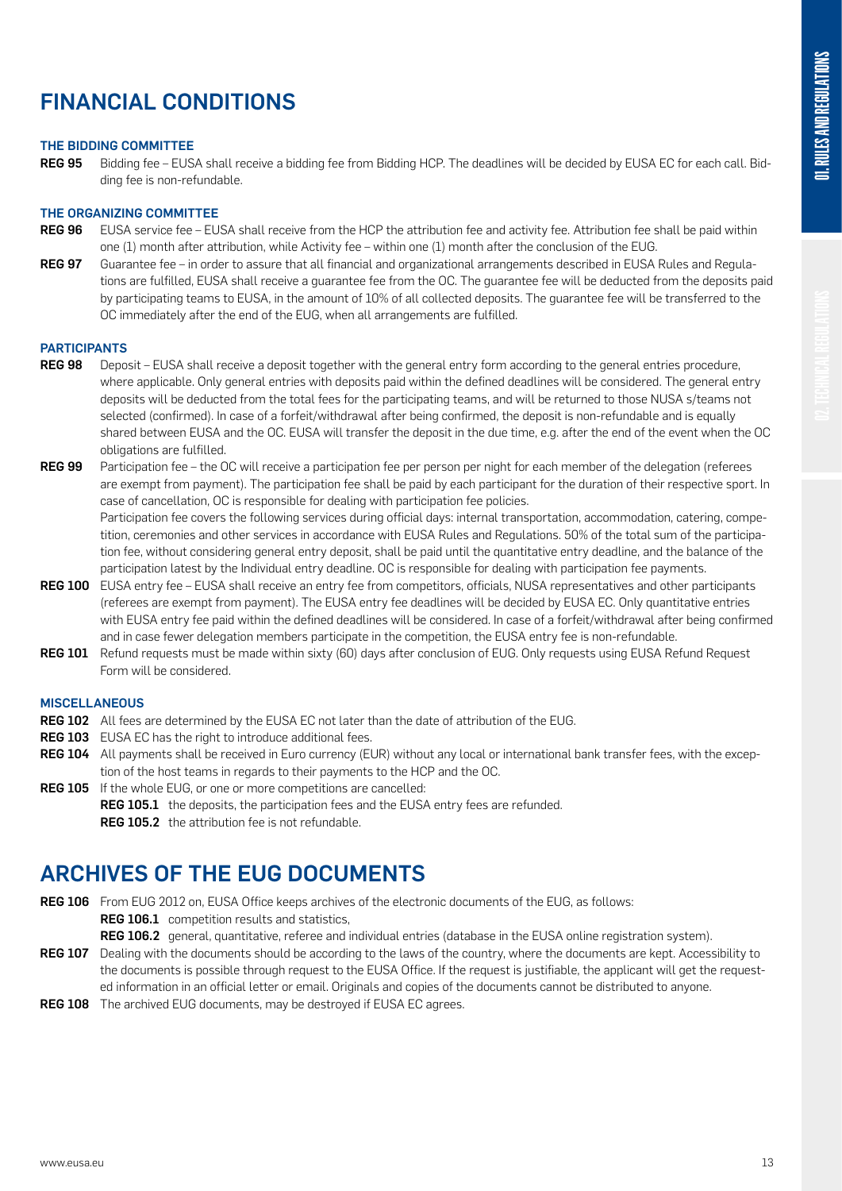# FINANCIAL CONDITIONS

### THE BIDDING COMMITTEE

**REG 95** Bidding fee – EUSA shall receive a bidding fee from Bidding HCP. The deadlines will be decided by EUSA EC for each call. Bidding fee is non-refundable.

### THE ORGANIZING COMMITTEE

**REG 96** EUSA service fee – EUSA shall receive from the HCP the attribution fee and activity fee. Attribution fee shall be paid within one (1) month after attribution, while Activity fee – within one (1) month after the conclusion of the EUG.

**REG 97** Guarantee fee – in order to assure that all financial and organizational arrangements described in EUSA Rules and Regulations are fulfilled, EUSA shall receive a guarantee fee from the OC. The guarantee fee will be deducted from the deposits paid by participating teams to EUSA, in the amount of 10% of all collected deposits. The guarantee fee will be transferred to the OC immediately after the end of the EUG, when all arrangements are fulfilled.

### PARTICIPANTS

**REG 98** Deposit – EUSA shall receive a deposit together with the general entry form according to the general entries procedure, where applicable. Only general entries with deposits paid within the defined deadlines will be considered. The general entry deposits will be deducted from the total fees for the participating teams, and will be returned to those NUSA s/teams not selected (confirmed). In case of a forfeit/withdrawal after being confirmed, the deposit is non-refundable and is equally shared between EUSA and the OC. EUSA will transfer the deposit in the due time, e.g. after the end of the event when the OC obligations are fulfilled.

**REG 99** Participation fee – the OC will receive a participation fee per person per night for each member of the delegation (referees are exempt from payment). The participation fee shall be paid by each participant for the duration of their respective sport. In case of cancellation, OC is responsible for dealing with participation fee policies.
Participation fee covers the following services during official days: internal transportation, accommodation, catering, competition, ceremonies and other services in accordance with EUSA Rules and Regulations. 50% of the total sum of the participation fee, without considering general entry deposit, shall be paid until the quantitative entry deadline, and the balance of the participation latest by the Individual entry deadline. OC is responsible for dealing with participation fee payments.

**REG 100** EUSA entry fee – EUSA shall receive an entry fee from competitors, officials, NUSA representatives and other participants (referees are exempt from payment). The EUSA entry fee deadlines will be decided by EUSA EC. Only quantitative entries with EUSA entry fee paid within the defined deadlines will be considered. In case of a forfeit/withdrawal after being confirmed and in case fewer delegation members participate in the competition, the EUSA entry fee is non-refundable.

**REG 101** Refund requests must be made within sixty (60) days after conclusion of EUG. Only requests using EUSA Refund Request Form will be considered.

### MISCELLANEOUS

**REG 102** All fees are determined by the EUSA EC not later than the date of attribution of the EUG.

**REG 103** EUSA EC has the right to introduce additional fees.

**REG 104** All payments shall be received in Euro currency (EUR) without any local or international bank transfer fees, with the exception of the host teams in regards to their payments to the HCP and the OC.

**REG 105** If the whole EUG, or one or more competitions are cancelled:
- **REG 105.1** the deposits, the participation fees and the EUSA entry fees are refunded.
- **REG 105.2** the attribution fee is not refundable.

# ARCHIVES OF THE EUG DOCUMENTS

**REG 106** From EUG 2012 on, EUSA Office keeps archives of the electronic documents of the EUG, as follows:
- **REG 106.1** competition results and statistics,
- **REG 106.2** general, quantitative, referee and individual entries (database in the EUSA online registration system).

**REG 107** Dealing with the documents should be according to the laws of the country, where the documents are kept. Accessibility to the documents is possible through request to the EUSA Office. If the request is justifiable, the applicant will get the requested information in an official letter or email. Originals and copies of the documents cannot be distributed to anyone.

**REG 108** The archived EUG documents, may be destroyed if EUSA EC agrees.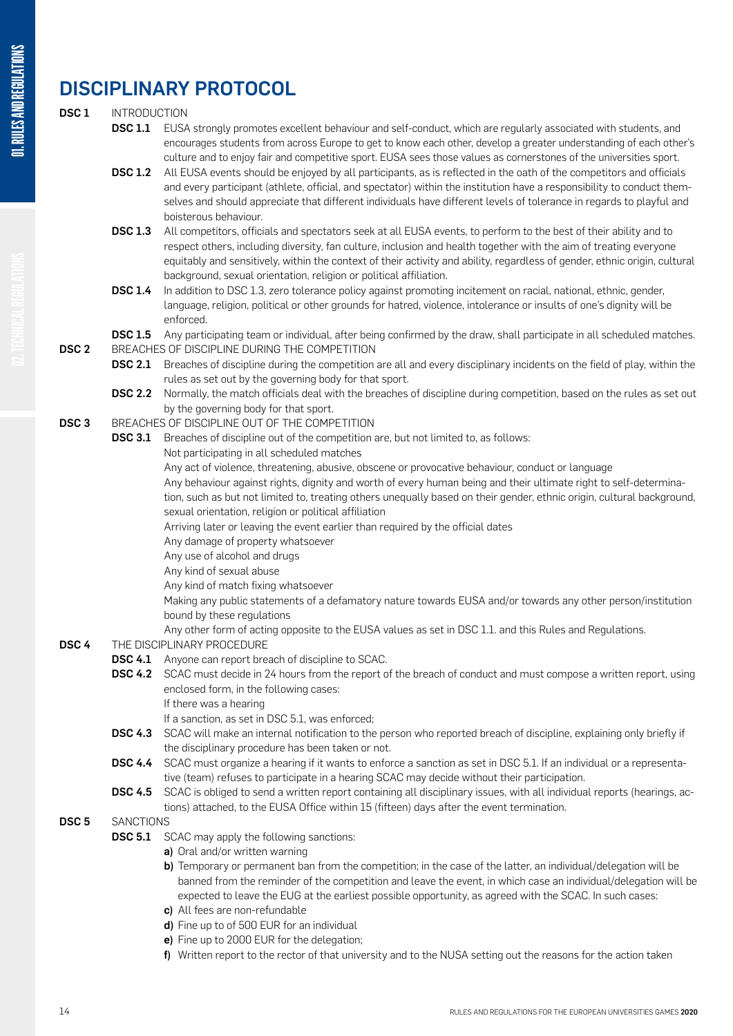# DISCIPLINARY PROTOCOL

**DSC 1** INTRODUCTION

**DSC 1.1** EUSA strongly promotes excellent behaviour and self-conduct, which are regularly associated with students, and encourages students from across Europe to get to know each other, develop a greater understanding of each other's culture and to enjoy fair and competitive sport. EUSA sees those values as cornerstones of the universities sport.

**DSC 1.2** All EUSA events should be enjoyed by all participants, as is reflected in the oath of the competitors and officials and every participant (athlete, official, and spectator) within the institution have a responsibility to conduct themselves and should appreciate that different individuals have different levels of tolerance in regards to playful and boisterous behaviour.

**DSC 1.3** All competitors, officials and spectators seek at all EUSA events, to perform to the best of their ability and to respect others, including diversity, fan culture, inclusion and health together with the aim of treating everyone equitably and sensitively, within the context of their activity and ability, regardless of gender, ethnic origin, cultural background, sexual orientation, religion or political affiliation.

**DSC 1.4** In addition to DSC 1.3, zero tolerance policy against promoting incitement on racial, national, ethnic, gender, language, religion, political or other grounds for hatred, violence, intolerance or insults of one's dignity will be enforced.

**DSC 1.5** Any participating team or individual, after being confirmed by the draw, shall participate in all scheduled matches.

**DSC 2** BREACHES OF DISCIPLINE DURING THE COMPETITION

**DSC 2.1** Breaches of discipline during the competition are all and every disciplinary incidents on the field of play, within the rules as set out by the governing body for that sport.

**DSC 2.2** Normally, the match officials deal with the breaches of discipline during competition, based on the rules as set out by the governing body for that sport.

**DSC 3** BREACHES OF DISCIPLINE OUT OF THE COMPETITION

**DSC 3.1** Breaches of discipline out of the competition are, but not limited to, as follows:

Not participating in all scheduled matches

Any act of violence, threatening, abusive, obscene or provocative behaviour, conduct or language

Any behaviour against rights, dignity and worth of every human being and their ultimate right to self-determination, such as but not limited to, treating others unequally based on their gender, ethnic origin, cultural background, sexual orientation, religion or political affiliation

Arriving later or leaving the event earlier than required by the official dates

Any damage of property whatsoever

Any use of alcohol and drugs

Any kind of sexual abuse

Any kind of match fixing whatsoever

Making any public statements of a defamatory nature towards EUSA and/or towards any other person/institution bound by these regulations

Any other form of acting opposite to the EUSA values as set in DSC 1.1. and this Rules and Regulations.

**DSC 4** THE DISCIPLINARY PROCEDURE

**DSC 4.1** Anyone can report breach of discipline to SCAC.

**DSC 4.2** SCAC must decide in 24 hours from the report of the breach of conduct and must compose a written report, using enclosed form, in the following cases:

If there was a hearing

If a sanction, as set in DSC 5.1, was enforced;

**DSC 4.3** SCAC will make an internal notification to the person who reported breach of discipline, explaining only briefly if the disciplinary procedure has been taken or not.

**DSC 4.4** SCAC must organize a hearing if it wants to enforce a sanction as set in DSC 5.1. If an individual or a representative (team) refuses to participate in a hearing SCAC may decide without their participation.

**DSC 4.5** SCAC is obliged to send a written report containing all disciplinary issues, with all individual reports (hearings, actions) attached, to the EUSA Office within 15 (fifteen) days after the event termination.

**DSC 5** SANCTIONS

**DSC 5.1** SCAC may apply the following sanctions:

**a)** Oral and/or written warning

**b)** Temporary or permanent ban from the competition; in the case of the latter, an individual/delegation will be banned from the reminder of the competition and leave the event, in which case an individual/delegation will be expected to leave the EUG at the earliest possible opportunity, as agreed with the SCAC. In such cases:

**c)** All fees are non-refundable

**d)** Fine up to of 500 EUR for an individual

**e)** Fine up to 2000 EUR for the delegation;

**f)** Written report to the rector of that university and to the NUSA setting out the reasons for the action taken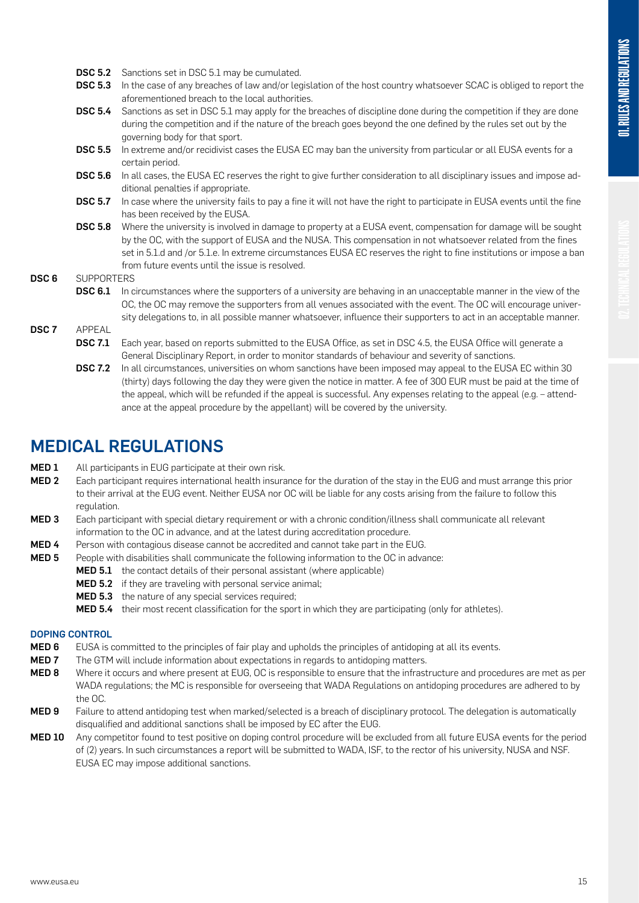**DSC 5.2** Sanctions set in DSC 5.1 may be cumulated.

**DSC 5.3** In the case of any breaches of law and/or legislation of the host country whatsoever SCAC is obliged to report the aforementioned breach to the local authorities.

**DSC 5.4** Sanctions as set in DSC 5.1 may apply for the breaches of discipline done during the competition if they are done during the competition and if the nature of the breach goes beyond the one defined by the rules set out by the governing body for that sport.

**DSC 5.5** In extreme and/or recidivist cases the EUSA EC may ban the university from particular or all EUSA events for a certain period.

**DSC 5.6** In all cases, the EUSA EC reserves the right to give further consideration to all disciplinary issues and impose additional penalties if appropriate.

**DSC 5.7** In case where the university fails to pay a fine it will not have the right to participate in EUSA events until the fine has been received by the EUSA.

**DSC 5.8** Where the university is involved in damage to property at a EUSA event, compensation for damage will be sought by the OC, with the support of EUSA and the NUSA. This compensation in not whatsoever related from the fines set in 5.1.d and /or 5.1.e. In extreme circumstances EUSA EC reserves the right to fine institutions or impose a ban from future events until the issue is resolved.

**DSC 6** SUPPORTERS

**DSC 6.1** In circumstances where the supporters of a university are behaving in an unacceptable manner in the view of the OC, the OC may remove the supporters from all venues associated with the event. The OC will encourage university delegations to, in all possible manner whatsoever, influence their supporters to act in an acceptable manner.

**DSC 7** APPEAL

**DSC 7.1** Each year, based on reports submitted to the EUSA Office, as set in DSC 4.5, the EUSA Office will generate a General Disciplinary Report, in order to monitor standards of behaviour and severity of sanctions.

**DSC 7.2** In all circumstances, universities on whom sanctions have been imposed may appeal to the EUSA EC within 30 (thirty) days following the day they were given the notice in matter. A fee of 300 EUR must be paid at the time of the appeal, which will be refunded if the appeal is successful. Any expenses relating to the appeal (e.g. – attendance at the appeal procedure by the appellant) will be covered by the university.

## MEDICAL REGULATIONS

**MED 1** All participants in EUG participate at their own risk.

**MED 2** Each participant requires international health insurance for the duration of the stay in the EUG and must arrange this prior to their arrival at the EUG event. Neither EUSA nor OC will be liable for any costs arising from the failure to follow this regulation.

**MED 3** Each participant with special dietary requirement or with a chronic condition/illness shall communicate all relevant information to the OC in advance, and at the latest during accreditation procedure.

**MED 4** Person with contagious disease cannot be accredited and cannot take part in the EUG.

**MED 5** People with disabilities shall communicate the following information to the OC in advance:

**MED 5.1** the contact details of their personal assistant (where applicable)

**MED 5.2** if they are traveling with personal service animal;

**MED 5.3** the nature of any special services required;

**MED 5.4** their most recent classification for the sport in which they are participating (only for athletes).

### DOPING CONTROL

**MED 6** EUSA is committed to the principles of fair play and upholds the principles of antidoping at all its events.

**MED 7** The GTM will include information about expectations in regards to antidoping matters.

**MED 8** Where it occurs and where present at EUG, OC is responsible to ensure that the infrastructure and procedures are met as per WADA regulations; the MC is responsible for overseeing that WADA Regulations on antidoping procedures are adhered to by the OC.

**MED 9** Failure to attend antidoping test when marked/selected is a breach of disciplinary protocol. The delegation is automatically disqualified and additional sanctions shall be imposed by EC after the EUG.

**MED 10** Any competitor found to test positive on doping control procedure will be excluded from all future EUSA events for the period of (2) years. In such circumstances a report will be submitted to WADA, ISF, to the rector of his university, NUSA and NSF. EUSA EC may impose additional sanctions.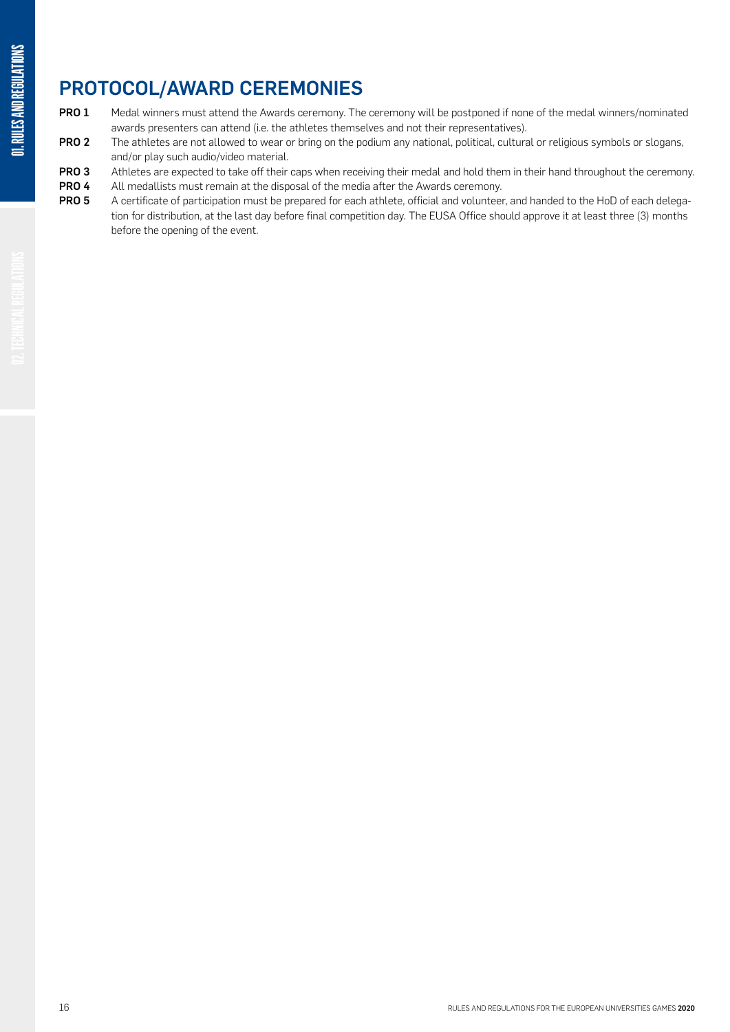## PROTOCOL/AWARD CEREMONIES

**PRO 1** Medal winners must attend the Awards ceremony. The ceremony will be postponed if none of the medal winners/nominated awards presenters can attend (i.e. the athletes themselves and not their representatives).

**PRO 2** The athletes are not allowed to wear or bring on the podium any national, political, cultural or religious symbols or slogans, and/or play such audio/video material.

**PRO 3** Athletes are expected to take off their caps when receiving their medal and hold them in their hand throughout the ceremony.

**PRO 4** All medallists must remain at the disposal of the media after the Awards ceremony.

**PRO 5** A certificate of participation must be prepared for each athlete, official and volunteer, and handed to the HoD of each delegation for distribution, at the last day before final competition day. The EUSA Office should approve it at least three (3) months before the opening of the event.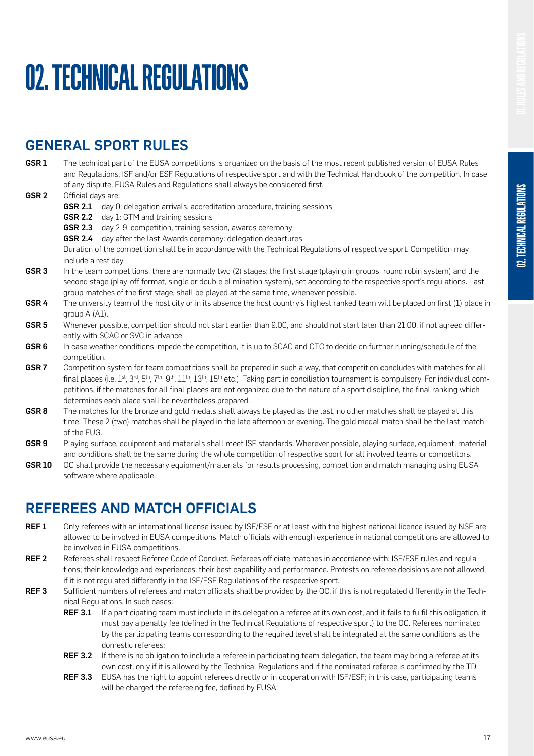# 02. TECHNICAL REGULATIONS

## GENERAL SPORT RULES

**GSR 1** The technical part of the EUSA competitions is organized on the basis of the most recent published version of EUSA Rules and Regulations, ISF and/or ESF Regulations of respective sport and with the Technical Handbook of the competition. In case of any dispute, EUSA Rules and Regulations shall always be considered first.

**GSR 2** Official days are:

- **GSR 2.1** day 0: delegation arrivals, accreditation procedure, training sessions
- **GSR 2.2** day 1: GTM and training sessions
- **GSR 2.3** day 2-9: competition, training session, awards ceremony
- **GSR 2.4** day after the last Awards ceremony: delegation departures

Duration of the competition shall be in accordance with the Technical Regulations of respective sport. Competition may include a rest day.

**GSR 3** In the team competitions, there are normally two (2) stages; the first stage (playing in groups, round robin system) and the second stage (play-off format, single or double elimination system), set according to the respective sport's regulations. Last group matches of the first stage, shall be played at the same time, whenever possible.

**GSR 4** The university team of the host city or in its absence the host country's highest ranked team will be placed on first (1) place in group A (A1).

**GSR 5** Whenever possible, competition should not start earlier than 9.00, and should not start later than 21.00, if not agreed differently with SCAC or SVC in advance.

**GSR 6** In case weather conditions impede the competition, it is up to SCAC and CTC to decide on further running/schedule of the competition.

**GSR 7** Competition system for team competitions shall be prepared in such a way, that competition concludes with matches for all final places (i.e. 1st, 3rd, 5th, 7th, 9th, 11th, 13th, 15th etc.). Taking part in conciliation tournament is compulsory. For individual competitions, if the matches for all final places are not organized due to the nature of a sport discipline, the final ranking which determines each place shall be nevertheless prepared.

**GSR 8** The matches for the bronze and gold medals shall always be played as the last, no other matches shall be played at this time. These 2 (two) matches shall be played in the late afternoon or evening. The gold medal match shall be the last match of the EUG.

**GSR 9** Playing surface, equipment and materials shall meet ISF standards. Wherever possible, playing surface, equipment, material and conditions shall be the same during the whole competition of respective sport for all involved teams or competitors.

**GSR 10** OC shall provide the necessary equipment/materials for results processing, competition and match managing using EUSA software where applicable.

## REFEREES AND MATCH OFFICIALS

**REF 1** Only referees with an international license issued by ISF/ESF or at least with the highest national licence issued by NSF are allowed to be involved in EUSA competitions. Match officials with enough experience in national competitions are allowed to be involved in EUSA competitions.

**REF 2** Referees shall respect Referee Code of Conduct. Referees officiate matches in accordance with: ISF/ESF rules and regulations; their knowledge and experiences; their best capability and performance. Protests on referee decisions are not allowed, if it is not regulated differently in the ISF/ESF Regulations of the respective sport.

**REF 3** Sufficient numbers of referees and match officials shall be provided by the OC, if this is not regulated differently in the Technical Regulations. In such cases:

- **REF 3.1** If a participating team must include in its delegation a referee at its own cost, and it fails to fulfil this obligation, it must pay a penalty fee (defined in the Technical Regulations of respective sport) to the OC. Referees nominated by the participating teams corresponding to the required level shall be integrated at the same conditions as the domestic referees;
- **REF 3.2** If there is no obligation to include a referee in participating team delegation, the team may bring a referee at its own cost, only if it is allowed by the Technical Regulations and if the nominated referee is confirmed by the TD.
- **REF 3.3** EUSA has the right to appoint referees directly or in cooperation with ISF/ESF; in this case, participating teams will be charged the refereeing fee, defined by EUSA.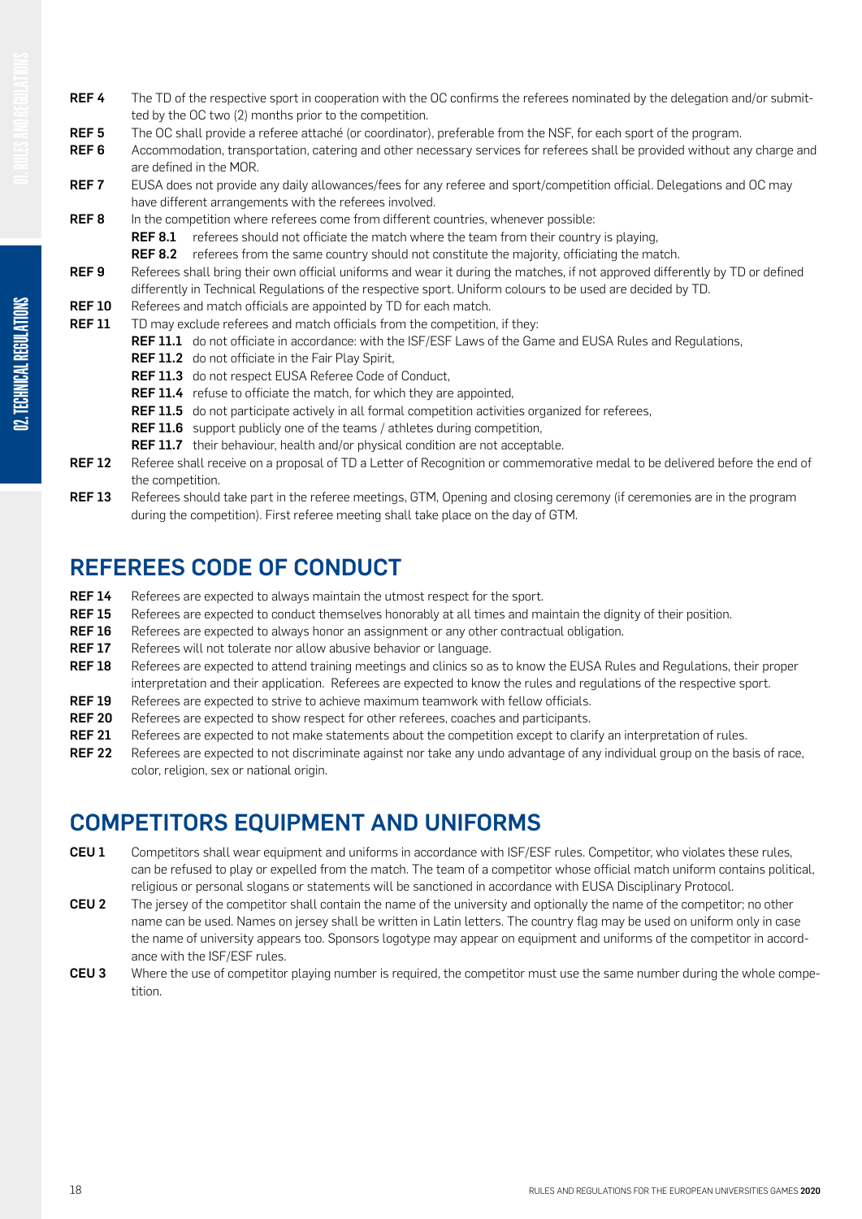**REF 4** The TD of the respective sport in cooperation with the OC confirms the referees nominated by the delegation and/or submitted by the OC two (2) months prior to the competition.

**REF 5** The OC shall provide a referee attaché (or coordinator), preferable from the NSF, for each sport of the program.

**REF 6** Accommodation, transportation, catering and other necessary services for referees shall be provided without any charge and are defined in the MOR.

**REF 7** EUSA does not provide any daily allowances/fees for any referee and sport/competition official. Delegations and OC may have different arrangements with the referees involved.

**REF 8** In the competition where referees come from different countries, whenever possible:

- **REF 8.1** referees should not officiate the match where the team from their country is playing,
- **REF 8.2** referees from the same country should not constitute the majority, officiating the match.

**REF 9** Referees shall bring their own official uniforms and wear it during the matches, if not approved differently by TD or defined differently in Technical Regulations of the respective sport. Uniform colours to be used are decided by TD.

**REF 10** Referees and match officials are appointed by TD for each match.

**REF 11** TD may exclude referees and match officials from the competition, if they:

- **REF 11.1** do not officiate in accordance: with the ISF/ESF Laws of the Game and EUSA Rules and Regulations,
- **REF 11.2** do not officiate in the Fair Play Spirit,
- **REF 11.3** do not respect EUSA Referee Code of Conduct,
- **REF 11.4** refuse to officiate the match, for which they are appointed,
- **REF 11.5** do not participate actively in all formal competition activities organized for referees,
- **REF 11.6** support publicly one of the teams / athletes during competition,
- **REF 11.7** their behaviour, health and/or physical condition are not acceptable.

**REF 12** Referee shall receive on a proposal of TD a Letter of Recognition or commemorative medal to be delivered before the end of the competition.

**REF 13** Referees should take part in the referee meetings, GTM, Opening and closing ceremony (if ceremonies are in the program during the competition). First referee meeting shall take place on the day of GTM.

## REFEREES CODE OF CONDUCT

**REF 14** Referees are expected to always maintain the utmost respect for the sport.

**REF 15** Referees are expected to conduct themselves honorably at all times and maintain the dignity of their position.

**REF 16** Referees are expected to always honor an assignment or any other contractual obligation.

**REF 17** Referees will not tolerate nor allow abusive behavior or language.

**REF 18** Referees are expected to attend training meetings and clinics so as to know the EUSA Rules and Regulations, their proper interpretation and their application. Referees are expected to know the rules and regulations of the respective sport.

**REF 19** Referees are expected to strive to achieve maximum teamwork with fellow officials.

**REF 20** Referees are expected to show respect for other referees, coaches and participants.

**REF 21** Referees are expected to not make statements about the competition except to clarify an interpretation of rules.

**REF 22** Referees are expected to not discriminate against nor take any undo advantage of any individual group on the basis of race, color, religion, sex or national origin.

## COMPETITORS EQUIPMENT AND UNIFORMS

**CEU 1** Competitors shall wear equipment and uniforms in accordance with ISF/ESF rules. Competitor, who violates these rules, can be refused to play or expelled from the match. The team of a competitor whose official match uniform contains political, religious or personal slogans or statements will be sanctioned in accordance with EUSA Disciplinary Protocol.

**CEU 2** The jersey of the competitor shall contain the name of the university and optionally the name of the competitor; no other name can be used. Names on jersey shall be written in Latin letters. The country flag may be used on uniform only in case the name of university appears too. Sponsors logotype may appear on equipment and uniforms of the competitor in accordance with the ISF/ESF rules.

**CEU 3** Where the use of competitor playing number is required, the competitor must use the same number during the whole competition.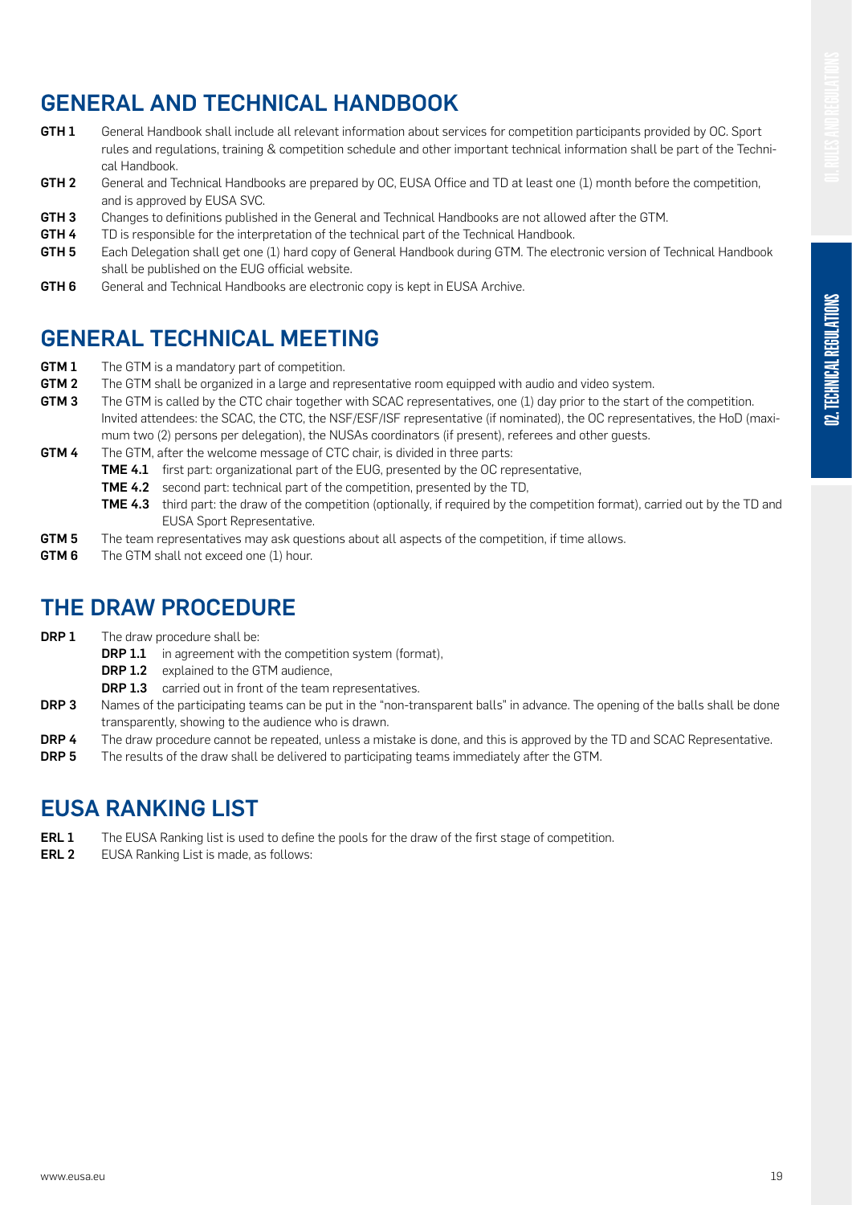## GENERAL AND TECHNICAL HANDBOOK

**GTH 1** General Handbook shall include all relevant information about services for competition participants provided by OC. Sport rules and regulations, training & competition schedule and other important technical information shall be part of the Technical Handbook.

**GTH 2** General and Technical Handbooks are prepared by OC, EUSA Office and TD at least one (1) month before the competition, and is approved by EUSA SVC.

**GTH 3** Changes to definitions published in the General and Technical Handbooks are not allowed after the GTM.

**GTH 4** TD is responsible for the interpretation of the technical part of the Technical Handbook.

**GTH 5** Each Delegation shall get one (1) hard copy of General Handbook during GTM. The electronic version of Technical Handbook shall be published on the EUG official website.

**GTH 6** General and Technical Handbooks are electronic copy is kept in EUSA Archive.

## GENERAL TECHNICAL MEETING

**GTM 1** The GTM is a mandatory part of competition.

**GTM 2** The GTM shall be organized in a large and representative room equipped with audio and video system.

**GTM 3** The GTM is called by the CTC chair together with SCAC representatives, one (1) day prior to the start of the competition. Invited attendees: the SCAC, the CTC, the NSF/ESF/ISF representative (if nominated), the OC representatives, the HoD (maximum two (2) persons per delegation), the NUSAs coordinators (if present), referees and other guests.

**GTM 4** The GTM, after the welcome message of CTC chair, is divided in three parts:

- **TME 4.1** first part: organizational part of the EUG, presented by the OC representative,
- **TME 4.2** second part: technical part of the competition, presented by the TD,
- **TME 4.3** third part: the draw of the competition (optionally, if required by the competition format), carried out by the TD and EUSA Sport Representative.

**GTM 5** The team representatives may ask questions about all aspects of the competition, if time allows.

**GTM 6** The GTM shall not exceed one (1) hour.

## THE DRAW PROCEDURE

**DRP 1** The draw procedure shall be:

- **DRP 1.1** in agreement with the competition system (format),
- **DRP 1.2** explained to the GTM audience,
- **DRP 1.3** carried out in front of the team representatives.

**DRP 3** Names of the participating teams can be put in the "non-transparent balls" in advance. The opening of the balls shall be done transparently, showing to the audience who is drawn.

**DRP 4** The draw procedure cannot be repeated, unless a mistake is done, and this is approved by the TD and SCAC Representative.

**DRP 5** The results of the draw shall be delivered to participating teams immediately after the GTM.

## EUSA RANKING LIST

**ERL 1** The EUSA Ranking list is used to define the pools for the draw of the first stage of competition.

**ERL 2** EUSA Ranking List is made, as follows: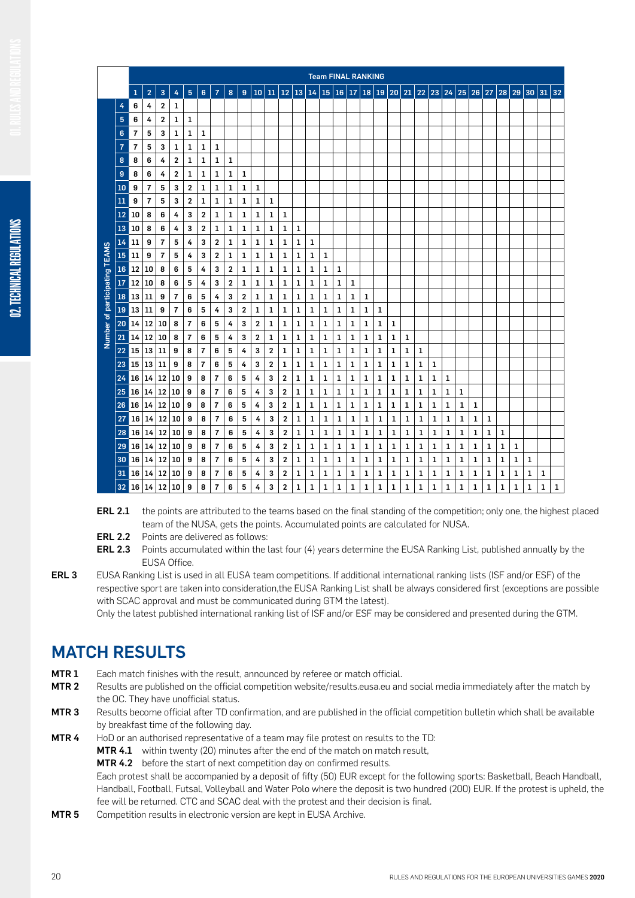| Number of participating TEAMS | Team FINAL RANKING | | | | | | | | | | | | | | | | | | | | | | | | | | | | | | | |
|---|---|---|---|---|---|---|---|---|---|---|---|---|---|---|---|---|---|---|---|---|---|---|---|---|---|---|---|---|---|---|---|---|
| | 1 | 2 | 3 | 4 | 5 | 6 | 7 | 8 | 9 | 10 | 11 | 12 | 13 | 14 | 15 | 16 | 17 | 18 | 19 | 20 | 21 | 22 | 23 | 24 | 25 | 26 | 27 | 28 | 29 | 30 | 31 | 32 |
| 4 | 6 | 4 | 2 | 1 | | | | | | | | | | | | | | | | | | | | | | | | | | | | |
| 5 | 6 | 4 | 2 | 1 | 1 | | | | | | | | | | | | | | | | | | | | | | | | | | | |
| 6 | 7 | 5 | 3 | 1 | 1 | 1 | | | | | | | | | | | | | | | | | | | | | | | | | | |
| 7 | 7 | 5 | 3 | 1 | 1 | 1 | 1 | | | | | | | | | | | | | | | | | | | | | | | | | |
| 8 | 8 | 6 | 4 | 2 | 1 | 1 | 1 | 1 | | | | | | | | | | | | | | | | | | | | | | | | |
| 9 | 8 | 6 | 4 | 2 | 1 | 1 | 1 | 1 | 1 | | | | | | | | | | | | | | | | | | | | | | | |
| 10 | 9 | 7 | 5 | 3 | 2 | 1 | 1 | 1 | 1 | 1 | | | | | | | | | | | | | | | | | | | | | | |
| 11 | 9 | 7 | 5 | 3 | 2 | 1 | 1 | 1 | 1 | 1 | 1 | | | | | | | | | | | | | | | | | | | | | |
| 12 | 10 | 8 | 6 | 4 | 3 | 2 | 1 | 1 | 1 | 1 | 1 | 1 | | | | | | | | | | | | | | | | | | | | |
| 13 | 10 | 8 | 6 | 4 | 3 | 2 | 1 | 1 | 1 | 1 | 1 | 1 | 1 | | | | | | | | | | | | | | | | | | | |
| 14 | 11 | 9 | 7 | 5 | 4 | 3 | 2 | 1 | 1 | 1 | 1 | 1 | 1 | 1 | | | | | | | | | | | | | | | | | | |
| 15 | 11 | 9 | 7 | 5 | 4 | 3 | 2 | 1 | 1 | 1 | 1 | 1 | 1 | 1 | 1 | | | | | | | | | | | | | | | | | |
| 16 | 12 | 10 | 8 | 6 | 5 | 4 | 3 | 2 | 1 | 1 | 1 | 1 | 1 | 1 | 1 | 1 | | | | | | | | | | | | | | | | |
| 17 | 12 | 10 | 8 | 6 | 5 | 4 | 3 | 2 | 1 | 1 | 1 | 1 | 1 | 1 | 1 | 1 | 1 | | | | | | | | | | | | | | | |
| 18 | 13 | 11 | 9 | 7 | 6 | 5 | 4 | 3 | 2 | 1 | 1 | 1 | 1 | 1 | 1 | 1 | 1 | 1 | | | | | | | | | | | | | | |
| 19 | 13 | 11 | 9 | 7 | 6 | 5 | 4 | 3 | 2 | 1 | 1 | 1 | 1 | 1 | 1 | 1 | 1 | 1 | 1 | | | | | | | | | | | | | |
| 20 | 14 | 12 | 10 | 8 | 7 | 6 | 5 | 4 | 3 | 2 | 1 | 1 | 1 | 1 | 1 | 1 | 1 | 1 | 1 | 1 | | | | | | | | | | | | |
| 21 | 14 | 12 | 10 | 8 | 7 | 6 | 5 | 4 | 3 | 2 | 1 | 1 | 1 | 1 | 1 | 1 | 1 | 1 | 1 | 1 | 1 | | | | | | | | | | | |
| 22 | 15 | 13 | 11 | 9 | 8 | 7 | 6 | 5 | 4 | 3 | 2 | 1 | 1 | 1 | 1 | 1 | 1 | 1 | 1 | 1 | 1 | 1 | | | | | | | | | | |
| 23 | 15 | 13 | 11 | 9 | 8 | 7 | 6 | 5 | 4 | 3 | 2 | 1 | 1 | 1 | 1 | 1 | 1 | 1 | 1 | 1 | 1 | 1 | 1 | | | | | | | | | |
| 24 | 16 | 14 | 12 | 10 | 9 | 8 | 7 | 6 | 5 | 4 | 3 | 2 | 1 | 1 | 1 | 1 | 1 | 1 | 1 | 1 | 1 | 1 | 1 | 1 | | | | | | | | |
| 25 | 16 | 14 | 12 | 10 | 9 | 8 | 7 | 6 | 5 | 4 | 3 | 2 | 1 | 1 | 1 | 1 | 1 | 1 | 1 | 1 | 1 | 1 | 1 | 1 | 1 | | | | | | | |
| 26 | 16 | 14 | 12 | 10 | 9 | 8 | 7 | 6 | 5 | 4 | 3 | 2 | 1 | 1 | 1 | 1 | 1 | 1 | 1 | 1 | 1 | 1 | 1 | 1 | 1 | 1 | | | | | | |
| 27 | 16 | 14 | 12 | 10 | 9 | 8 | 7 | 6 | 5 | 4 | 3 | 2 | 1 | 1 | 1 | 1 | 1 | 1 | 1 | 1 | 1 | 1 | 1 | 1 | 1 | 1 | 1 | | | | | |
| 28 | 16 | 14 | 12 | 10 | 9 | 8 | 7 | 6 | 5 | 4 | 3 | 2 | 1 | 1 | 1 | 1 | 1 | 1 | 1 | 1 | 1 | 1 | 1 | 1 | 1 | 1 | 1 | 1 | | | | |
| 29 | 16 | 14 | 12 | 10 | 9 | 8 | 7 | 6 | 5 | 4 | 3 | 2 | 1 | 1 | 1 | 1 | 1 | 1 | 1 | 1 | 1 | 1 | 1 | 1 | 1 | 1 | 1 | 1 | 1 | | | |
| 30 | 16 | 14 | 12 | 10 | 9 | 8 | 7 | 6 | 5 | 4 | 3 | 2 | 1 | 1 | 1 | 1 | 1 | 1 | 1 | 1 | 1 | 1 | 1 | 1 | 1 | 1 | 1 | 1 | 1 | 1 | | |
| 31 | 16 | 14 | 12 | 10 | 9 | 8 | 7 | 6 | 5 | 4 | 3 | 2 | 1 | 1 | 1 | 1 | 1 | 1 | 1 | 1 | 1 | 1 | 1 | 1 | 1 | 1 | 1 | 1 | 1 | 1 | 1 | |
| 32 | 16 | 14 | 12 | 10 | 9 | 8 | 7 | 6 | 5 | 4 | 3 | 2 | 1 | 1 | 1 | 1 | 1 | 1 | 1 | 1 | 1 | 1 | 1 | 1 | 1 | 1 | 1 | 1 | 1 | 1 | 1 | 1 |

**ERL 2.1** the points are attributed to the teams based on the final standing of the competition; only one, the highest placed team of the NUSA, gets the points. Accumulated points are calculated for NUSA.

**ERL 2.2** Points are delivered as follows:

**ERL 2.3** Points accumulated within the last four (4) years determine the EUSA Ranking List, published annually by the EUSA Office.

**ERL 3** EUSA Ranking List is used in all EUSA team competitions. If additional international ranking lists (ISF and/or ESF) of the respective sport are taken into consideration,the EUSA Ranking List shall be always considered first (exceptions are possible with SCAC approval and must be communicated during GTM the latest).
Only the latest published international ranking list of ISF and/or ESF may be considered and presented during the GTM.

## MATCH RESULTS

**MTR 1** Each match finishes with the result, announced by referee or match official.

**MTR 2** Results are published on the official competition website/results.eusa.eu and social media immediately after the match by the OC. They have unofficial status.

**MTR 3** Results become official after TD confirmation, and are published in the official competition bulletin which shall be available by breakfast time of the following day.

**MTR 4** HoD or an authorised representative of a team may file protest on results to the TD:

**MTR 4.1** within twenty (20) minutes after the end of the match on match result,

**MTR 4.2** before the start of next competition day on confirmed results.

Each protest shall be accompanied by a deposit of fifty (50) EUR except for the following sports: Basketball, Beach Handball, Handball, Football, Futsal, Volleyball and Water Polo where the deposit is two hundred (200) EUR. If the protest is upheld, the fee will be returned. CTC and SCAC deal with the protest and their decision is final.

**MTR 5** Competition results in electronic version are kept in EUSA Archive.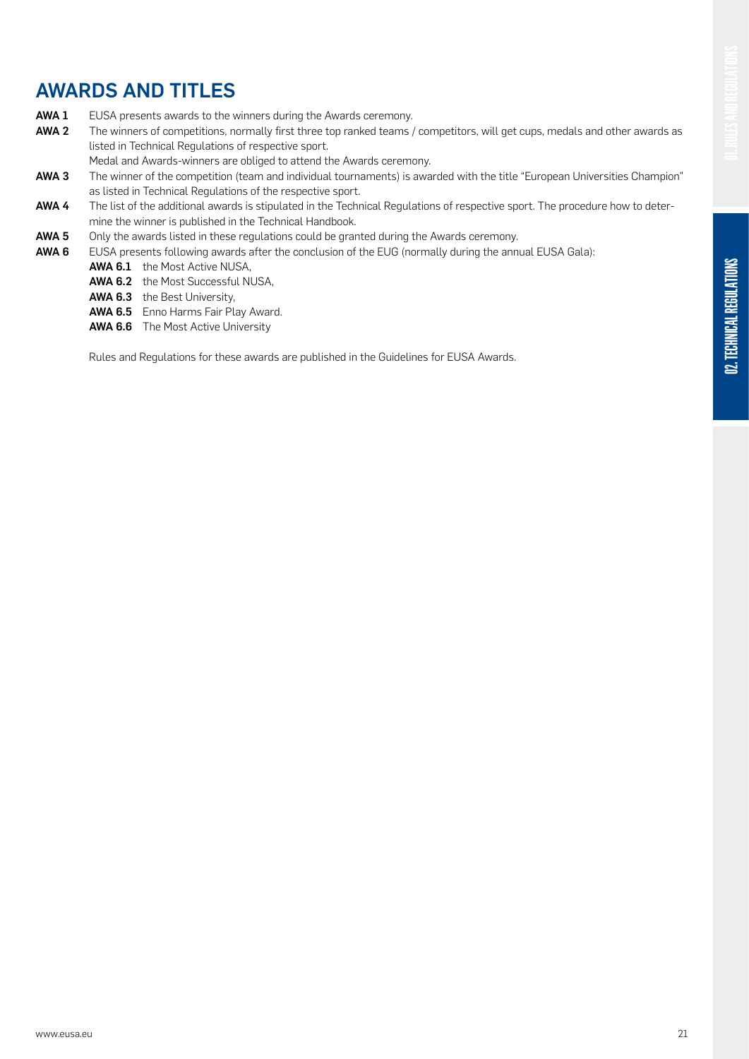## AWARDS AND TITLES

**AWA 1** EUSA presents awards to the winners during the Awards ceremony.

**AWA 2** The winners of competitions, normally first three top ranked teams / competitors, will get cups, medals and other awards as listed in Technical Regulations of respective sport.
Medal and Awards-winners are obliged to attend the Awards ceremony.

**AWA 3** The winner of the competition (team and individual tournaments) is awarded with the title "European Universities Champion" as listed in Technical Regulations of the respective sport.

**AWA 4** The list of the additional awards is stipulated in the Technical Regulations of respective sport. The procedure how to determine the winner is published in the Technical Handbook.

**AWA 5** Only the awards listed in these regulations could be granted during the Awards ceremony.

**AWA 6** EUSA presents following awards after the conclusion of the EUG (normally during the annual EUSA Gala):

- **AWA 6.1** the Most Active NUSA,
- **AWA 6.2** the Most Successful NUSA,
- **AWA 6.3** the Best University,
- **AWA 6.5** Enno Harms Fair Play Award.
- **AWA 6.6** The Most Active University

Rules and Regulations for these awards are published in the Guidelines for EUSA Awards.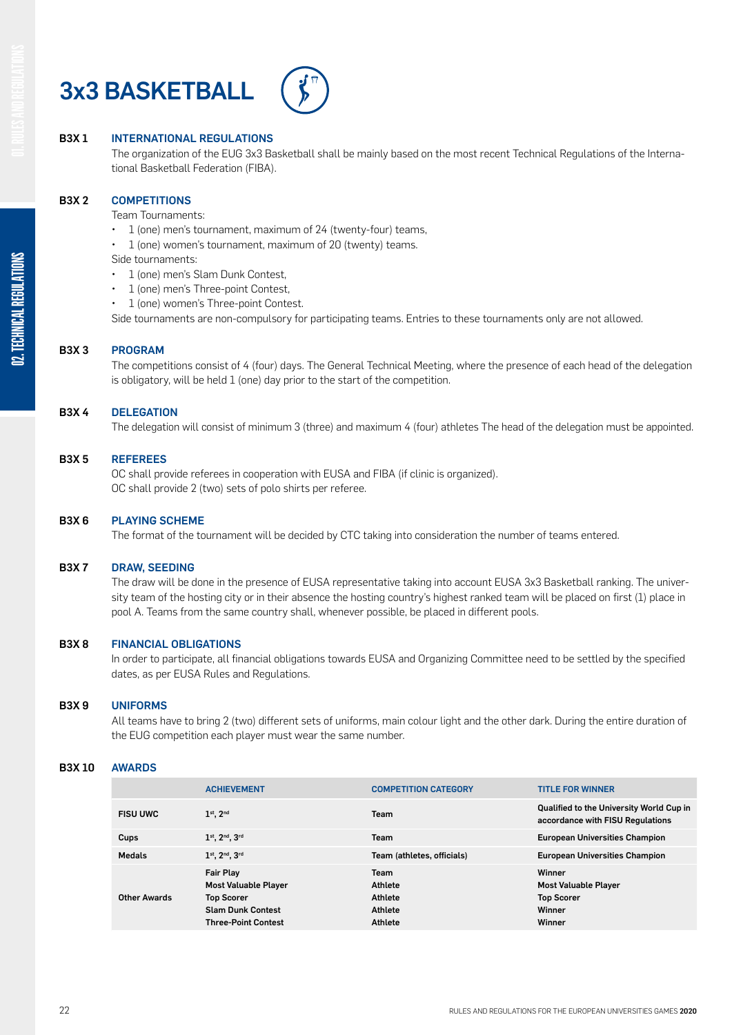# 3x3 BASKETBALL

## B3X 1 INTERNATIONAL REGULATIONS

The organization of the EUG 3x3 Basketball shall be mainly based on the most recent Technical Regulations of the International Basketball Federation (FIBA).

## B3X 2 COMPETITIONS

Team Tournaments:

- 1 (one) men's tournament, maximum of 24 (twenty-four) teams,
- 1 (one) women's tournament, maximum of 20 (twenty) teams.

Side tournaments:

- 1 (one) men's Slam Dunk Contest,
- 1 (one) men's Three-point Contest,
- 1 (one) women's Three-point Contest.

Side tournaments are non-compulsory for participating teams. Entries to these tournaments only are not allowed.

## B3X 3 PROGRAM

The competitions consist of 4 (four) days. The General Technical Meeting, where the presence of each head of the delegation is obligatory, will be held 1 (one) day prior to the start of the competition.

## B3X 4 DELEGATION

The delegation will consist of minimum 3 (three) and maximum 4 (four) athletes The head of the delegation must be appointed.

## B3X 5 REFEREES

OC shall provide referees in cooperation with EUSA and FIBA (if clinic is organized).
OC shall provide 2 (two) sets of polo shirts per referee.

## B3X 6 PLAYING SCHEME

The format of the tournament will be decided by CTC taking into consideration the number of teams entered.

## B3X 7 DRAW, SEEDING

The draw will be done in the presence of EUSA representative taking into account EUSA 3x3 Basketball ranking. The university team of the hosting city or in their absence the hosting country's highest ranked team will be placed on first (1) place in pool A. Teams from the same country shall, whenever possible, be placed in different pools.

## B3X 8 FINANCIAL OBLIGATIONS

In order to participate, all financial obligations towards EUSA and Organizing Committee need to be settled by the specified dates, as per EUSA Rules and Regulations.

## B3X 9 UNIFORMS

All teams have to bring 2 (two) different sets of uniforms, main colour light and the other dark. During the entire duration of the EUG competition each player must wear the same number.

## B3X 10 AWARDS

| | ACHIEVEMENT | COMPETITION CATEGORY | TITLE FOR WINNER |
|---|---|---|---|
| **FISU UWC** | 1st, 2nd | Team | Qualified to the University World Cup in accordance with FISU Regulations |
| **Cups** | 1st, 2nd, 3rd | Team | European Universities Champion |
| **Medals** | 1st, 2nd, 3rd | Team (athletes, officials) | European Universities Champion |
| **Other Awards** | Fair Play<br>Most Valuable Player<br>Top Scorer<br>Slam Dunk Contest<br>Three-Point Contest | Team<br>Athlete<br>Athlete<br>Athlete<br>Athlete | Winner<br>Most Valuable Player<br>Top Scorer<br>Winner<br>Winner |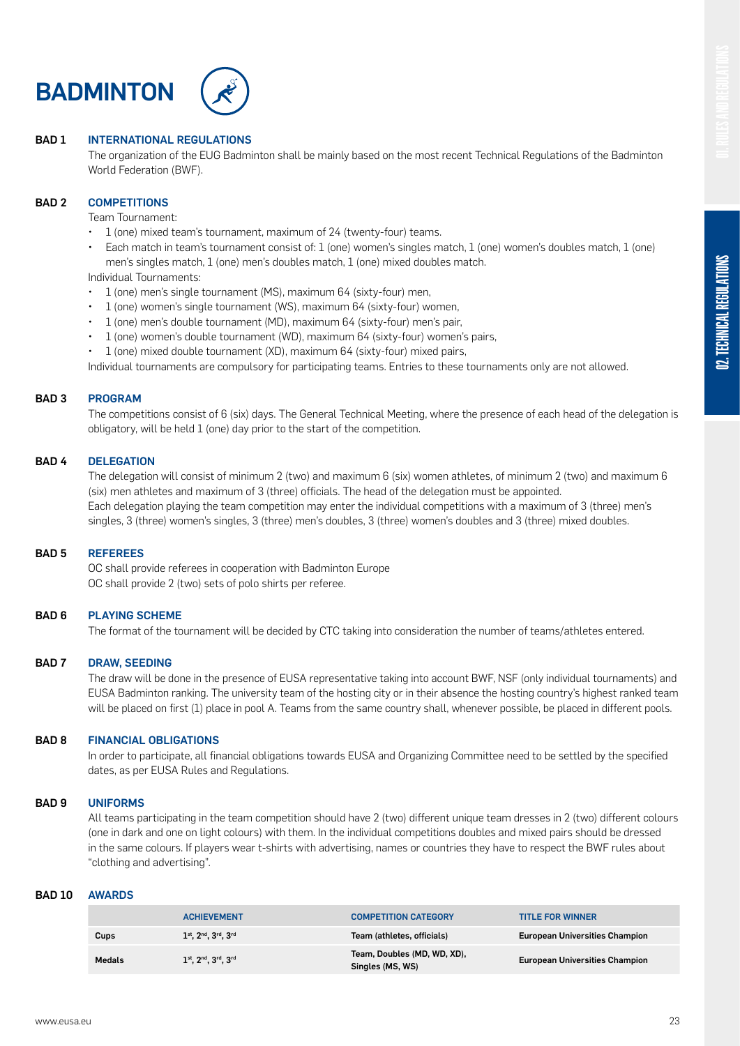# BADMINTON

**BAD 1 INTERNATIONAL REGULATIONS**

The organization of the EUG Badminton shall be mainly based on the most recent Technical Regulations of the Badminton World Federation (BWF).

**BAD 2 COMPETITIONS**

Team Tournament:

- 1 (one) mixed team's tournament, maximum of 24 (twenty-four) teams.
- Each match in team's tournament consist of: 1 (one) women's singles match, 1 (one) women's doubles match, 1 (one) men's singles match, 1 (one) men's doubles match, 1 (one) mixed doubles match.

Individual Tournaments:

- 1 (one) men's single tournament (MS), maximum 64 (sixty-four) men,
- 1 (one) women's single tournament (WS), maximum 64 (sixty-four) women,
- 1 (one) men's double tournament (MD), maximum 64 (sixty-four) men's pair,
- 1 (one) women's double tournament (WD), maximum 64 (sixty-four) women's pairs,
- 1 (one) mixed double tournament (XD), maximum 64 (sixty-four) mixed pairs,

Individual tournaments are compulsory for participating teams. Entries to these tournaments only are not allowed.

**BAD 3 PROGRAM**

The competitions consist of 6 (six) days. The General Technical Meeting, where the presence of each head of the delegation is obligatory, will be held 1 (one) day prior to the start of the competition.

**BAD 4 DELEGATION**

The delegation will consist of minimum 2 (two) and maximum 6 (six) women athletes, of minimum 2 (two) and maximum 6 (six) men athletes and maximum of 3 (three) officials. The head of the delegation must be appointed.
Each delegation playing the team competition may enter the individual competitions with a maximum of 3 (three) men's singles, 3 (three) women's singles, 3 (three) men's doubles, 3 (three) women's doubles and 3 (three) mixed doubles.

**BAD 5 REFEREES**

OC shall provide referees in cooperation with Badminton Europe
OC shall provide 2 (two) sets of polo shirts per referee.

**BAD 6 PLAYING SCHEME**

The format of the tournament will be decided by CTC taking into consideration the number of teams/athletes entered.

**BAD 7 DRAW, SEEDING**

The draw will be done in the presence of EUSA representative taking into account BWF, NSF (only individual tournaments) and EUSA Badminton ranking. The university team of the hosting city or in their absence the hosting country's highest ranked team will be placed on first (1) place in pool A. Teams from the same country shall, whenever possible, be placed in different pools.

**BAD 8 FINANCIAL OBLIGATIONS**

In order to participate, all financial obligations towards EUSA and Organizing Committee need to be settled by the specified dates, as per EUSA Rules and Regulations.

**BAD 9 UNIFORMS**

All teams participating in the team competition should have 2 (two) different unique team dresses in 2 (two) different colours (one in dark and one on light colours) with them. In the individual competitions doubles and mixed pairs should be dressed in the same colours. If players wear t-shirts with advertising, names or countries they have to respect the BWF rules about "clothing and advertising".

**BAD 10 AWARDS**

| | ACHIEVEMENT | COMPETITION CATEGORY | TITLE FOR WINNER |
|---|---|---|---|
| Cups | 1st, 2nd, 3rd, 3rd | Team (athletes, officials) | European Universities Champion |
| Medals | 1st, 2nd, 3rd, 3rd | Team, Doubles (MD, WD, XD), Singles (MS, WS) | European Universities Champion |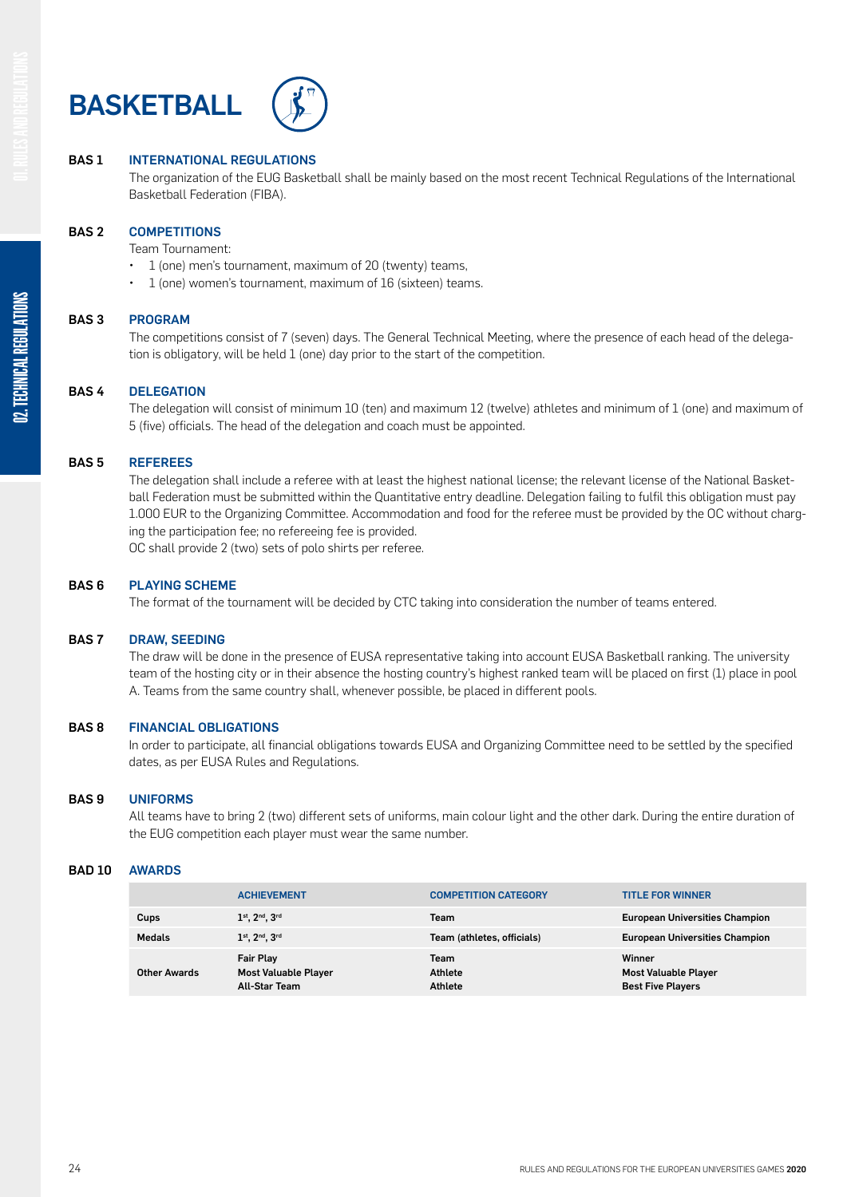# BASKETBALL

## BAS 1 INTERNATIONAL REGULATIONS

The organization of the EUG Basketball shall be mainly based on the most recent Technical Regulations of the International Basketball Federation (FIBA).

## BAS 2 COMPETITIONS

Team Tournament:

- 1 (one) men's tournament, maximum of 20 (twenty) teams,
- 1 (one) women's tournament, maximum of 16 (sixteen) teams.

## BAS 3 PROGRAM

The competitions consist of 7 (seven) days. The General Technical Meeting, where the presence of each head of the delegation is obligatory, will be held 1 (one) day prior to the start of the competition.

## BAS 4 DELEGATION

The delegation will consist of minimum 10 (ten) and maximum 12 (twelve) athletes and minimum of 1 (one) and maximum of 5 (five) officials. The head of the delegation and coach must be appointed.

## BAS 5 REFEREES

The delegation shall include a referee with at least the highest national license; the relevant license of the National Basketball Federation must be submitted within the Quantitative entry deadline. Delegation failing to fulfil this obligation must pay 1.000 EUR to the Organizing Committee. Accommodation and food for the referee must be provided by the OC without charging the participation fee; no refereeing fee is provided.

OC shall provide 2 (two) sets of polo shirts per referee.

## BAS 6 PLAYING SCHEME

The format of the tournament will be decided by CTC taking into consideration the number of teams entered.

## BAS 7 DRAW, SEEDING

The draw will be done in the presence of EUSA representative taking into account EUSA Basketball ranking. The university team of the hosting city or in their absence the hosting country's highest ranked team will be placed on first (1) place in pool A. Teams from the same country shall, whenever possible, be placed in different pools.

## BAS 8 FINANCIAL OBLIGATIONS

In order to participate, all financial obligations towards EUSA and Organizing Committee need to be settled by the specified dates, as per EUSA Rules and Regulations.

## BAS 9 UNIFORMS

All teams have to bring 2 (two) different sets of uniforms, main colour light and the other dark. During the entire duration of the EUG competition each player must wear the same number.

## BAD 10 AWARDS

| | ACHIEVEMENT | COMPETITION CATEGORY | TITLE FOR WINNER |
|---|---|---|---|
| Cups | 1st, 2nd, 3rd | Team | European Universities Champion |
| Medals | 1st, 2nd, 3rd | Team (athletes, officials) | European Universities Champion |
| Other Awards | Fair Play<br>Most Valuable Player<br>All-Star Team | Team<br>Athlete<br>Athlete | Winner<br>Most Valuable Player<br>Best Five Players |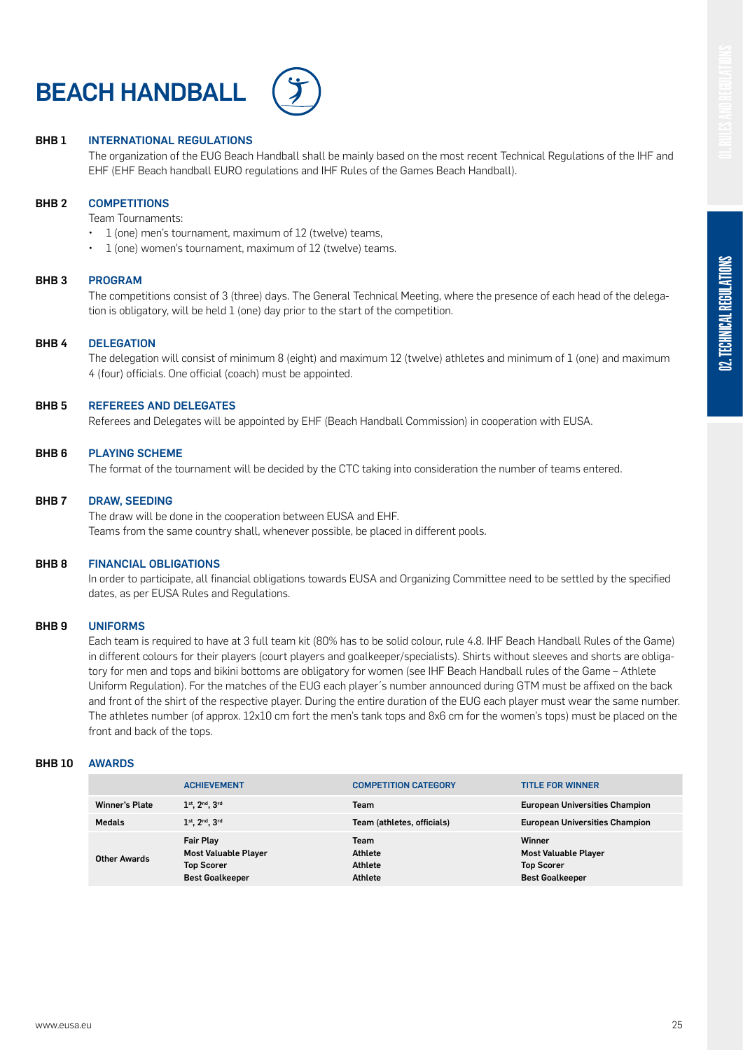# BEACH HANDBALL

### BHB 1 INTERNATIONAL REGULATIONS

The organization of the EUG Beach Handball shall be mainly based on the most recent Technical Regulations of the IHF and EHF (EHF Beach handball EURO regulations and IHF Rules of the Games Beach Handball).

### BHB 2 COMPETITIONS

Team Tournaments:

- 1 (one) men's tournament, maximum of 12 (twelve) teams,
- 1 (one) women's tournament, maximum of 12 (twelve) teams.

### BHB 3 PROGRAM

The competitions consist of 3 (three) days. The General Technical Meeting, where the presence of each head of the delegation is obligatory, will be held 1 (one) day prior to the start of the competition.

### BHB 4 DELEGATION

The delegation will consist of minimum 8 (eight) and maximum 12 (twelve) athletes and minimum of 1 (one) and maximum 4 (four) officials. One official (coach) must be appointed.

### BHB 5 REFEREES AND DELEGATES

Referees and Delegates will be appointed by EHF (Beach Handball Commission) in cooperation with EUSA.

### BHB 6 PLAYING SCHEME

The format of the tournament will be decided by the CTC taking into consideration the number of teams entered.

### BHB 7 DRAW, SEEDING

The draw will be done in the cooperation between EUSA and EHF.
Teams from the same country shall, whenever possible, be placed in different pools.

### BHB 8 FINANCIAL OBLIGATIONS

In order to participate, all financial obligations towards EUSA and Organizing Committee need to be settled by the specified dates, as per EUSA Rules and Regulations.

### BHB 9 UNIFORMS

Each team is required to have at 3 full team kit (80% has to be solid colour, rule 4.8. IHF Beach Handball Rules of the Game) in different colours for their players (court players and goalkeeper/specialists). Shirts without sleeves and shorts are obligatory for men and tops and bikini bottoms are obligatory for women (see IHF Beach Handball rules of the Game – Athlete Uniform Regulation). For the matches of the EUG each player´s number announced during GTM must be affixed on the back and front of the shirt of the respective player. During the entire duration of the EUG each player must wear the same number. The athletes number (of approx. 12x10 cm fort the men's tank tops and 8x6 cm for the women's tops) must be placed on the front and back of the tops.

### BHB 10 AWARDS

| | ACHIEVEMENT | COMPETITION CATEGORY | TITLE FOR WINNER |
|---|---|---|---|
| Winner's Plate | 1st, 2nd, 3rd | Team | European Universities Champion |
| Medals | 1st, 2nd, 3rd | Team (athletes, officials) | European Universities Champion |
| Other Awards | Fair Play<br>Most Valuable Player<br>Top Scorer<br>Best Goalkeeper | Team<br>Athlete<br>Athlete<br>Athlete | Winner<br>Most Valuable Player<br>Top Scorer<br>Best Goalkeeper |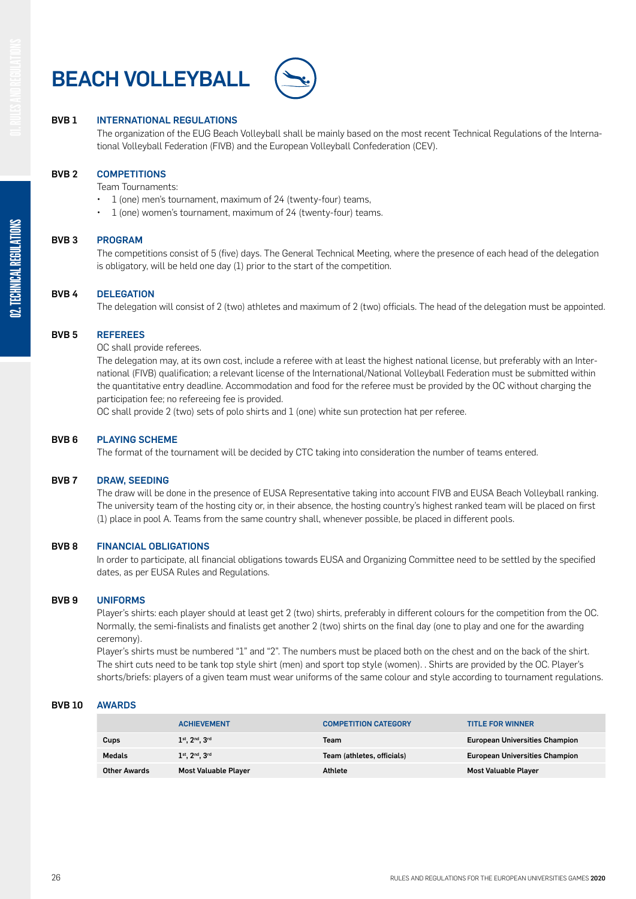# BEACH VOLLEYBALL

## BVB 1 INTERNATIONAL REGULATIONS

The organization of the EUG Beach Volleyball shall be mainly based on the most recent Technical Regulations of the International Volleyball Federation (FIVB) and the European Volleyball Confederation (CEV).

## BVB 2 COMPETITIONS

Team Tournaments:

- 1 (one) men's tournament, maximum of 24 (twenty-four) teams,
- 1 (one) women's tournament, maximum of 24 (twenty-four) teams.

## BVB 3 PROGRAM

The competitions consist of 5 (five) days. The General Technical Meeting, where the presence of each head of the delegation is obligatory, will be held one day (1) prior to the start of the competition.

## BVB 4 DELEGATION

The delegation will consist of 2 (two) athletes and maximum of 2 (two) officials. The head of the delegation must be appointed.

## BVB 5 REFEREES

OC shall provide referees.

The delegation may, at its own cost, include a referee with at least the highest national license, but preferably with an International (FIVB) qualification; a relevant license of the International/National Volleyball Federation must be submitted within the quantitative entry deadline. Accommodation and food for the referee must be provided by the OC without charging the participation fee; no refereeing fee is provided.

OC shall provide 2 (two) sets of polo shirts and 1 (one) white sun protection hat per referee.

## BVB 6 PLAYING SCHEME

The format of the tournament will be decided by CTC taking into consideration the number of teams entered.

## BVB 7 DRAW, SEEDING

The draw will be done in the presence of EUSA Representative taking into account FIVB and EUSA Beach Volleyball ranking. The university team of the hosting city or, in their absence, the hosting country's highest ranked team will be placed on first (1) place in pool A. Teams from the same country shall, whenever possible, be placed in different pools.

## BVB 8 FINANCIAL OBLIGATIONS

In order to participate, all financial obligations towards EUSA and Organizing Committee need to be settled by the specified dates, as per EUSA Rules and Regulations.

## BVB 9 UNIFORMS

Player's shirts: each player should at least get 2 (two) shirts, preferably in different colours for the competition from the OC. Normally, the semi-finalists and finalists get another 2 (two) shirts on the final day (one to play and one for the awarding ceremony).

Player's shirts must be numbered "1" and "2". The numbers must be placed both on the chest and on the back of the shirt. The shirt cuts need to be tank top style shirt (men) and sport top style (women). . Shirts are provided by the OC. Player's shorts/briefs: players of a given team must wear uniforms of the same colour and style according to tournament regulations.

## BVB 10 AWARDS

| | ACHIEVEMENT | COMPETITION CATEGORY | TITLE FOR WINNER |
|---|---|---|---|
| Cups | 1st, 2nd, 3rd | Team | European Universities Champion |
| Medals | 1st, 2nd, 3rd | Team (athletes, officials) | European Universities Champion |
| Other Awards | Most Valuable Player | Athlete | Most Valuable Player |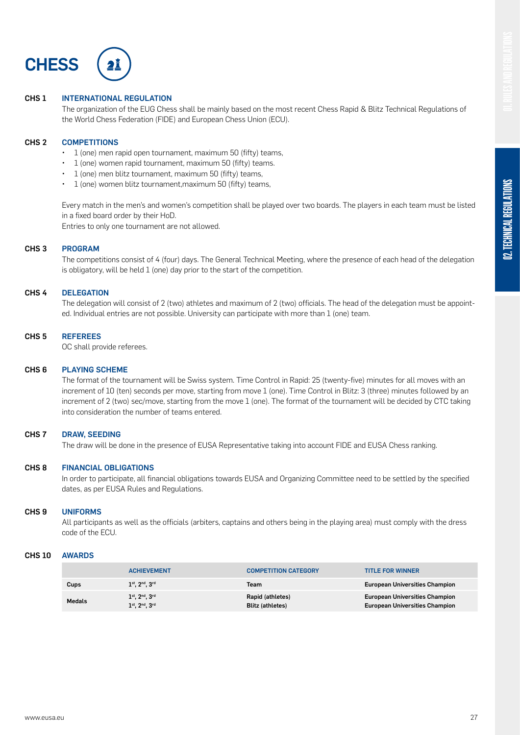# CHESS

## CHS 1 INTERNATIONAL REGULATION

The organization of the EUG Chess shall be mainly based on the most recent Chess Rapid & Blitz Technical Regulations of the World Chess Federation (FIDE) and European Chess Union (ECU).

## CHS 2 COMPETITIONS

- 1 (one) men rapid open tournament, maximum 50 (fifty) teams,
- 1 (one) women rapid tournament, maximum 50 (fifty) teams.
- 1 (one) men blitz tournament, maximum 50 (fifty) teams,
- 1 (one) women blitz tournament,maximum 50 (fifty) teams,

Every match in the men's and women's competition shall be played over two boards. The players in each team must be listed in a fixed board order by their HoD.
Entries to only one tournament are not allowed.

## CHS 3 PROGRAM

The competitions consist of 4 (four) days. The General Technical Meeting, where the presence of each head of the delegation is obligatory, will be held 1 (one) day prior to the start of the competition.

## CHS 4 DELEGATION

The delegation will consist of 2 (two) athletes and maximum of 2 (two) officials. The head of the delegation must be appointed. Individual entries are not possible. University can participate with more than 1 (one) team.

## CHS 5 REFEREES

OC shall provide referees.

## CHS 6 PLAYING SCHEME

The format of the tournament will be Swiss system. Time Control in Rapid: 25 (twenty-five) minutes for all moves with an increment of 10 (ten) seconds per move, starting from move 1 (one). Time Control in Blitz: 3 (three) minutes followed by an increment of 2 (two) sec/move, starting from the move 1 (one). The format of the tournament will be decided by CTC taking into consideration the number of teams entered.

## CHS 7 DRAW, SEEDING

The draw will be done in the presence of EUSA Representative taking into account FIDE and EUSA Chess ranking.

## CHS 8 FINANCIAL OBLIGATIONS

In order to participate, all financial obligations towards EUSA and Organizing Committee need to be settled by the specified dates, as per EUSA Rules and Regulations.

## CHS 9 UNIFORMS

All participants as well as the officials (arbiters, captains and others being in the playing area) must comply with the dress code of the ECU.

## CHS 10 AWARDS

| | ACHIEVEMENT | COMPETITION CATEGORY | TITLE FOR WINNER |
|---|---|---|---|
| Cups | 1st, 2nd, 3rd | Team | European Universities Champion |
| Medals | 1st, 2nd, 3rd<br>1st, 2nd, 3rd | Rapid (athletes)<br>Blitz (athletes) | European Universities Champion<br>European Universities Champion |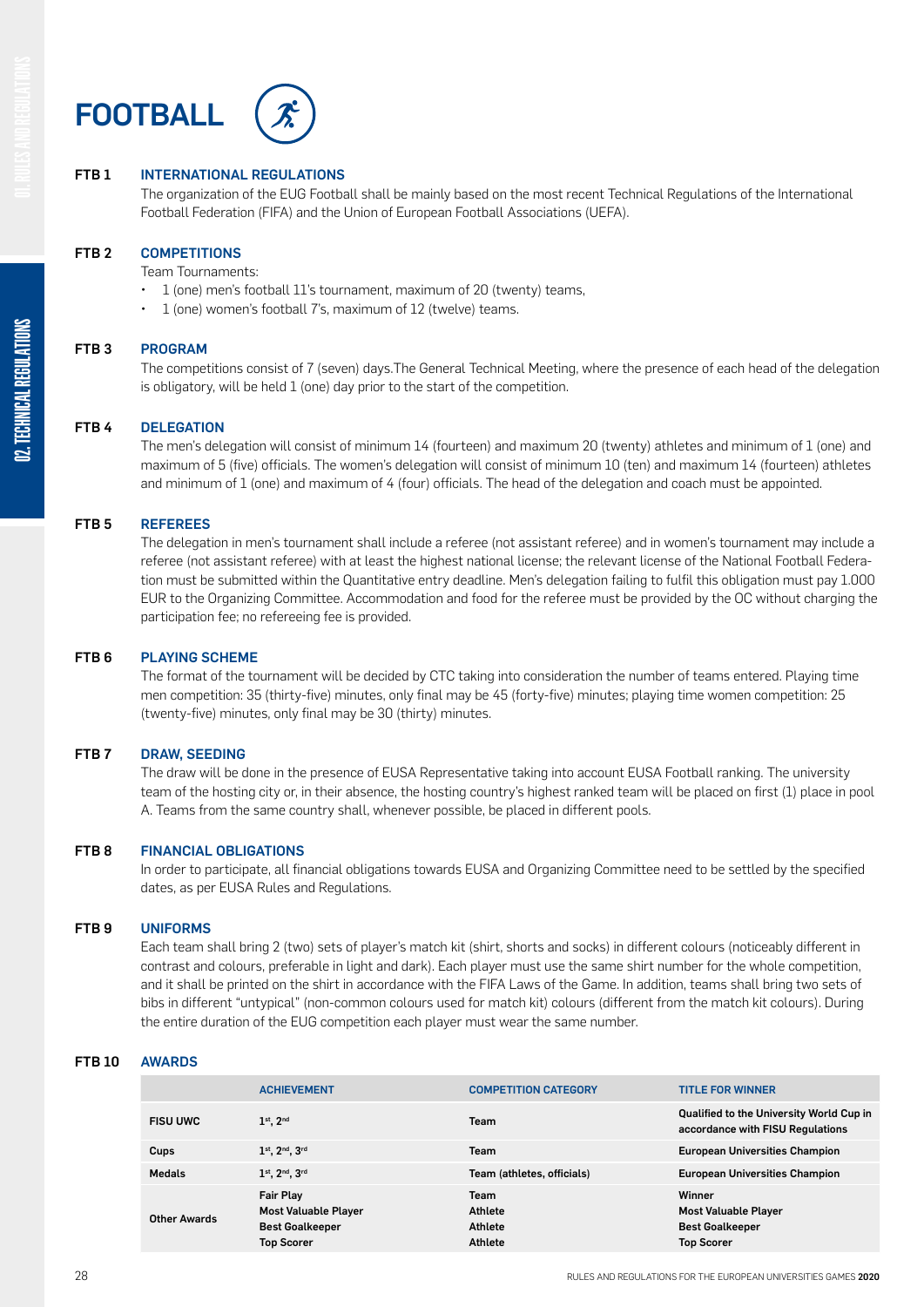# FOOTBALL

**FTB 1 INTERNATIONAL REGULATIONS**

The organization of the EUG Football shall be mainly based on the most recent Technical Regulations of the International Football Federation (FIFA) and the Union of European Football Associations (UEFA).

**FTB 2 COMPETITIONS**

Team Tournaments:

- 1 (one) men's football 11's tournament, maximum of 20 (twenty) teams,
- 1 (one) women's football 7's, maximum of 12 (twelve) teams.

**FTB 3 PROGRAM**

The competitions consist of 7 (seven) days.The General Technical Meeting, where the presence of each head of the delegation is obligatory, will be held 1 (one) day prior to the start of the competition.

**FTB 4 DELEGATION**

The men's delegation will consist of minimum 14 (fourteen) and maximum 20 (twenty) athletes and minimum of 1 (one) and maximum of 5 (five) officials. The women's delegation will consist of minimum 10 (ten) and maximum 14 (fourteen) athletes and minimum of 1 (one) and maximum of 4 (four) officials. The head of the delegation and coach must be appointed.

**FTB 5 REFEREES**

The delegation in men's tournament shall include a referee (not assistant referee) and in women's tournament may include a referee (not assistant referee) with at least the highest national license; the relevant license of the National Football Federation must be submitted within the Quantitative entry deadline. Men's delegation failing to fulfil this obligation must pay 1.000 EUR to the Organizing Committee. Accommodation and food for the referee must be provided by the OC without charging the participation fee; no refereeing fee is provided.

**FTB 6 PLAYING SCHEME**

The format of the tournament will be decided by CTC taking into consideration the number of teams entered. Playing time men competition: 35 (thirty-five) minutes, only final may be 45 (forty-five) minutes; playing time women competition: 25 (twenty-five) minutes, only final may be 30 (thirty) minutes.

**FTB 7 DRAW, SEEDING**

The draw will be done in the presence of EUSA Representative taking into account EUSA Football ranking. The university team of the hosting city or, in their absence, the hosting country's highest ranked team will be placed on first (1) place in pool A. Teams from the same country shall, whenever possible, be placed in different pools.

**FTB 8 FINANCIAL OBLIGATIONS**

In order to participate, all financial obligations towards EUSA and Organizing Committee need to be settled by the specified dates, as per EUSA Rules and Regulations.

**FTB 9 UNIFORMS**

Each team shall bring 2 (two) sets of player's match kit (shirt, shorts and socks) in different colours (noticeably different in contrast and colours, preferable in light and dark). Each player must use the same shirt number for the whole competition, and it shall be printed on the shirt in accordance with the FIFA Laws of the Game. In addition, teams shall bring two sets of bibs in different "untypical" (non-common colours used for match kit) colours (different from the match kit colours). During the entire duration of the EUG competition each player must wear the same number.

**FTB 10 AWARDS**

| | ACHIEVEMENT | COMPETITION CATEGORY | TITLE FOR WINNER |
|---|---|---|---|
| **FISU UWC** | 1st, 2nd | Team | Qualified to the University World Cup in accordance with FISU Regulations |
| **Cups** | 1st, 2nd, 3rd | Team | European Universities Champion |
| **Medals** | 1st, 2nd, 3rd | Team (athletes, officials) | European Universities Champion |
| **Other Awards** | Fair Play<br>Most Valuable Player<br>Best Goalkeeper<br>Top Scorer | Team<br>Athlete<br>Athlete<br>Athlete | Winner<br>Most Valuable Player<br>Best Goalkeeper<br>Top Scorer |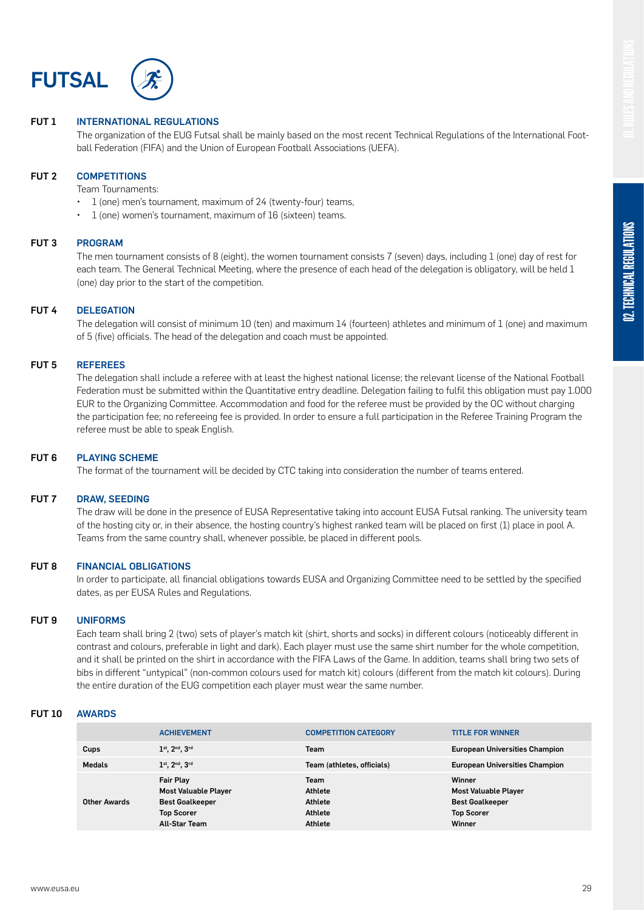# FUTSAL

## FUT 1 INTERNATIONAL REGULATIONS

The organization of the EUG Futsal shall be mainly based on the most recent Technical Regulations of the International Football Federation (FIFA) and the Union of European Football Associations (UEFA).

## FUT 2 COMPETITIONS

Team Tournaments:

- 1 (one) men's tournament, maximum of 24 (twenty-four) teams,
- 1 (one) women's tournament, maximum of 16 (sixteen) teams.

## FUT 3 PROGRAM

The men tournament consists of 8 (eight), the women tournament consists 7 (seven) days, including 1 (one) day of rest for each team. The General Technical Meeting, where the presence of each head of the delegation is obligatory, will be held 1 (one) day prior to the start of the competition.

## FUT 4 DELEGATION

The delegation will consist of minimum 10 (ten) and maximum 14 (fourteen) athletes and minimum of 1 (one) and maximum of 5 (five) officials. The head of the delegation and coach must be appointed.

## FUT 5 REFEREES

The delegation shall include a referee with at least the highest national license; the relevant license of the National Football Federation must be submitted within the Quantitative entry deadline. Delegation failing to fulfil this obligation must pay 1.000 EUR to the Organizing Committee. Accommodation and food for the referee must be provided by the OC without charging the participation fee; no refereeing fee is provided. In order to ensure a full participation in the Referee Training Program the referee must be able to speak English.

## FUT 6 PLAYING SCHEME

The format of the tournament will be decided by CTC taking into consideration the number of teams entered.

## FUT 7 DRAW, SEEDING

The draw will be done in the presence of EUSA Representative taking into account EUSA Futsal ranking. The university team of the hosting city or, in their absence, the hosting country's highest ranked team will be placed on first (1) place in pool A. Teams from the same country shall, whenever possible, be placed in different pools.

## FUT 8 FINANCIAL OBLIGATIONS

In order to participate, all financial obligations towards EUSA and Organizing Committee need to be settled by the specified dates, as per EUSA Rules and Regulations.

## FUT 9 UNIFORMS

Each team shall bring 2 (two) sets of player's match kit (shirt, shorts and socks) in different colours (noticeably different in contrast and colours, preferable in light and dark). Each player must use the same shirt number for the whole competition, and it shall be printed on the shirt in accordance with the FIFA Laws of the Game. In addition, teams shall bring two sets of bibs in different "untypical" (non-common colours used for match kit) colours (different from the match kit colours). During the entire duration of the EUG competition each player must wear the same number.

## FUT 10 AWARDS

| | ACHIEVEMENT | COMPETITION CATEGORY | TITLE FOR WINNER |
|---|---|---|---|
| **Cups** | **1st, 2nd, 3rd** | **Team** | **European Universities Champion** |
| **Medals** | **1st, 2nd, 3rd** | **Team (athletes, officials)** | **European Universities Champion** |
| **Other Awards** | **Fair Play**<br>**Most Valuable Player**<br>**Best Goalkeeper**<br>**Top Scorer**<br>**All-Star Team** | **Team**<br>**Athlete**<br>**Athlete**<br>**Athlete**<br>**Athlete** | **Winner**<br>**Most Valuable Player**<br>**Best Goalkeeper**<br>**Top Scorer**<br>**Winner** |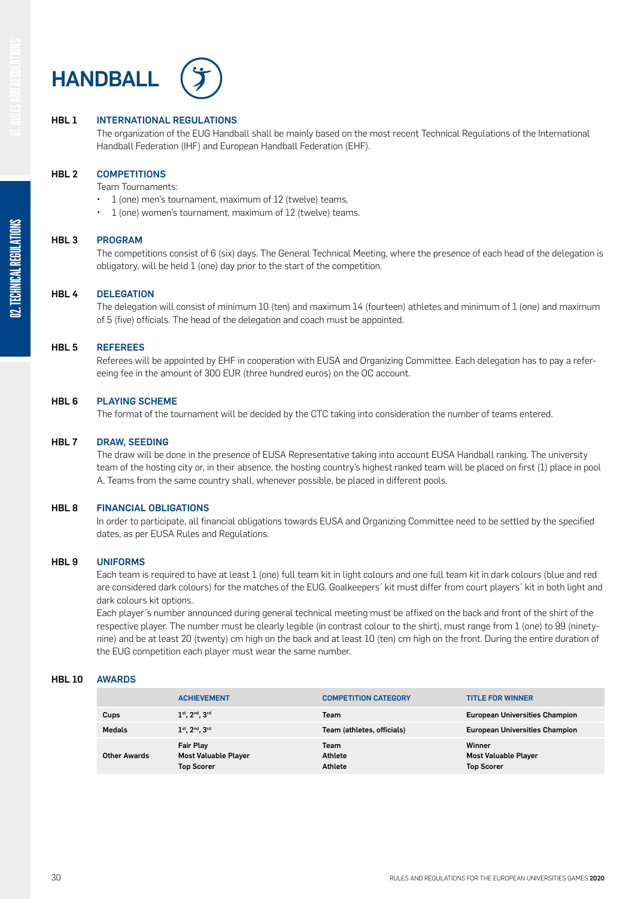# HANDBALL

## HBL 1 INTERNATIONAL REGULATIONS

The organization of the EUG Handball shall be mainly based on the most recent Technical Regulations of the International Handball Federation (IHF) and European Handball Federation (EHF).

## HBL 2 COMPETITIONS

Team Tournaments:

- 1 (one) men's tournament, maximum of 12 (twelve) teams,
- 1 (one) women's tournament, maximum of 12 (twelve) teams.

## HBL 3 PROGRAM

The competitions consist of 6 (six) days. The General Technical Meeting, where the presence of each head of the delegation is obligatory, will be held 1 (one) day prior to the start of the competition.

## HBL 4 DELEGATION

The delegation will consist of minimum 10 (ten) and maximum 14 (fourteen) athletes and minimum of 1 (one) and maximum of 5 (five) officials. The head of the delegation and coach must be appointed.

## HBL 5 REFEREES

Referees will be appointed by EHF in cooperation with EUSA and Organizing Committee. Each delegation has to pay a refereeing fee in the amount of 300 EUR (three hundred euros) on the OC account.

## HBL 6 PLAYING SCHEME

The format of the tournament will be decided by the CTC taking into consideration the number of teams entered.

## HBL 7 DRAW, SEEDING

The draw will be done in the presence of EUSA Representative taking into account EUSA Handball ranking. The university team of the hosting city or, in their absence, the hosting country's highest ranked team will be placed on first (1) place in pool A. Teams from the same country shall, whenever possible, be placed in different pools.

## HBL 8 FINANCIAL OBLIGATIONS

In order to participate, all financial obligations towards EUSA and Organizing Committee need to be settled by the specified dates, as per EUSA Rules and Regulations.

## HBL 9 UNIFORMS

Each team is required to have at least 1 (one) full team kit in light colours and one full team kit in dark colours (blue and red are considered dark colours) for the matches of the EUG. Goalkeepers´ kit must differ from court players´ kit in both light and dark colours kit options.

Each player´s number announced during general technical meeting must be affixed on the back and front of the shirt of the respective player. The number must be clearly legible (in contrast colour to the shirt), must range from 1 (one) to 99 (ninety-nine) and be at least 20 (twenty) cm high on the back and at least 10 (ten) cm high on the front. During the entire duration of the EUG competition each player must wear the same number.

## HBL 10 AWARDS

| | ACHIEVEMENT | COMPETITION CATEGORY | TITLE FOR WINNER |
|---|---|---|---|
| Cups | 1st, 2nd, 3rd | Team | European Universities Champion |
| Medals | 1st, 2nd, 3rd | Team (athletes, officials) | European Universities Champion |
| Other Awards | Fair Play<br>Most Valuable Player<br>Top Scorer | Team<br>Athlete<br>Athlete | Winner<br>Most Valuable Player<br>Top Scorer |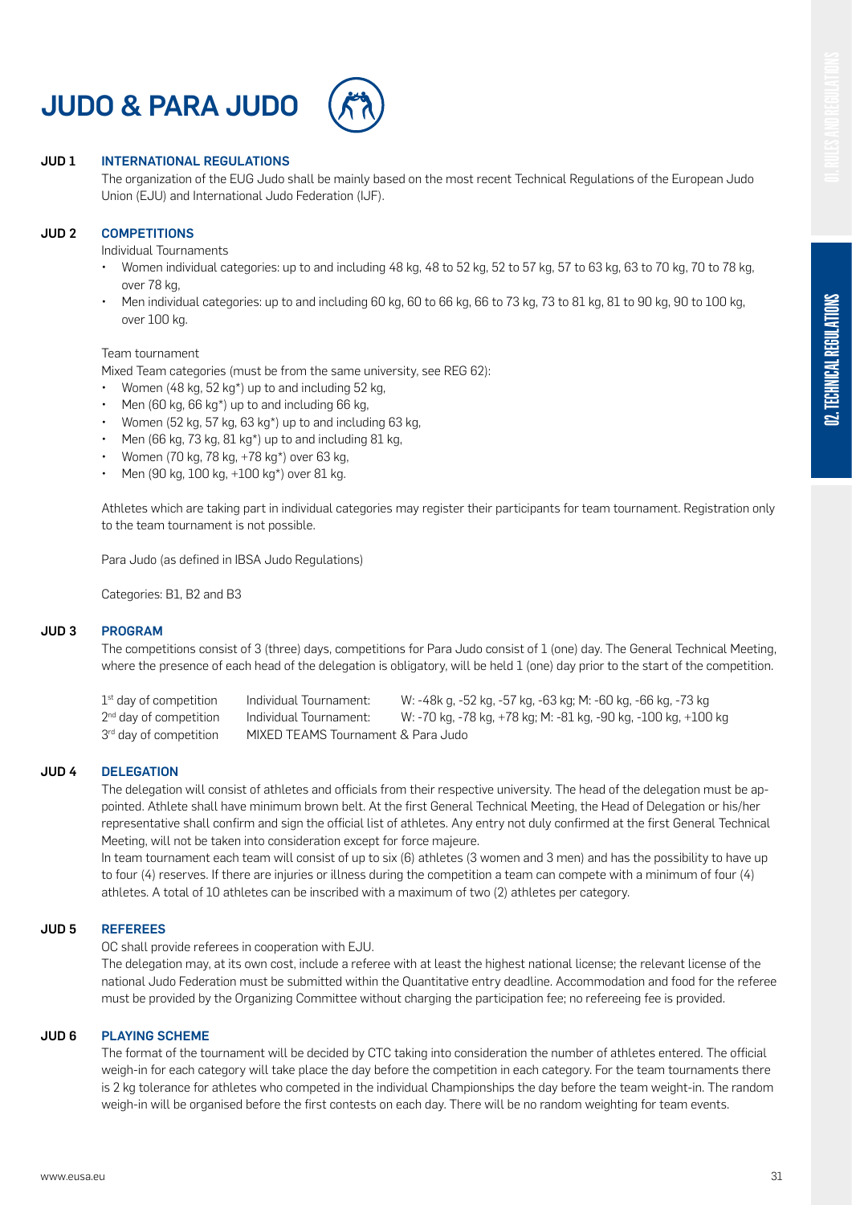# JUDO & PARA JUDO

## JUD 1 INTERNATIONAL REGULATIONS

The organization of the EUG Judo shall be mainly based on the most recent Technical Regulations of the European Judo Union (EJU) and International Judo Federation (IJF).

## JUD 2 COMPETITIONS

Individual Tournaments

- Women individual categories: up to and including 48 kg, 48 to 52 kg, 52 to 57 kg, 57 to 63 kg, 63 to 70 kg, 70 to 78 kg, over 78 kg,
- Men individual categories: up to and including 60 kg, 60 to 66 kg, 66 to 73 kg, 73 to 81 kg, 81 to 90 kg, 90 to 100 kg, over 100 kg.

Team tournament

Mixed Team categories (must be from the same university, see REG 62):

- Women (48 kg, 52 kg*) up to and including 52 kg,
- Men (60 kg, 66 kg*) up to and including 66 kg,
- Women (52 kg, 57 kg, 63 kg*) up to and including 63 kg,
- Men (66 kg, 73 kg, 81 kg*) up to and including 81 kg,
- Women (70 kg, 78 kg, +78 kg*) over 63 kg,
- Men (90 kg, 100 kg, +100 kg*) over 81 kg.

Athletes which are taking part in individual categories may register their participants for team tournament. Registration only to the team tournament is not possible.

Para Judo (as defined in IBSA Judo Regulations)

Categories: B1, B2 and B3

## JUD 3 PROGRAM

The competitions consist of 3 (three) days, competitions for Para Judo consist of 1 (one) day. The General Technical Meeting, where the presence of each head of the delegation is obligatory, will be held 1 (one) day prior to the start of the competition.

| | | |
|---|---|---|
| 1st day of competition | Individual Tournament: | W: -48k g, -52 kg, -57 kg, -63 kg; M: -60 kg, -66 kg, -73 kg |
| 2nd day of competition | Individual Tournament: | W: -70 kg, -78 kg, +78 kg; M: -81 kg, -90 kg, -100 kg, +100 kg |
| 3rd day of competition | MIXED TEAMS Tournament & Para Judo | |

## JUD 4 DELEGATION

The delegation will consist of athletes and officials from their respective university. The head of the delegation must be appointed. Athlete shall have minimum brown belt. At the first General Technical Meeting, the Head of Delegation or his/her representative shall confirm and sign the official list of athletes. Any entry not duly confirmed at the first General Technical Meeting, will not be taken into consideration except for force majeure.

In team tournament each team will consist of up to six (6) athletes (3 women and 3 men) and has the possibility to have up to four (4) reserves. If there are injuries or illness during the competition a team can compete with a minimum of four (4) athletes. A total of 10 athletes can be inscribed with a maximum of two (2) athletes per category.

## JUD 5 REFEREES

OC shall provide referees in cooperation with EJU.

The delegation may, at its own cost, include a referee with at least the highest national license; the relevant license of the national Judo Federation must be submitted within the Quantitative entry deadline. Accommodation and food for the referee must be provided by the Organizing Committee without charging the participation fee; no refereeing fee is provided.

## JUD 6 PLAYING SCHEME

The format of the tournament will be decided by CTC taking into consideration the number of athletes entered. The official weigh-in for each category will take place the day before the competition in each category. For the team tournaments there is 2 kg tolerance for athletes who competed in the individual Championships the day before the team weight-in. The random weigh-in will be organised before the first contests on each day. There will be no random weighting for team events.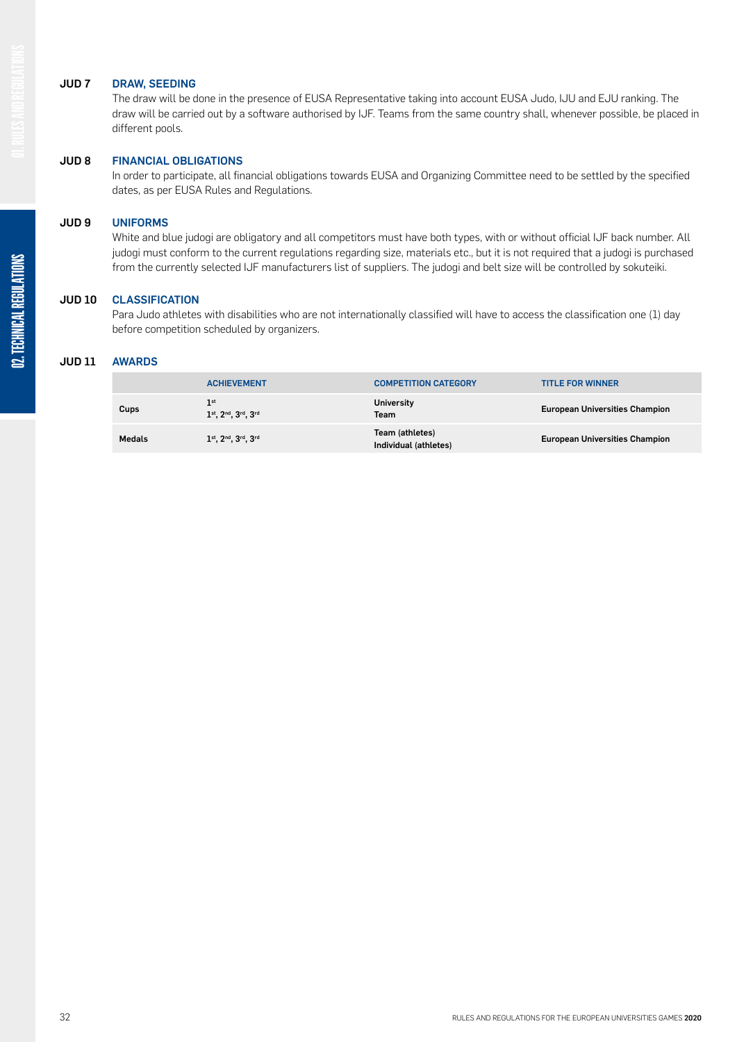### JUD 7 DRAW, SEEDING

The draw will be done in the presence of EUSA Representative taking into account EUSA Judo, IJU and EJU ranking. The draw will be carried out by a software authorised by IJF. Teams from the same country shall, whenever possible, be placed in different pools.

### JUD 8 FINANCIAL OBLIGATIONS

In order to participate, all financial obligations towards EUSA and Organizing Committee need to be settled by the specified dates, as per EUSA Rules and Regulations.

### JUD 9 UNIFORMS

White and blue judogi are obligatory and all competitors must have both types, with or without official IJF back number. All judogi must conform to the current regulations regarding size, materials etc., but it is not required that a judogi is purchased from the currently selected IJF manufacturers list of suppliers. The judogi and belt size will be controlled by sokuteiki.

### JUD 10 CLASSIFICATION

Para Judo athletes with disabilities who are not internationally classified will have to access the classification one (1) day before competition scheduled by organizers.

### JUD 11 AWARDS

| | ACHIEVEMENT | COMPETITION CATEGORY | TITLE FOR WINNER |
|---|---|---|---|
| Cups | 1st<br>1st, 2nd, 3rd, 3rd | University<br>Team | European Universities Champion |
| Medals | 1st, 2nd, 3rd, 3rd | Team (athletes)<br>Individual (athletes) | European Universities Champion |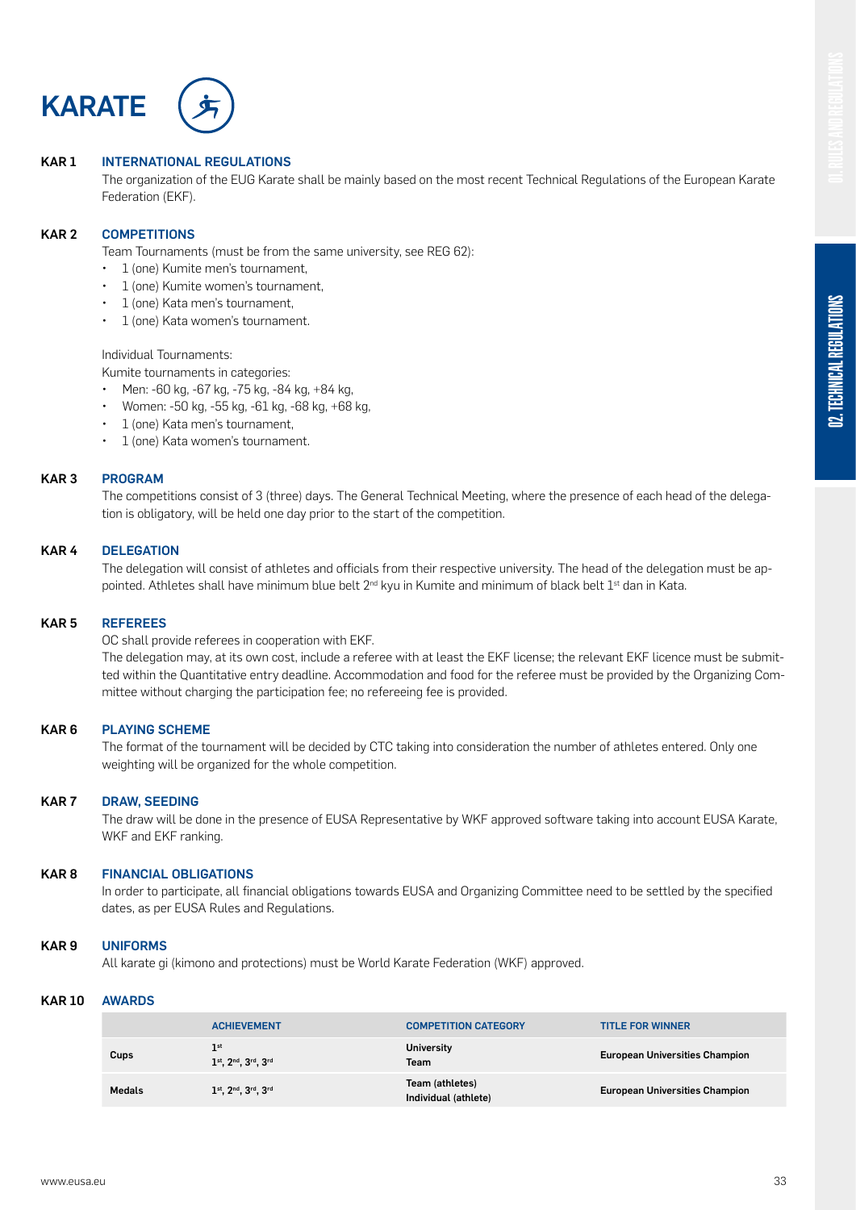# KARATE

## KAR 1 INTERNATIONAL REGULATIONS

The organization of the EUG Karate shall be mainly based on the most recent Technical Regulations of the European Karate Federation (EKF).

## KAR 2 COMPETITIONS

Team Tournaments (must be from the same university, see REG 62):

- 1 (one) Kumite men's tournament,
- 1 (one) Kumite women's tournament,
- 1 (one) Kata men's tournament,
- 1 (one) Kata women's tournament.

Individual Tournaments:

Kumite tournaments in categories:

- Men: -60 kg, -67 kg, -75 kg, -84 kg, +84 kg,
- Women: -50 kg, -55 kg, -61 kg, -68 kg, +68 kg,
- 1 (one) Kata men's tournament,
- 1 (one) Kata women's tournament.

## KAR 3 PROGRAM

The competitions consist of 3 (three) days. The General Technical Meeting, where the presence of each head of the delegation is obligatory, will be held one day prior to the start of the competition.

## KAR 4 DELEGATION

The delegation will consist of athletes and officials from their respective university. The head of the delegation must be appointed. Athletes shall have minimum blue belt 2nd kyu in Kumite and minimum of black belt 1st dan in Kata.

## KAR 5 REFEREES

OC shall provide referees in cooperation with EKF.

The delegation may, at its own cost, include a referee with at least the EKF license; the relevant EKF licence must be submitted within the Quantitative entry deadline. Accommodation and food for the referee must be provided by the Organizing Committee without charging the participation fee; no refereeing fee is provided.

## KAR 6 PLAYING SCHEME

The format of the tournament will be decided by CTC taking into consideration the number of athletes entered. Only one weighting will be organized for the whole competition.

## KAR 7 DRAW, SEEDING

The draw will be done in the presence of EUSA Representative by WKF approved software taking into account EUSA Karate, WKF and EKF ranking.

## KAR 8 FINANCIAL OBLIGATIONS

In order to participate, all financial obligations towards EUSA and Organizing Committee need to be settled by the specified dates, as per EUSA Rules and Regulations.

## KAR 9 UNIFORMS

All karate gi (kimono and protections) must be World Karate Federation (WKF) approved.

## KAR 10 AWARDS

| | ACHIEVEMENT | COMPETITION CATEGORY | TITLE FOR WINNER |
|---|---|---|---|
| Cups | 1st<br>1st, 2nd, 3rd, 3rd | University<br>Team | European Universities Champion |
| Medals | 1st, 2nd, 3rd, 3rd | Team (athletes)<br>Individual (athlete) | European Universities Champion |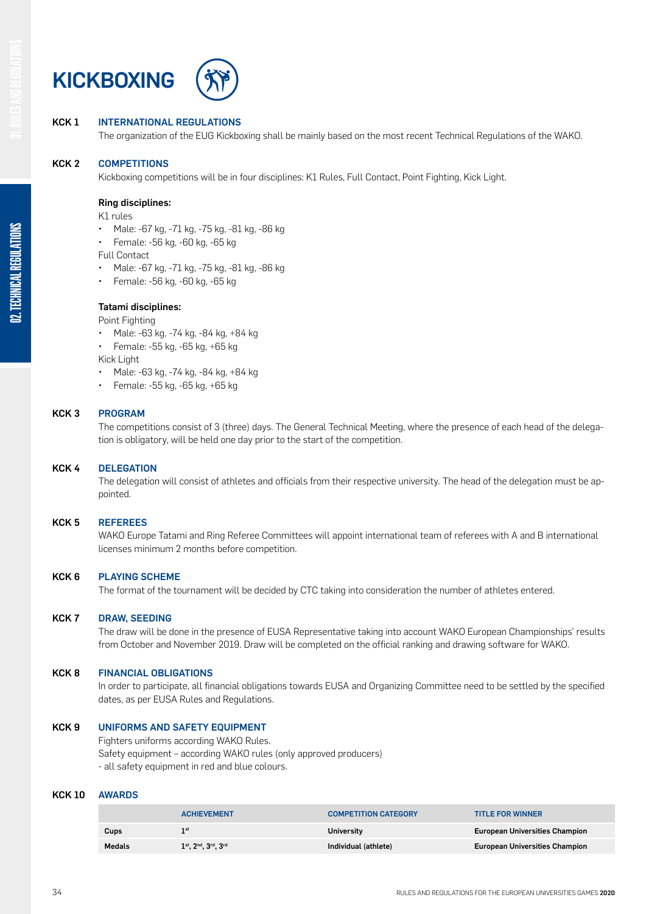# KICKBOXING

## KCK 1 INTERNATIONAL REGULATIONS

The organization of the EUG Kickboxing shall be mainly based on the most recent Technical Regulations of the WAKO.

## KCK 2 COMPETITIONS

Kickboxing competitions will be in four disciplines: K1 Rules, Full Contact, Point Fighting, Kick Light.

**Ring disciplines:**

K1 rules

- Male: -67 kg, -71 kg, -75 kg, -81 kg, -86 kg
- Female: -56 kg, -60 kg, -65 kg

Full Contact

- Male: -67 kg, -71 kg, -75 kg, -81 kg, -86 kg
- Female: -56 kg, -60 kg, -65 kg

**Tatami disciplines:**

Point Fighting

- Male: -63 kg, -74 kg, -84 kg, +84 kg
- Female: -55 kg, -65 kg, +65 kg

Kick Light

- Male: -63 kg, -74 kg, -84 kg, +84 kg
- Female: -55 kg, -65 kg, +65 kg

## KCK 3 PROGRAM

The competitions consist of 3 (three) days. The General Technical Meeting, where the presence of each head of the delegation is obligatory, will be held one day prior to the start of the competition.

## KCK 4 DELEGATION

The delegation will consist of athletes and officials from their respective university. The head of the delegation must be appointed.

## KCK 5 REFEREES

WAKO Europe Tatami and Ring Referee Committees will appoint international team of referees with A and B international licenses minimum 2 months before competition.

## KCK 6 PLAYING SCHEME

The format of the tournament will be decided by CTC taking into consideration the number of athletes entered.

## KCK 7 DRAW, SEEDING

The draw will be done in the presence of EUSA Representative taking into account WAKO European Championships' results from October and November 2019. Draw will be completed on the official ranking and drawing software for WAKO.

## KCK 8 FINANCIAL OBLIGATIONS

In order to participate, all financial obligations towards EUSA and Organizing Committee need to be settled by the specified dates, as per EUSA Rules and Regulations.

## KCK 9 UNIFORMS AND SAFETY EQUIPMENT

Fighters uniforms according WAKO Rules.
Safety equipment – according WAKO rules (only approved producers)
- all safety equipment in red and blue colours.

## KCK 10 AWARDS

| | ACHIEVEMENT | COMPETITION CATEGORY | TITLE FOR WINNER |
|---|---|---|---|
| Cups | 1st | University | European Universities Champion |
| Medals | 1st, 2nd, 3rd, 3rd | Individual (athlete) | European Universities Champion |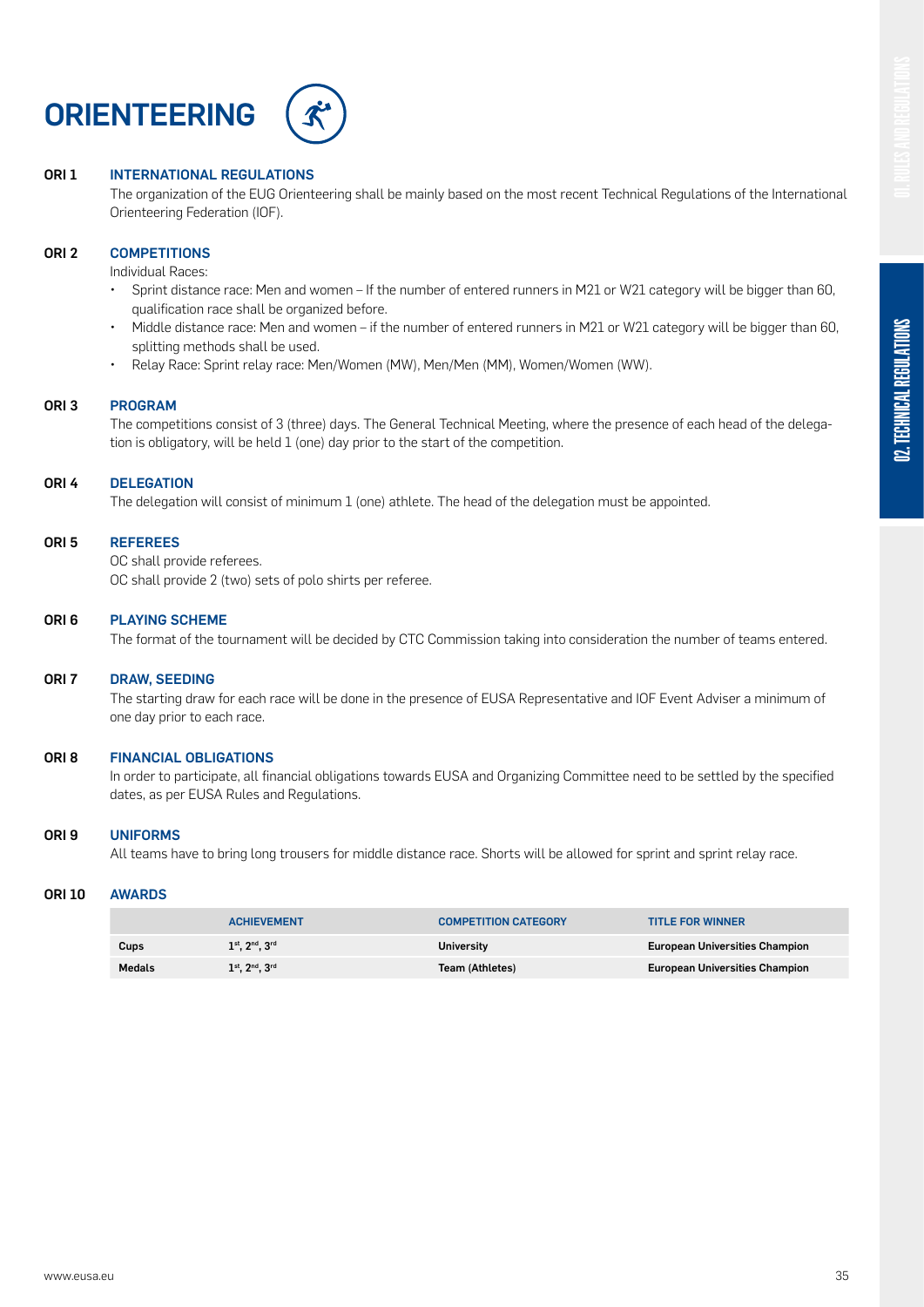# ORIENTEERING

**ORI 1** **INTERNATIONAL REGULATIONS**

The organization of the EUG Orienteering shall be mainly based on the most recent Technical Regulations of the International Orienteering Federation (IOF).

**ORI 2** **COMPETITIONS**

Individual Races:

- Sprint distance race: Men and women – If the number of entered runners in M21 or W21 category will be bigger than 60, qualification race shall be organized before.
- Middle distance race: Men and women – if the number of entered runners in M21 or W21 category will be bigger than 60, splitting methods shall be used.
- Relay Race: Sprint relay race: Men/Women (MW), Men/Men (MM), Women/Women (WW).

**ORI 3** **PROGRAM**

The competitions consist of 3 (three) days. The General Technical Meeting, where the presence of each head of the delegation is obligatory, will be held 1 (one) day prior to the start of the competition.

**ORI 4** **DELEGATION**

The delegation will consist of minimum 1 (one) athlete. The head of the delegation must be appointed.

**ORI 5** **REFEREES**

OC shall provide referees.
OC shall provide 2 (two) sets of polo shirts per referee.

**ORI 6** **PLAYING SCHEME**

The format of the tournament will be decided by CTC Commission taking into consideration the number of teams entered.

**ORI 7** **DRAW, SEEDING**

The starting draw for each race will be done in the presence of EUSA Representative and IOF Event Adviser a minimum of one day prior to each race.

**ORI 8** **FINANCIAL OBLIGATIONS**

In order to participate, all financial obligations towards EUSA and Organizing Committee need to be settled by the specified dates, as per EUSA Rules and Regulations.

**ORI 9** **UNIFORMS**

All teams have to bring long trousers for middle distance race. Shorts will be allowed for sprint and sprint relay race.

**ORI 10** **AWARDS**

| | ACHIEVEMENT | COMPETITION CATEGORY | TITLE FOR WINNER |
|---|---|---|---|
| **Cups** | 1st, 2nd, 3rd | University | European Universities Champion |
| **Medals** | 1st, 2nd, 3rd | Team (Athletes) | European Universities Champion |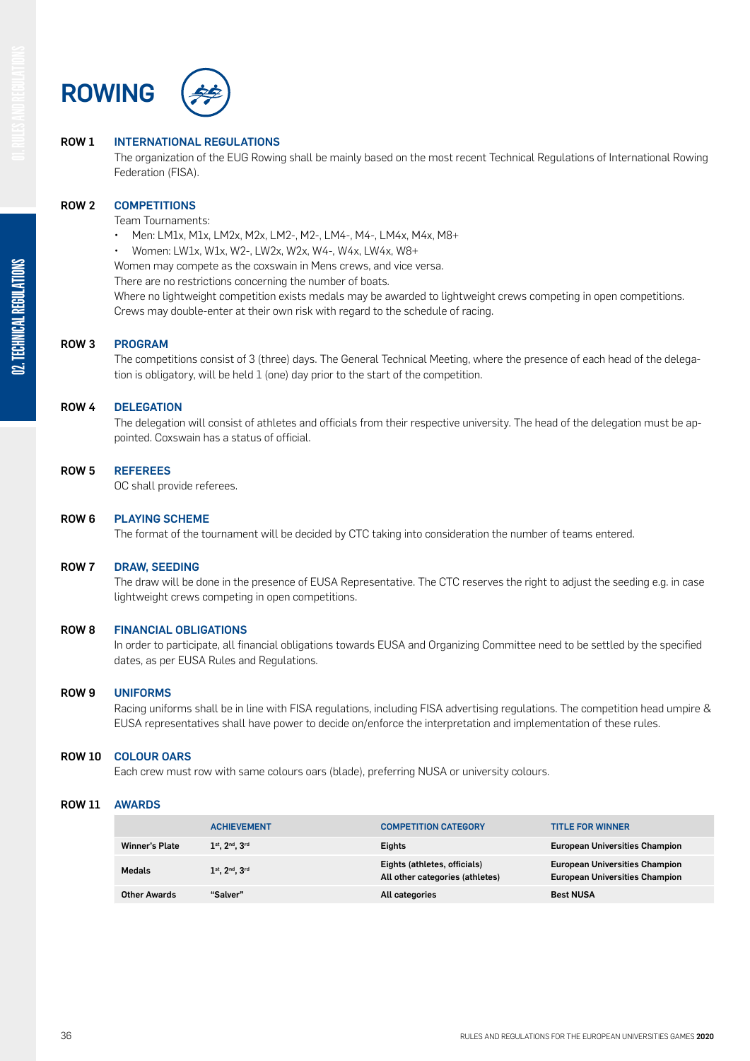# ROWING

## ROW 1 INTERNATIONAL REGULATIONS

The organization of the EUG Rowing shall be mainly based on the most recent Technical Regulations of International Rowing Federation (FISA).

## ROW 2 COMPETITIONS

Team Tournaments:

- Men: LM1x, M1x, LM2x, M2x, LM2-, M2-, LM4-, M4-, LM4x, M4x, M8+
- Women: LW1x, W1x, W2-, LW2x, W2x, W4-, W4x, LW4x, W8+

Women may compete as the coxswain in Mens crews, and vice versa.

There are no restrictions concerning the number of boats.

Where no lightweight competition exists medals may be awarded to lightweight crews competing in open competitions.

Crews may double-enter at their own risk with regard to the schedule of racing.

## ROW 3 PROGRAM

The competitions consist of 3 (three) days. The General Technical Meeting, where the presence of each head of the delegation is obligatory, will be held 1 (one) day prior to the start of the competition.

## ROW 4 DELEGATION

The delegation will consist of athletes and officials from their respective university. The head of the delegation must be appointed. Coxswain has a status of official.

## ROW 5 REFEREES

OC shall provide referees.

## ROW 6 PLAYING SCHEME

The format of the tournament will be decided by CTC taking into consideration the number of teams entered.

## ROW 7 DRAW, SEEDING

The draw will be done in the presence of EUSA Representative. The CTC reserves the right to adjust the seeding e.g. in case lightweight crews competing in open competitions.

## ROW 8 FINANCIAL OBLIGATIONS

In order to participate, all financial obligations towards EUSA and Organizing Committee need to be settled by the specified dates, as per EUSA Rules and Regulations.

## ROW 9 UNIFORMS

Racing uniforms shall be in line with FISA regulations, including FISA advertising regulations. The competition head umpire & EUSA representatives shall have power to decide on/enforce the interpretation and implementation of these rules.

## ROW 10 COLOUR OARS

Each crew must row with same colours oars (blade), preferring NUSA or university colours.

## ROW 11 AWARDS

| | ACHIEVEMENT | COMPETITION CATEGORY | TITLE FOR WINNER |
|---|---|---|---|
| Winner's Plate | 1st, 2nd, 3rd | Eights | European Universities Champion |
| Medals | 1st, 2nd, 3rd | Eights (athletes, officials)<br>All other categories (athletes) | European Universities Champion<br>European Universities Champion |
| Other Awards | "Salver" | All categories | Best NUSA |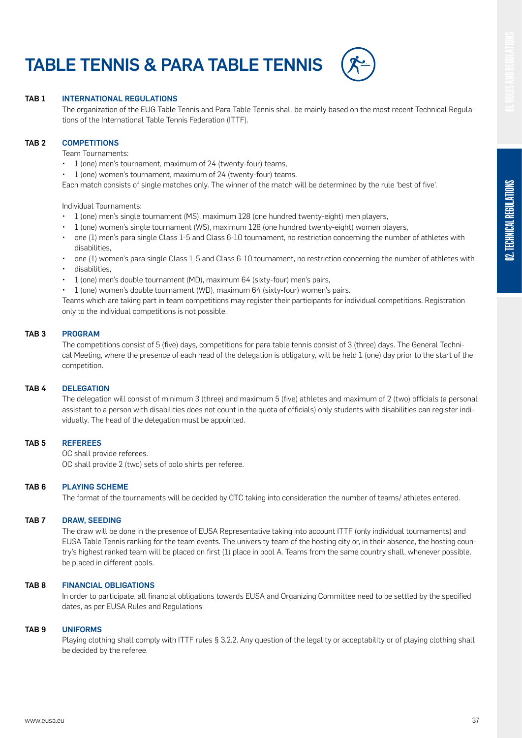# TABLE TENNIS & PARA TABLE TENNIS

**TAB 1 INTERNATIONAL REGULATIONS**

The organization of the EUG Table Tennis and Para Table Tennis shall be mainly based on the most recent Technical Regulations of the International Table Tennis Federation (ITTF).

**TAB 2 COMPETITIONS**

Team Tournaments:

- 1 (one) men's tournament, maximum of 24 (twenty-four) teams,
- 1 (one) women's tournament, maximum of 24 (twenty-four) teams.

Each match consists of single matches only. The winner of the match will be determined by the rule 'best of five'.

Individual Tournaments:

- 1 (one) men's single tournament (MS), maximum 128 (one hundred twenty-eight) men players,
- 1 (one) women's single tournament (WS), maximum 128 (one hundred twenty-eight) women players,
- one (1) men's para single Class 1-5 and Class 6-10 tournament, no restriction concerning the number of athletes with disabilities,
- one (1) women's para single Class 1-5 and Class 6-10 tournament, no restriction concerning the number of athletes with
- disabilities,
- 1 (one) men's double tournament (MD), maximum 64 (sixty-four) men's pairs,
- 1 (one) women's double tournament (WD), maximum 64 (sixty-four) women's pairs.

Teams which are taking part in team competitions may register their participants for individual competitions. Registration only to the individual competitions is not possible.

**TAB 3 PROGRAM**

The competitions consist of 5 (five) days, competitions for para table tennis consist of 3 (three) days. The General Technical Meeting, where the presence of each head of the delegation is obligatory, will be held 1 (one) day prior to the start of the competition.

**TAB 4 DELEGATION**

The delegation will consist of minimum 3 (three) and maximum 5 (five) athletes and maximum of 2 (two) officials (a personal assistant to a person with disabilities does not count in the quota of officials) only students with disabilities can register individually. The head of the delegation must be appointed.

**TAB 5 REFEREES**

OC shall provide referees.
OC shall provide 2 (two) sets of polo shirts per referee.

**TAB 6 PLAYING SCHEME**

The format of the tournaments will be decided by CTC taking into consideration the number of teams/ athletes entered.

**TAB 7 DRAW, SEEDING**

The draw will be done in the presence of EUSA Representative taking into account ITTF (only individual tournaments) and EUSA Table Tennis ranking for the team events. The university team of the hosting city or, in their absence, the hosting country's highest ranked team will be placed on first (1) place in pool A. Teams from the same country shall, whenever possible, be placed in different pools.

**TAB 8 FINANCIAL OBLIGATIONS**

In order to participate, all financial obligations towards EUSA and Organizing Committee need to be settled by the specified dates, as per EUSA Rules and Regulations

**TAB 9 UNIFORMS**

Playing clothing shall comply with ITTF rules § 3.2.2. Any question of the legality or acceptability or of playing clothing shall be decided by the referee.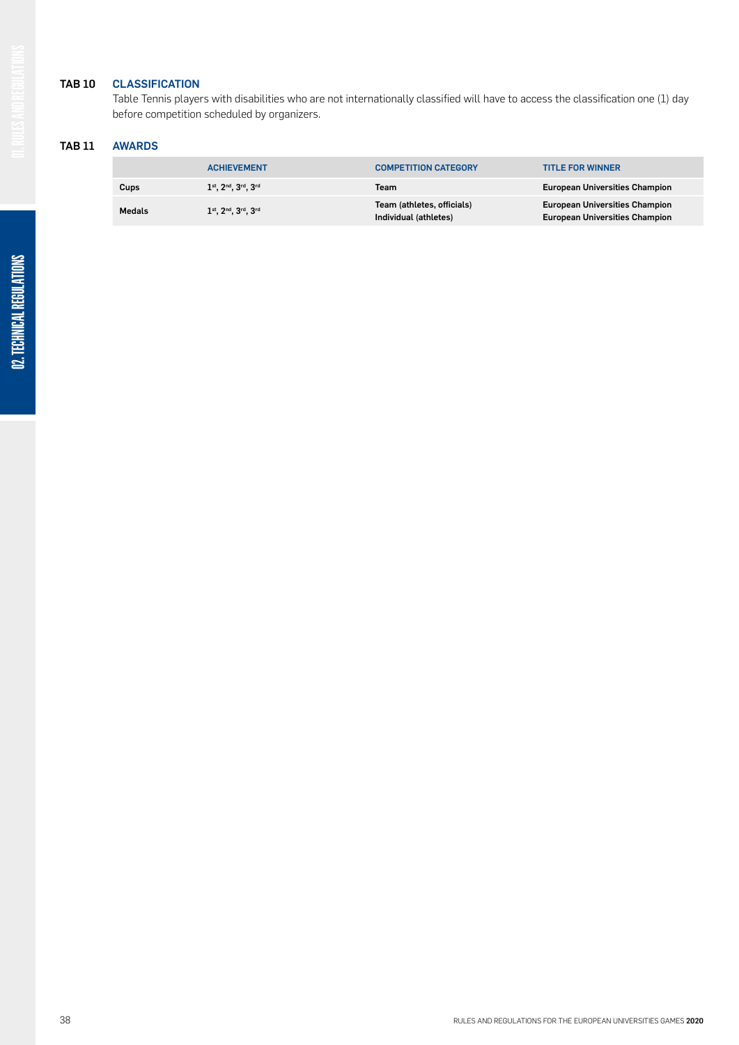### TAB 10 CLASSIFICATION

Table Tennis players with disabilities who are not internationally classified will have to access the classification one (1) day before competition scheduled by organizers.

### TAB 11 AWARDS

| | ACHIEVEMENT | COMPETITION CATEGORY | TITLE FOR WINNER |
|---|---|---|---|
| Cups | 1st, 2nd, 3rd, 3rd | Team | European Universities Champion |
| Medals | 1st, 2nd, 3rd, 3rd | Team (athletes, officials)<br>Individual (athletes) | European Universities Champion<br>European Universities Champion |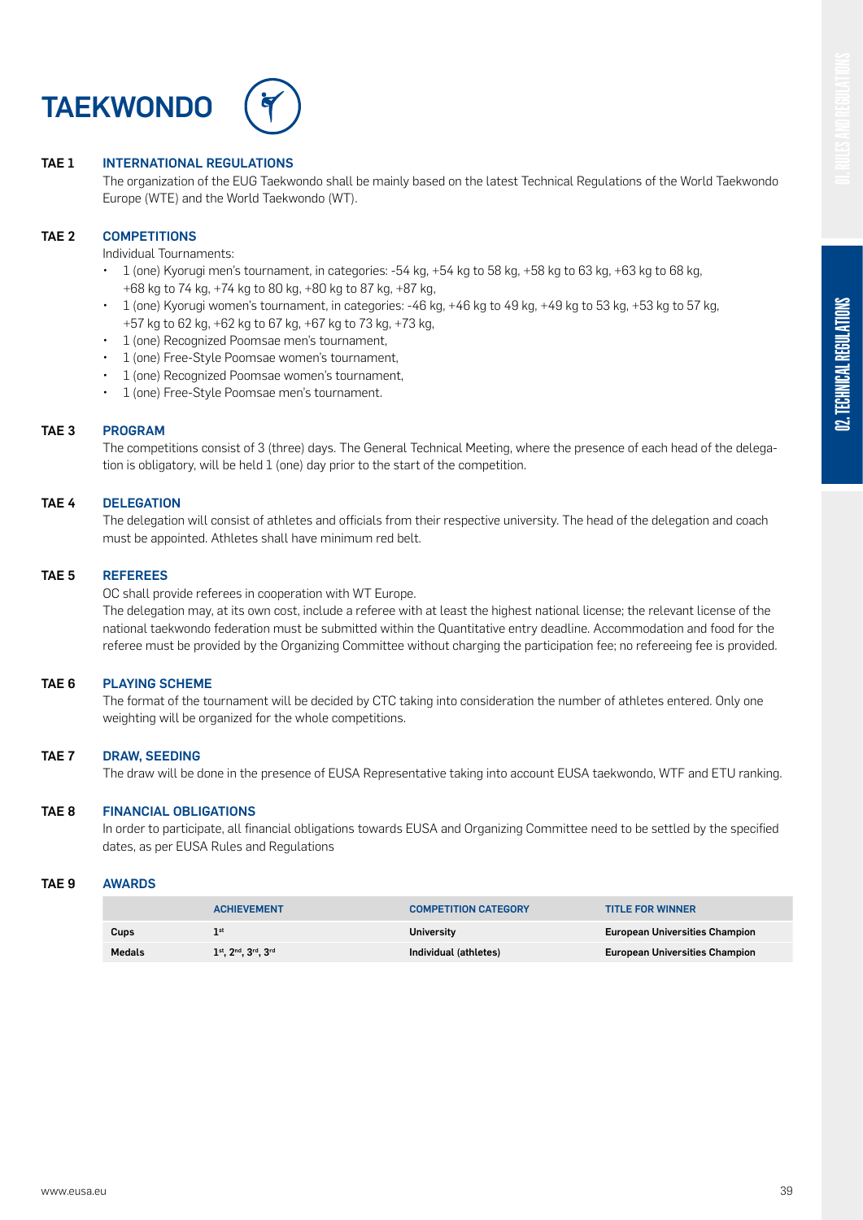# TAEKWONDO

## TAE 1 INTERNATIONAL REGULATIONS

The organization of the EUG Taekwondo shall be mainly based on the latest Technical Regulations of the World Taekwondo Europe (WTE) and the World Taekwondo (WT).

## TAE 2 COMPETITIONS

Individual Tournaments:

- 1 (one) Kyorugi men's tournament, in categories: -54 kg, +54 kg to 58 kg, +58 kg to 63 kg, +63 kg to 68 kg, +68 kg to 74 kg, +74 kg to 80 kg, +80 kg to 87 kg, +87 kg,
- 1 (one) Kyorugi women's tournament, in categories: -46 kg, +46 kg to 49 kg, +49 kg to 53 kg, +53 kg to 57 kg, +57 kg to 62 kg, +62 kg to 67 kg, +67 kg to 73 kg, +73 kg,
- 1 (one) Recognized Poomsae men's tournament,
- 1 (one) Free-Style Poomsae women's tournament,
- 1 (one) Recognized Poomsae women's tournament,
- 1 (one) Free-Style Poomsae men's tournament.

## TAE 3 PROGRAM

The competitions consist of 3 (three) days. The General Technical Meeting, where the presence of each head of the delegation is obligatory, will be held 1 (one) day prior to the start of the competition.

## TAE 4 DELEGATION

The delegation will consist of athletes and officials from their respective university. The head of the delegation and coach must be appointed. Athletes shall have minimum red belt.

## TAE 5 REFEREES

OC shall provide referees in cooperation with WT Europe.

The delegation may, at its own cost, include a referee with at least the highest national license; the relevant license of the national taekwondo federation must be submitted within the Quantitative entry deadline. Accommodation and food for the referee must be provided by the Organizing Committee without charging the participation fee; no refereeing fee is provided.

## TAE 6 PLAYING SCHEME

The format of the tournament will be decided by CTC taking into consideration the number of athletes entered. Only one weighting will be organized for the whole competitions.

## TAE 7 DRAW, SEEDING

The draw will be done in the presence of EUSA Representative taking into account EUSA taekwondo, WTF and ETU ranking.

## TAE 8 FINANCIAL OBLIGATIONS

In order to participate, all financial obligations towards EUSA and Organizing Committee need to be settled by the specified dates, as per EUSA Rules and Regulations

## TAE 9 AWARDS

| | ACHIEVEMENT | COMPETITION CATEGORY | TITLE FOR WINNER |
|---|---|---|---|
| **Cups** | 1st | University | European Universities Champion |
| **Medals** | 1st, 2nd, 3rd, 3rd | Individual (athletes) | European Universities Champion |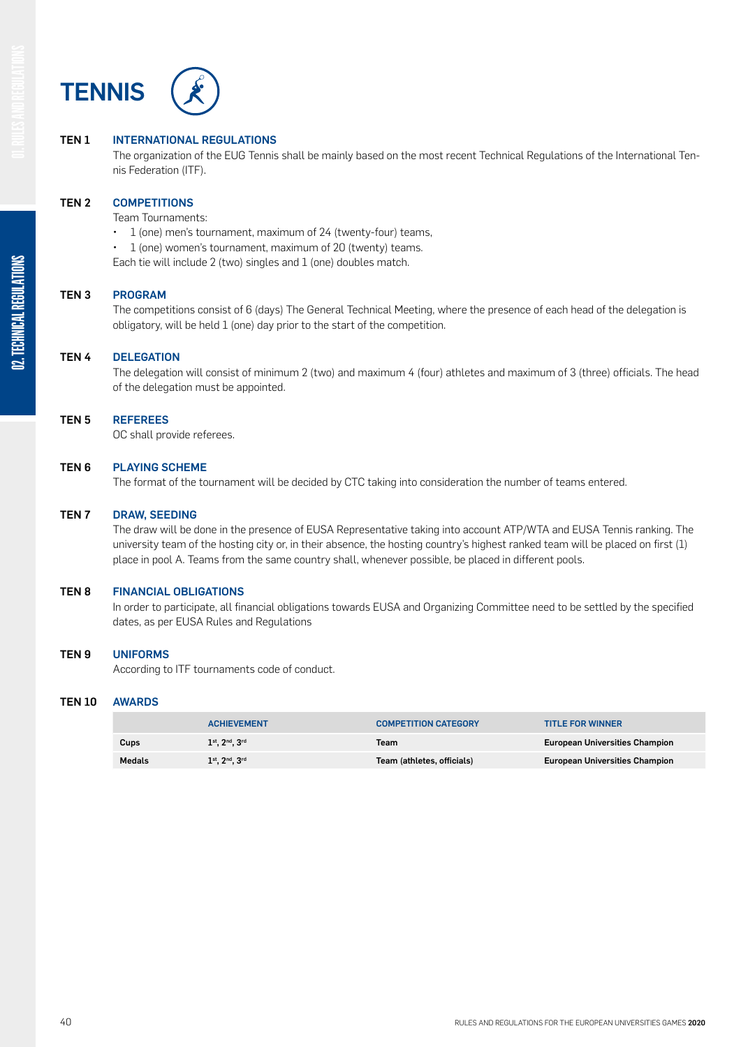# TENNIS

## TEN 1 INTERNATIONAL REGULATIONS

The organization of the EUG Tennis shall be mainly based on the most recent Technical Regulations of the International Tennis Federation (ITF).

## TEN 2 COMPETITIONS

Team Tournaments:

- 1 (one) men's tournament, maximum of 24 (twenty-four) teams,
- 1 (one) women's tournament, maximum of 20 (twenty) teams.

Each tie will include 2 (two) singles and 1 (one) doubles match.

## TEN 3 PROGRAM

The competitions consist of 6 (days) The General Technical Meeting, where the presence of each head of the delegation is obligatory, will be held 1 (one) day prior to the start of the competition.

## TEN 4 DELEGATION

The delegation will consist of minimum 2 (two) and maximum 4 (four) athletes and maximum of 3 (three) officials. The head of the delegation must be appointed.

## TEN 5 REFEREES

OC shall provide referees.

## TEN 6 PLAYING SCHEME

The format of the tournament will be decided by CTC taking into consideration the number of teams entered.

## TEN 7 DRAW, SEEDING

The draw will be done in the presence of EUSA Representative taking into account ATP/WTA and EUSA Tennis ranking. The university team of the hosting city or, in their absence, the hosting country's highest ranked team will be placed on first (1) place in pool A. Teams from the same country shall, whenever possible, be placed in different pools.

## TEN 8 FINANCIAL OBLIGATIONS

In order to participate, all financial obligations towards EUSA and Organizing Committee need to be settled by the specified dates, as per EUSA Rules and Regulations

## TEN 9 UNIFORMS

According to ITF tournaments code of conduct.

## TEN 10 AWARDS

| | ACHIEVEMENT | COMPETITION CATEGORY | TITLE FOR WINNER |
|---|---|---|---|
| **Cups** | **1st, 2nd, 3rd** | **Team** | **European Universities Champion** |
| **Medals** | **1st, 2nd, 3rd** | **Team (athletes, officials)** | **European Universities Champion** |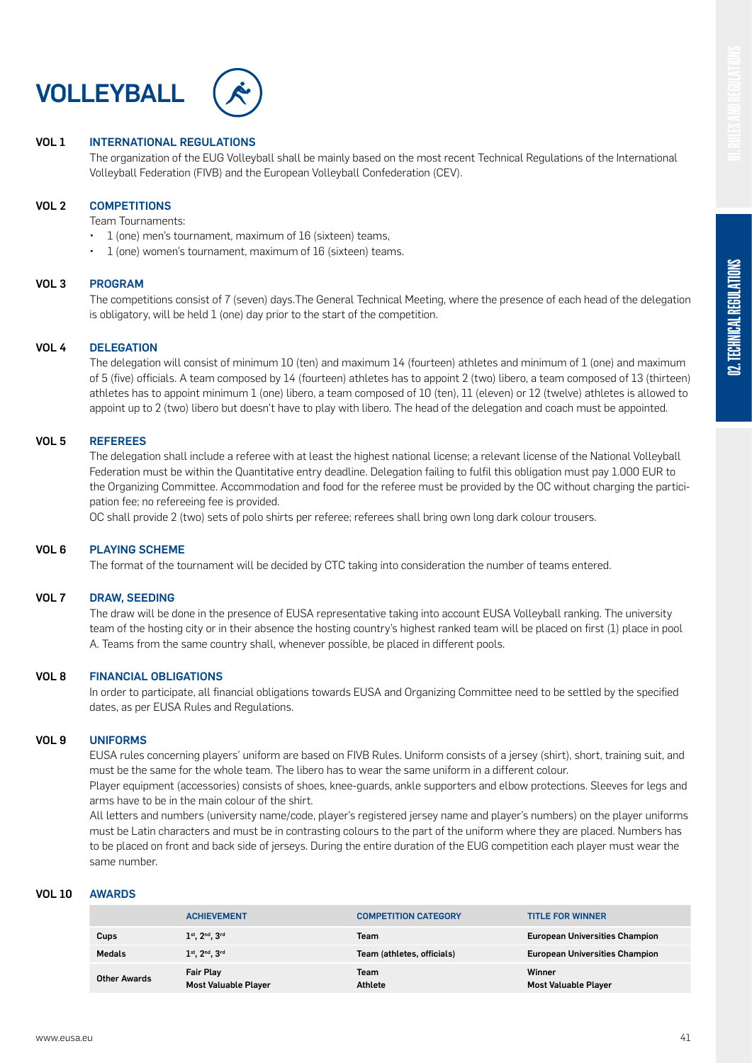# VOLLEYBALL

## VOL 1 INTERNATIONAL REGULATIONS

The organization of the EUG Volleyball shall be mainly based on the most recent Technical Regulations of the International Volleyball Federation (FIVB) and the European Volleyball Confederation (CEV).

## VOL 2 COMPETITIONS

Team Tournaments:

- 1 (one) men's tournament, maximum of 16 (sixteen) teams,
- 1 (one) women's tournament, maximum of 16 (sixteen) teams.

## VOL 3 PROGRAM

The competitions consist of 7 (seven) days.The General Technical Meeting, where the presence of each head of the delegation is obligatory, will be held 1 (one) day prior to the start of the competition.

## VOL 4 DELEGATION

The delegation will consist of minimum 10 (ten) and maximum 14 (fourteen) athletes and minimum of 1 (one) and maximum of 5 (five) officials. A team composed by 14 (fourteen) athletes has to appoint 2 (two) libero, a team composed of 13 (thirteen) athletes has to appoint minimum 1 (one) libero, a team composed of 10 (ten), 11 (eleven) or 12 (twelve) athletes is allowed to appoint up to 2 (two) libero but doesn't have to play with libero. The head of the delegation and coach must be appointed.

## VOL 5 REFEREES

The delegation shall include a referee with at least the highest national license; a relevant license of the National Volleyball Federation must be within the Quantitative entry deadline. Delegation failing to fulfil this obligation must pay 1.000 EUR to the Organizing Committee. Accommodation and food for the referee must be provided by the OC without charging the participation fee; no refereeing fee is provided.

OC shall provide 2 (two) sets of polo shirts per referee; referees shall bring own long dark colour trousers.

## VOL 6 PLAYING SCHEME

The format of the tournament will be decided by CTC taking into consideration the number of teams entered.

## VOL 7 DRAW, SEEDING

The draw will be done in the presence of EUSA representative taking into account EUSA Volleyball ranking. The university team of the hosting city or in their absence the hosting country's highest ranked team will be placed on first (1) place in pool A. Teams from the same country shall, whenever possible, be placed in different pools.

## VOL 8 FINANCIAL OBLIGATIONS

In order to participate, all financial obligations towards EUSA and Organizing Committee need to be settled by the specified dates, as per EUSA Rules and Regulations.

## VOL 9 UNIFORMS

EUSA rules concerning players' uniform are based on FIVB Rules. Uniform consists of a jersey (shirt), short, training suit, and must be the same for the whole team. The libero has to wear the same uniform in a different colour.

Player equipment (accessories) consists of shoes, knee-guards, ankle supporters and elbow protections. Sleeves for legs and arms have to be in the main colour of the shirt.

All letters and numbers (university name/code, player's registered jersey name and player's numbers) on the player uniforms must be Latin characters and must be in contrasting colours to the part of the uniform where they are placed. Numbers has to be placed on front and back side of jerseys. During the entire duration of the EUG competition each player must wear the same number.

## VOL 10 AWARDS

| | ACHIEVEMENT | COMPETITION CATEGORY | TITLE FOR WINNER |
|---|---|---|---|
| **Cups** | 1st, 2nd, 3rd | Team | European Universities Champion |
| **Medals** | 1st, 2nd, 3rd | Team (athletes, officials) | European Universities Champion |
| **Other Awards** | Fair Play<br>Most Valuable Player | Team<br>Athlete | Winner<br>Most Valuable Player |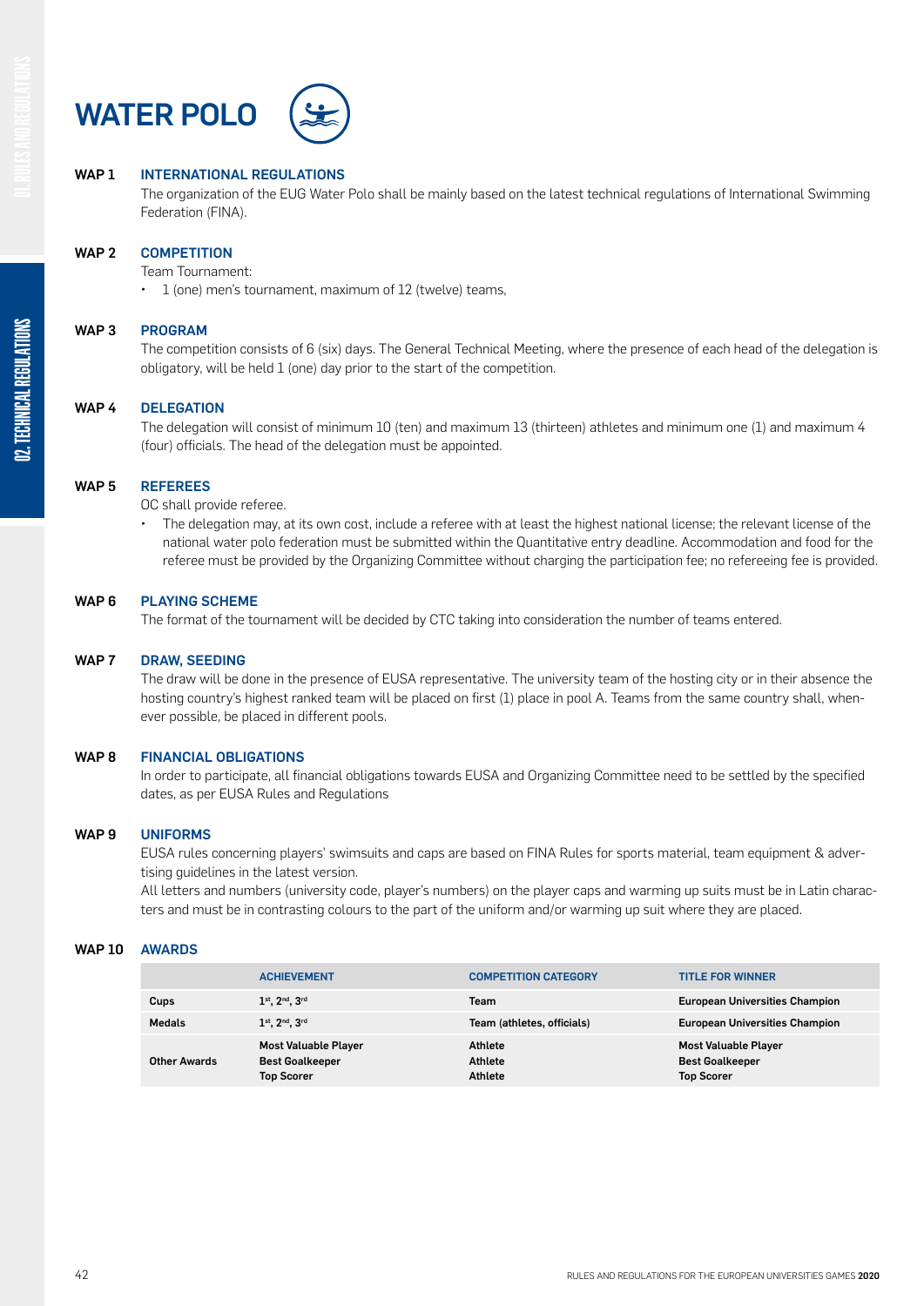# WATER POLO

## WAP 1 INTERNATIONAL REGULATIONS

The organization of the EUG Water Polo shall be mainly based on the latest technical regulations of International Swimming Federation (FINA).

## WAP 2 COMPETITION

Team Tournament:

- 1 (one) men's tournament, maximum of 12 (twelve) teams,

## WAP 3 PROGRAM

The competition consists of 6 (six) days. The General Technical Meeting, where the presence of each head of the delegation is obligatory, will be held 1 (one) day prior to the start of the competition.

## WAP 4 DELEGATION

The delegation will consist of minimum 10 (ten) and maximum 13 (thirteen) athletes and minimum one (1) and maximum 4 (four) officials. The head of the delegation must be appointed.

## WAP 5 REFEREES

OC shall provide referee.

- The delegation may, at its own cost, include a referee with at least the highest national license; the relevant license of the national water polo federation must be submitted within the Quantitative entry deadline. Accommodation and food for the referee must be provided by the Organizing Committee without charging the participation fee; no refereeing fee is provided.

## WAP 6 PLAYING SCHEME

The format of the tournament will be decided by CTC taking into consideration the number of teams entered.

## WAP 7 DRAW, SEEDING

The draw will be done in the presence of EUSA representative. The university team of the hosting city or in their absence the hosting country's highest ranked team will be placed on first (1) place in pool A. Teams from the same country shall, whenever possible, be placed in different pools.

## WAP 8 FINANCIAL OBLIGATIONS

In order to participate, all financial obligations towards EUSA and Organizing Committee need to be settled by the specified dates, as per EUSA Rules and Regulations

## WAP 9 UNIFORMS

EUSA rules concerning players' swimsuits and caps are based on FINA Rules for sports material, team equipment & advertising guidelines in the latest version.

All letters and numbers (university code, player's numbers) on the player caps and warming up suits must be in Latin characters and must be in contrasting colours to the part of the uniform and/or warming up suit where they are placed.

## WAP 10 AWARDS

| | ACHIEVEMENT | COMPETITION CATEGORY | TITLE FOR WINNER |
|---|---|---|---|
| Cups | 1st, 2nd, 3rd | Team | European Universities Champion |
| Medals | 1st, 2nd, 3rd | Team (athletes, officials) | European Universities Champion |
| Other Awards | Most Valuable Player<br>Best Goalkeeper<br>Top Scorer | Athlete<br>Athlete<br>Athlete | Most Valuable Player<br>Best Goalkeeper<br>Top Scorer |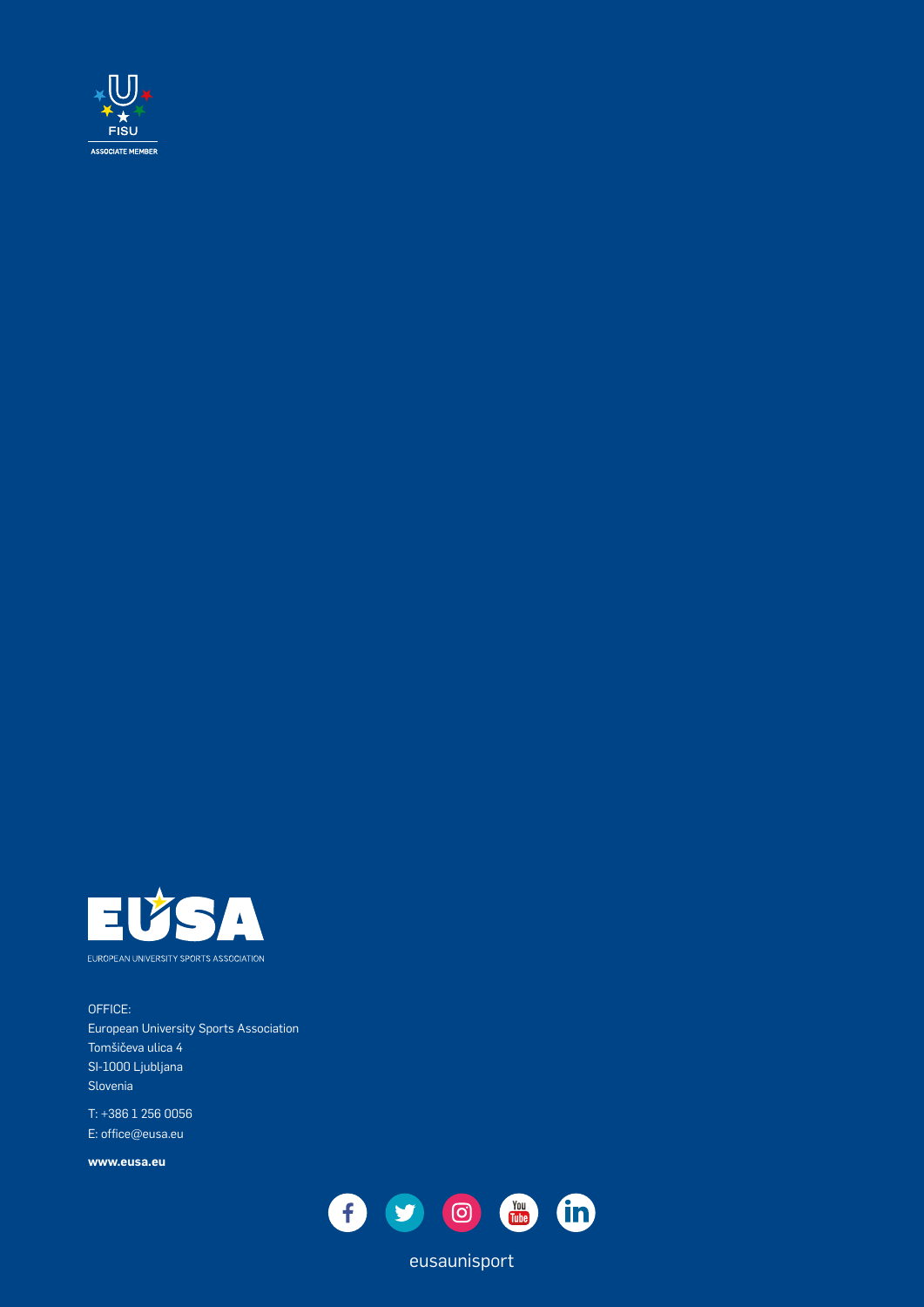FISU

ASSOCIATE MEMBER

EUSA

EUROPEAN UNIVERSITY SPORTS ASSOCIATION

OFFICE:
European University Sports Association
Tomšičeva ulica 4
SI-1000 Ljubljana
Slovenia

T: +386 1 256 0056
E: office@eusa.eu

**www.eusa.eu**

eusaunisport